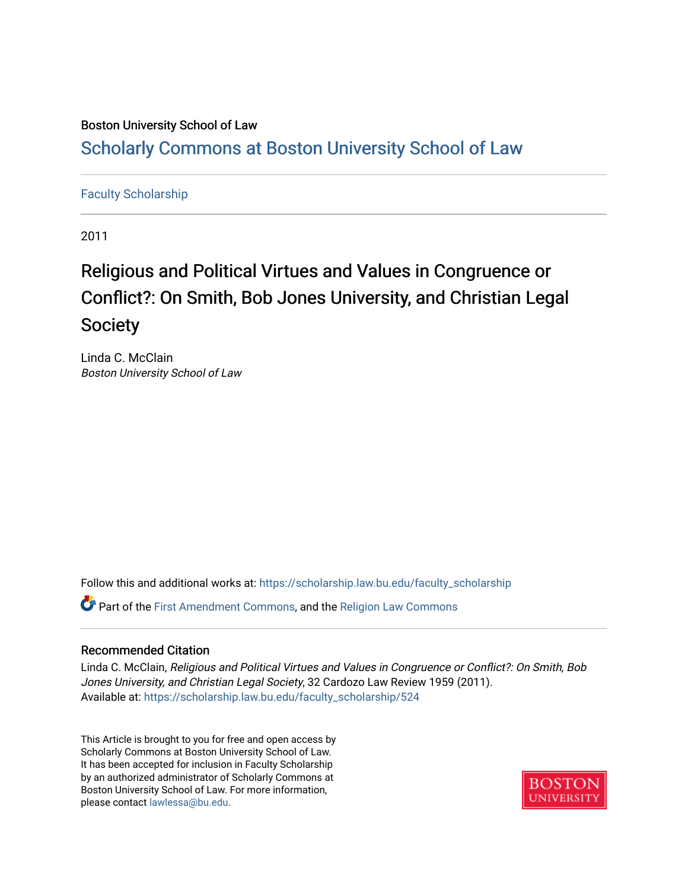Boston University School of Law

# Scholarly Commons at Boston University School of Law

Faculty Scholarship

2011

## Religious and Political Virtues and Values in Congruence or Conflict?: On Smith, Bob Jones University, and Christian Legal Society

Linda C. McClain
*Boston University School of Law*

Follow this and additional works at: https://scholarship.law.bu.edu/faculty_scholarship

Part of the First Amendment Commons, and the Religion Law Commons

### Recommended Citation

Linda C. McClain, *Religious and Political Virtues and Values in Congruence or Conflict?: On Smith, Bob Jones University, and Christian Legal Society*, 32 Cardozo Law Review 1959 (2011).
Available at: https://scholarship.law.bu.edu/faculty_scholarship/524

This Article is brought to you for free and open access by Scholarly Commons at Boston University School of Law. It has been accepted for inclusion in Faculty Scholarship by an authorized administrator of Scholarly Commons at Boston University School of Law. For more information, please contact lawlessa@bu.edu.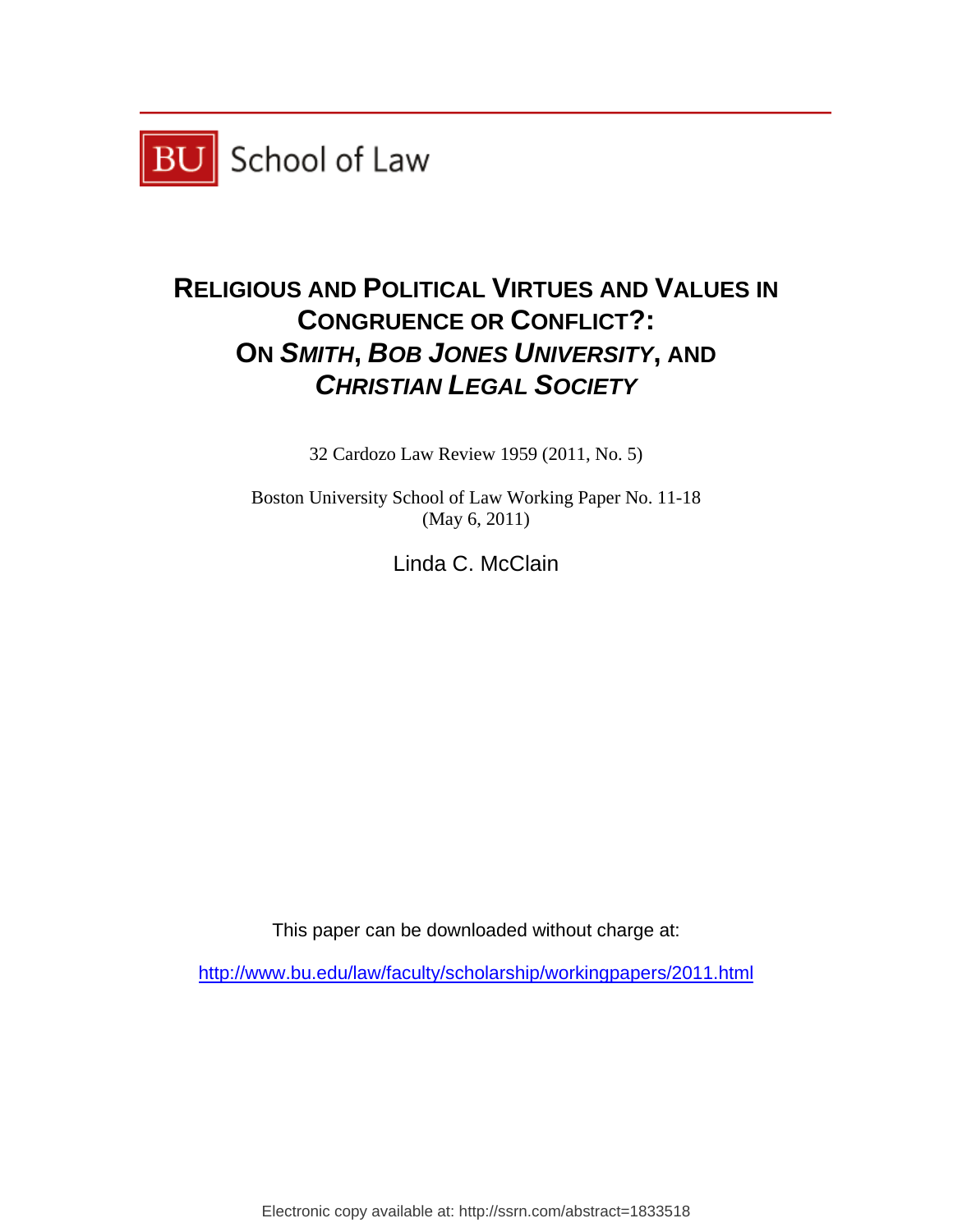BU School of Law

# RELIGIOUS AND POLITICAL VIRTUES AND VALUES IN CONGRUENCE OR CONFLICT?: ON *SMITH*, *BOB JONES UNIVERSITY*, AND *CHRISTIAN LEGAL SOCIETY*

32 Cardozo Law Review 1959 (2011, No. 5)

Boston University School of Law Working Paper No. 11-18
(May 6, 2011)

Linda C. McClain

This paper can be downloaded without charge at:

http://www.bu.edu/law/faculty/scholarship/workingpapers/2011.html

Electronic copy available at: http://ssrn.com/abstract=1833518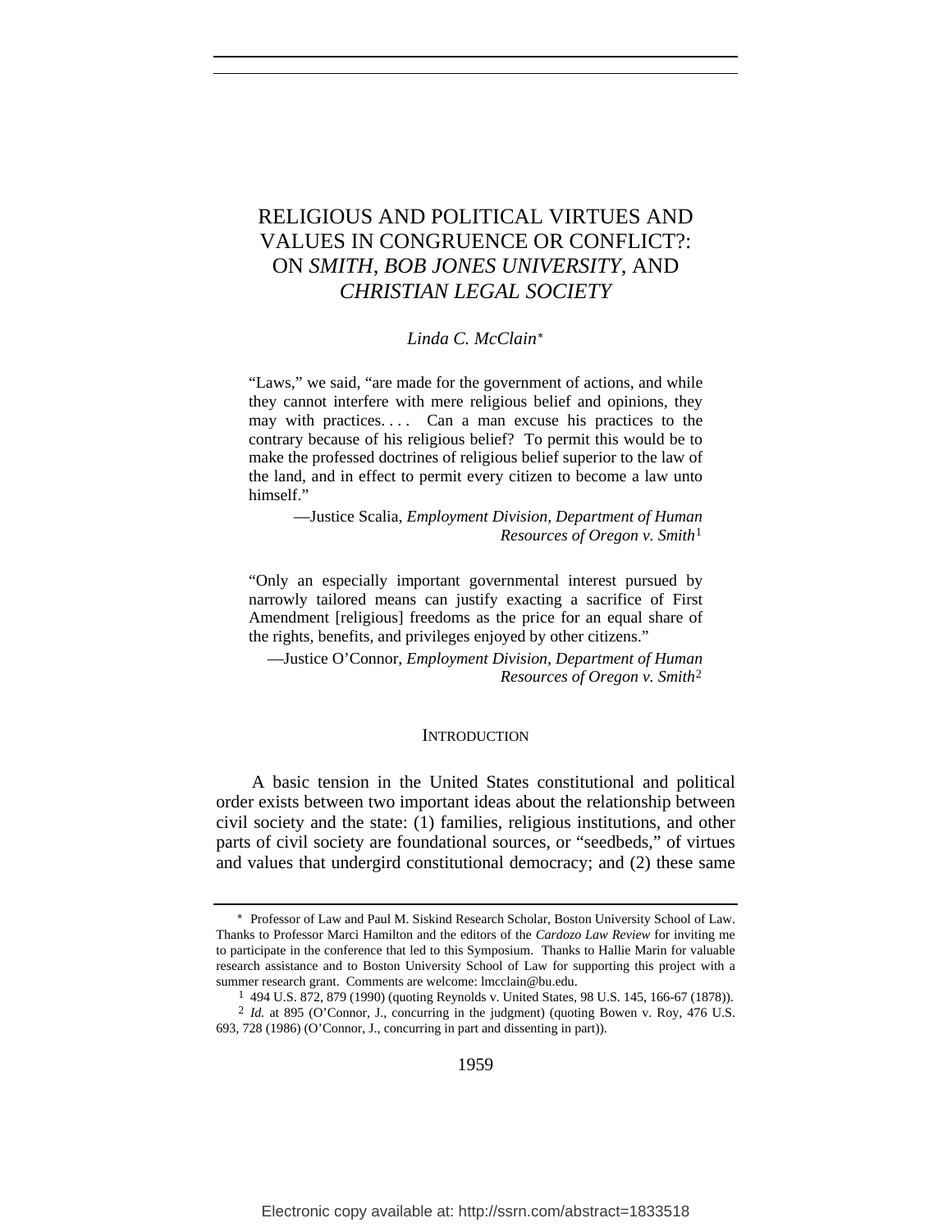# RELIGIOUS AND POLITICAL VIRTUES AND VALUES IN CONGRUENCE OR CONFLICT?: ON *SMITH*, *BOB JONES UNIVERSITY*, AND *CHRISTIAN LEGAL SOCIETY*

*Linda C. McClain*[*]

> "Laws," we said, "are made for the government of actions, and while they cannot interfere with mere religious belief and opinions, they may with practices. . . . Can a man excuse his practices to the contrary because of his religious belief? To permit this would be to make the professed doctrines of religious belief superior to the law of the land, and in effect to permit every citizen to become a law unto himself."
>
> —Justice Scalia, *Employment Division, Department of Human Resources of Oregon v. Smith*[1]

> "Only an especially important governmental interest pursued by narrowly tailored means can justify exacting a sacrifice of First Amendment [religious] freedoms as the price for an equal share of the rights, benefits, and privileges enjoyed by other citizens."
>
> —Justice O'Connor, *Employment Division, Department of Human Resources of Oregon v. Smith*[2]

## INTRODUCTION

A basic tension in the United States constitutional and political order exists between two important ideas about the relationship between civil society and the state: (1) families, religious institutions, and other parts of civil society are foundational sources, or "seedbeds," of virtues and values that undergird constitutional democracy; and (2) these same

---

[*] Professor of Law and Paul M. Siskind Research Scholar, Boston University School of Law. Thanks to Professor Marci Hamilton and the editors of the *Cardozo Law Review* for inviting me to participate in the conference that led to this Symposium. Thanks to Hallie Marin for valuable research assistance and to Boston University School of Law for supporting this project with a summer research grant. Comments are welcome: lmcclain@bu.edu.

[1] 494 U.S. 872, 879 (1990) (quoting Reynolds v. United States, 98 U.S. 145, 166-67 (1878)).

[2] *Id.* at 895 (O'Connor, J., concurring in the judgment) (quoting Bowen v. Roy, 476 U.S. 693, 728 (1986) (O'Connor, J., concurring in part and dissenting in part)).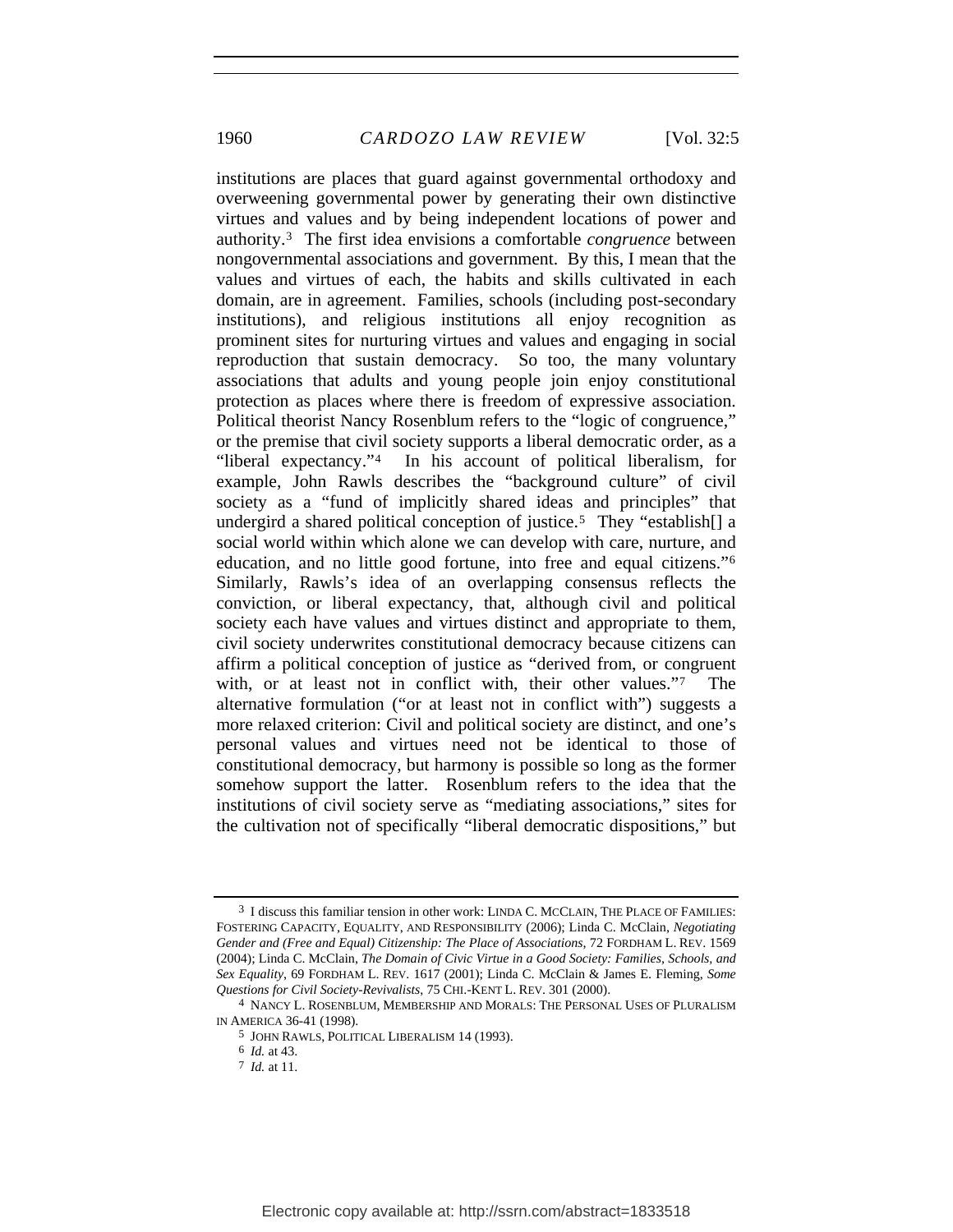institutions are places that guard against governmental orthodoxy and overweening governmental power by generating their own distinctive virtues and values and by being independent locations of power and authority.[3] The first idea envisions a comfortable *congruence* between nongovernmental associations and government. By this, I mean that the values and virtues of each, the habits and skills cultivated in each domain, are in agreement. Families, schools (including post-secondary institutions), and religious institutions all enjoy recognition as prominent sites for nurturing virtues and values and engaging in social reproduction that sustain democracy. So too, the many voluntary associations that adults and young people join enjoy constitutional protection as places where there is freedom of expressive association. Political theorist Nancy Rosenblum refers to the "logic of congruence," or the premise that civil society supports a liberal democratic order, as a "liberal expectancy."[4] In his account of political liberalism, for example, John Rawls describes the "background culture" of civil society as a "fund of implicitly shared ideas and principles" that undergird a shared political conception of justice.[5] They "establish[] a social world within which alone we can develop with care, nurture, and education, and no little good fortune, into free and equal citizens."[6] Similarly, Rawls's idea of an overlapping consensus reflects the conviction, or liberal expectancy, that, although civil and political society each have values and virtues distinct and appropriate to them, civil society underwrites constitutional democracy because citizens can affirm a political conception of justice as "derived from, or congruent with, or at least not in conflict with, their other values."[7] The alternative formulation ("or at least not in conflict with") suggests a more relaxed criterion: Civil and political society are distinct, and one's personal values and virtues need not be identical to those of constitutional democracy, but harmony is possible so long as the former somehow support the latter. Rosenblum refers to the idea that the institutions of civil society serve as "mediating associations," sites for the cultivation not of specifically "liberal democratic dispositions," but

---

[3] I discuss this familiar tension in other work: LINDA C. MCCLAIN, THE PLACE OF FAMILIES: FOSTERING CAPACITY, EQUALITY, AND RESPONSIBILITY (2006); Linda C. McClain, *Negotiating Gender and (Free and Equal) Citizenship: The Place of Associations*, 72 FORDHAM L. REV. 1569 (2004); Linda C. McClain, *The Domain of Civic Virtue in a Good Society: Families, Schools, and Sex Equality*, 69 FORDHAM L. REV. 1617 (2001); Linda C. McClain & James E. Fleming, *Some Questions for Civil Society-Revivalists*, 75 CHI.-KENT L. REV. 301 (2000).

[4] NANCY L. ROSENBLUM, MEMBERSHIP AND MORALS: THE PERSONAL USES OF PLURALISM IN AMERICA 36-41 (1998).

[5] JOHN RAWLS, POLITICAL LIBERALISM 14 (1993).

[6] *Id.* at 43.

[7] *Id.* at 11.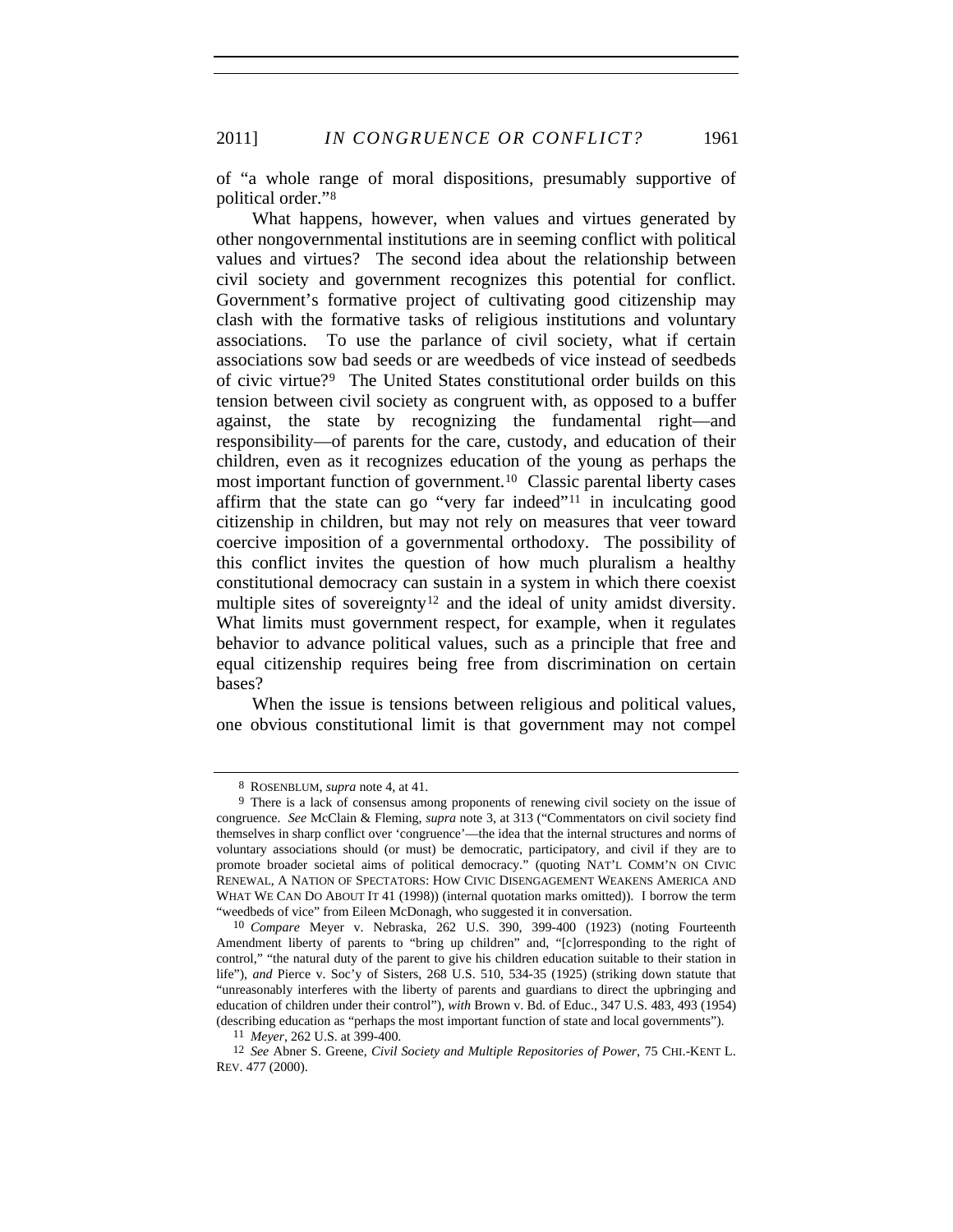of "a whole range of moral dispositions, presumably supportive of political order."[8]

What happens, however, when values and virtues generated by other nongovernmental institutions are in seeming conflict with political values and virtues? The second idea about the relationship between civil society and government recognizes this potential for conflict. Government's formative project of cultivating good citizenship may clash with the formative tasks of religious institutions and voluntary associations. To use the parlance of civil society, what if certain associations sow bad seeds or are weedbeds of vice instead of seedbeds of civic virtue?[9] The United States constitutional order builds on this tension between civil society as congruent with, as opposed to a buffer against, the state by recognizing the fundamental right—and responsibility—of parents for the care, custody, and education of their children, even as it recognizes education of the young as perhaps the most important function of government.[10] Classic parental liberty cases affirm that the state can go "very far indeed"[11] in inculcating good citizenship in children, but may not rely on measures that veer toward coercive imposition of a governmental orthodoxy. The possibility of this conflict invites the question of how much pluralism a healthy constitutional democracy can sustain in a system in which there coexist multiple sites of sovereignty[12] and the ideal of unity amidst diversity. What limits must government respect, for example, when it regulates behavior to advance political values, such as a principle that free and equal citizenship requires being free from discrimination on certain bases?

When the issue is tensions between religious and political values, one obvious constitutional limit is that government may not compel

---

[8] ROSENBLUM, *supra* note 4, at 41.

[9] There is a lack of consensus among proponents of renewing civil society on the issue of congruence. *See* McClain & Fleming, *supra* note 3, at 313 ("Commentators on civil society find themselves in sharp conflict over 'congruence'—the idea that the internal structures and norms of voluntary associations should (or must) be democratic, participatory, and civil if they are to promote broader societal aims of political democracy." (quoting NAT'L COMM'N ON CIVIC RENEWAL, A NATION OF SPECTATORS: HOW CIVIC DISENGAGEMENT WEAKENS AMERICA AND WHAT WE CAN DO ABOUT IT 41 (1998)) (internal quotation marks omitted)). I borrow the term "weedbeds of vice" from Eileen McDonagh, who suggested it in conversation.

[10] *Compare* Meyer v. Nebraska, 262 U.S. 390, 399-400 (1923) (noting Fourteenth Amendment liberty of parents to "bring up children" and, "[c]orresponding to the right of control," "the natural duty of the parent to give his children education suitable to their station in life"), *and* Pierce v. Soc'y of Sisters, 268 U.S. 510, 534-35 (1925) (striking down statute that "unreasonably interferes with the liberty of parents and guardians to direct the upbringing and education of children under their control"), *with* Brown v. Bd. of Educ., 347 U.S. 483, 493 (1954) (describing education as "perhaps the most important function of state and local governments").

[11] *Meyer*, 262 U.S. at 399-400.

[12] *See* Abner S. Greene, *Civil Society and Multiple Repositories of Power*, 75 CHI.-KENT L. REV. 477 (2000).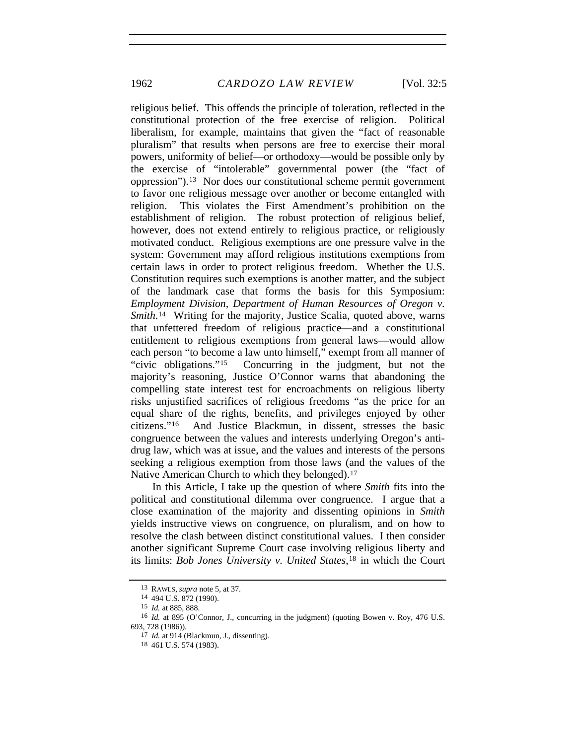religious belief. This offends the principle of toleration, reflected in the constitutional protection of the free exercise of religion. Political liberalism, for example, maintains that given the "fact of reasonable pluralism" that results when persons are free to exercise their moral powers, uniformity of belief—or orthodoxy—would be possible only by the exercise of "intolerable" governmental power (the "fact of oppression").[13] Nor does our constitutional scheme permit government to favor one religious message over another or become entangled with religion. This violates the First Amendment's prohibition on the establishment of religion. The robust protection of religious belief, however, does not extend entirely to religious practice, or religiously motivated conduct. Religious exemptions are one pressure valve in the system: Government may afford religious institutions exemptions from certain laws in order to protect religious freedom. Whether the U.S. Constitution requires such exemptions is another matter, and the subject of the landmark case that forms the basis for this Symposium: *Employment Division, Department of Human Resources of Oregon v. Smith*.[14] Writing for the majority, Justice Scalia, quoted above, warns that unfettered freedom of religious practice—and a constitutional entitlement to religious exemptions from general laws—would allow each person "to become a law unto himself," exempt from all manner of "civic obligations."[15] Concurring in the judgment, but not the majority's reasoning, Justice O'Connor warns that abandoning the compelling state interest test for encroachments on religious liberty risks unjustified sacrifices of religious freedoms "as the price for an equal share of the rights, benefits, and privileges enjoyed by other citizens."[16] And Justice Blackmun, in dissent, stresses the basic congruence between the values and interests underlying Oregon's anti-drug law, which was at issue, and the values and interests of the persons seeking a religious exemption from those laws (and the values of the Native American Church to which they belonged).[17]

In this Article, I take up the question of where *Smith* fits into the political and constitutional dilemma over congruence. I argue that a close examination of the majority and dissenting opinions in *Smith* yields instructive views on congruence, on pluralism, and on how to resolve the clash between distinct constitutional values. I then consider another significant Supreme Court case involving religious liberty and its limits: *Bob Jones University v. United States*,[18] in which the Court

---

13 RAWLS, *supra* note 5, at 37.

14 494 U.S. 872 (1990).

15 *Id.* at 885, 888.

16 *Id.* at 895 (O'Connor, J., concurring in the judgment) (quoting Bowen v. Roy, 476 U.S. 693, 728 (1986)).

17 *Id.* at 914 (Blackmun, J., dissenting).

18 461 U.S. 574 (1983).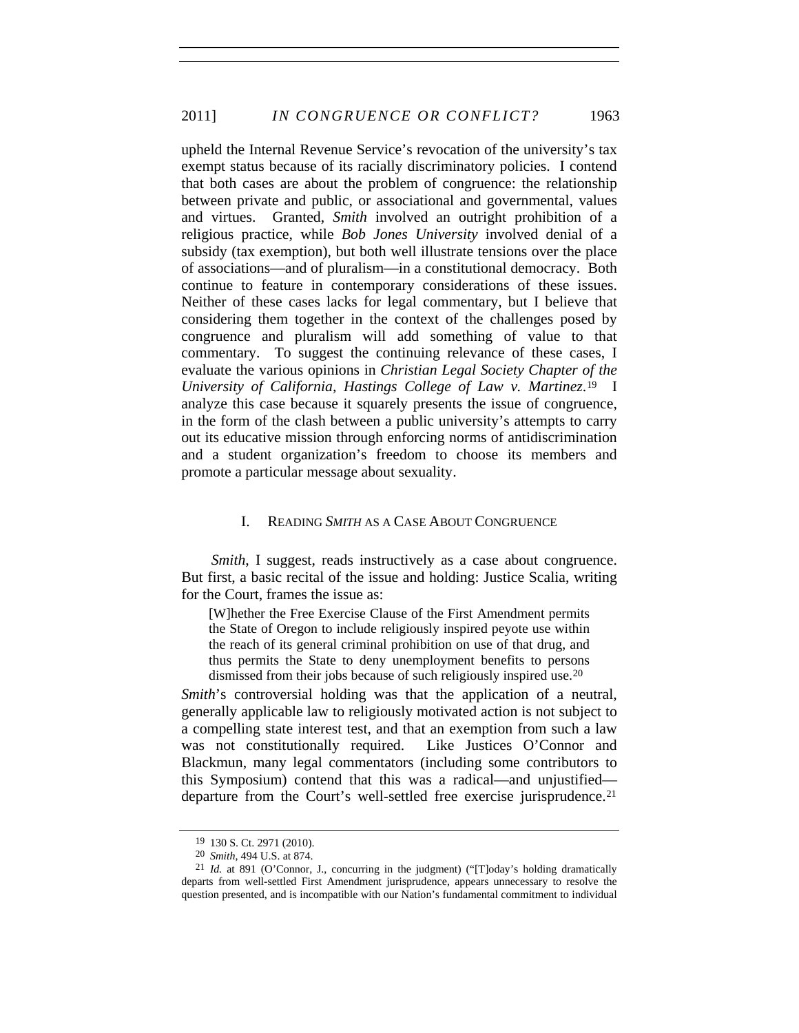upheld the Internal Revenue Service's revocation of the university's tax exempt status because of its racially discriminatory policies. I contend that both cases are about the problem of congruence: the relationship between private and public, or associational and governmental, values and virtues. Granted, *Smith* involved an outright prohibition of a religious practice, while *Bob Jones University* involved denial of a subsidy (tax exemption), but both well illustrate tensions over the place of associations—and of pluralism—in a constitutional democracy. Both continue to feature in contemporary considerations of these issues. Neither of these cases lacks for legal commentary, but I believe that considering them together in the context of the challenges posed by congruence and pluralism will add something of value to that commentary. To suggest the continuing relevance of these cases, I evaluate the various opinions in *Christian Legal Society Chapter of the University of California, Hastings College of Law v. Martinez*.[19] I analyze this case because it squarely presents the issue of congruence, in the form of the clash between a public university's attempts to carry out its educative mission through enforcing norms of antidiscrimination and a student organization's freedom to choose its members and promote a particular message about sexuality.

## I. READING *SMITH* AS A CASE ABOUT CONGRUENCE

*Smith*, I suggest, reads instructively as a case about congruence. But first, a basic recital of the issue and holding: Justice Scalia, writing for the Court, frames the issue as:

> [W]hether the Free Exercise Clause of the First Amendment permits the State of Oregon to include religiously inspired peyote use within the reach of its general criminal prohibition on use of that drug, and thus permits the State to deny unemployment benefits to persons dismissed from their jobs because of such religiously inspired use.[20]

*Smith*'s controversial holding was that the application of a neutral, generally applicable law to religiously motivated action is not subject to a compelling state interest test, and that an exemption from such a law was not constitutionally required. Like Justices O'Connor and Blackmun, many legal commentators (including some contributors to this Symposium) contend that this was a radical—and unjustified—departure from the Court's well-settled free exercise jurisprudence.[21]

---

[19] 130 S. Ct. 2971 (2010).

[20] *Smith*, 494 U.S. at 874.

[21] *Id.* at 891 (O'Connor, J., concurring in the judgment) ("[T]oday's holding dramatically departs from well-settled First Amendment jurisprudence, appears unnecessary to resolve the question presented, and is incompatible with our Nation's fundamental commitment to individual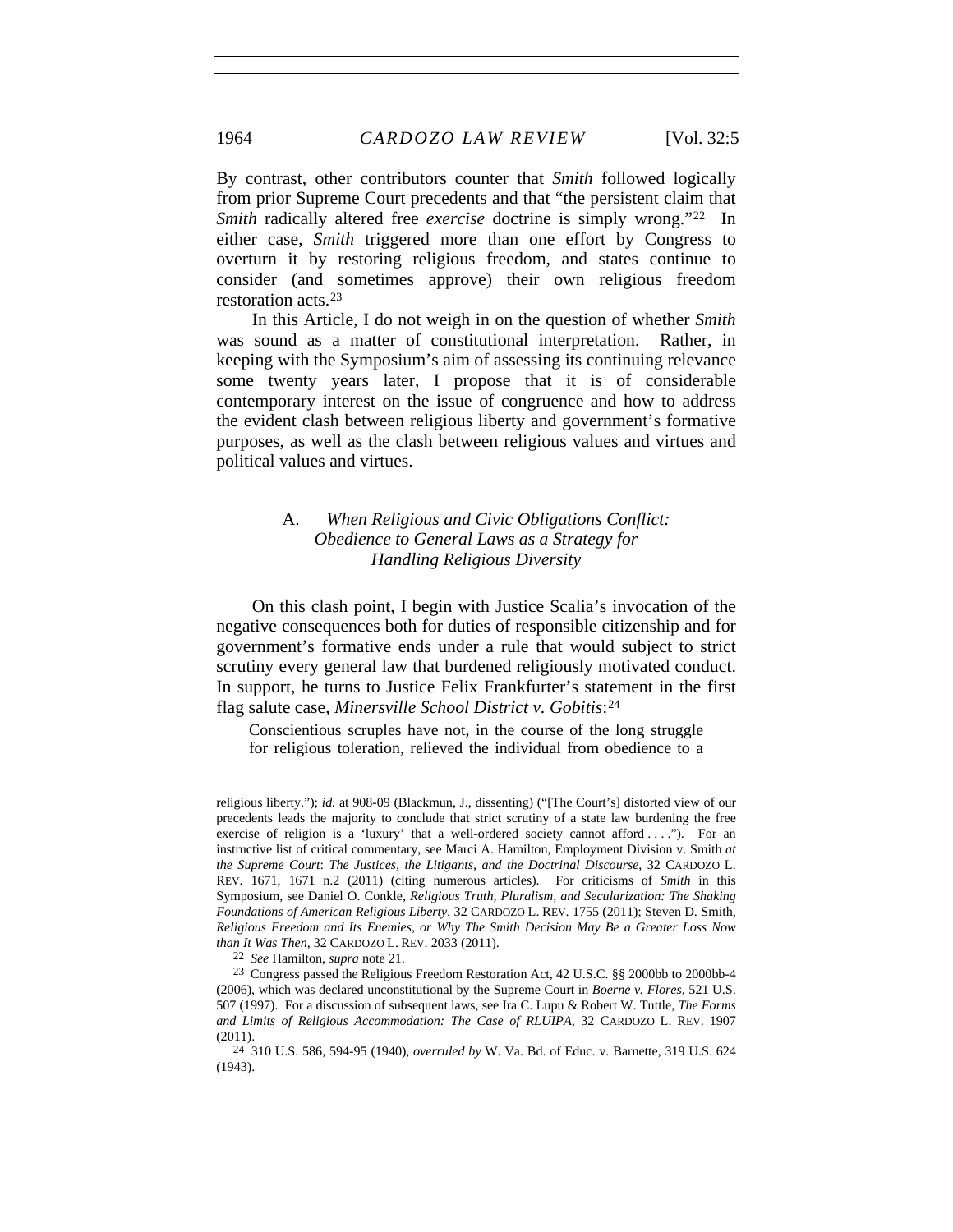By contrast, other contributors counter that *Smith* followed logically from prior Supreme Court precedents and that "the persistent claim that *Smith* radically altered free *exercise* doctrine is simply wrong."[22] In either case, *Smith* triggered more than one effort by Congress to overturn it by restoring religious freedom, and states continue to consider (and sometimes approve) their own religious freedom restoration acts.[23]

In this Article, I do not weigh in on the question of whether *Smith* was sound as a matter of constitutional interpretation. Rather, in keeping with the Symposium's aim of assessing its continuing relevance some twenty years later, I propose that it is of considerable contemporary interest on the issue of congruence and how to address the evident clash between religious liberty and government's formative purposes, as well as the clash between religious values and virtues and political values and virtues.

### A. *When Religious and Civic Obligations Conflict: Obedience to General Laws as a Strategy for Handling Religious Diversity*

On this clash point, I begin with Justice Scalia's invocation of the negative consequences both for duties of responsible citizenship and for government's formative ends under a rule that would subject to strict scrutiny every general law that burdened religiously motivated conduct. In support, he turns to Justice Felix Frankfurter's statement in the first flag salute case, *Minersville School District v. Gobitis*:[24]

> Conscientious scruples have not, in the course of the long struggle for religious toleration, relieved the individual from obedience to a

---

religious liberty."); *id.* at 908-09 (Blackmun, J., dissenting) ("[The Court's] distorted view of our precedents leads the majority to conclude that strict scrutiny of a state law burdening the free exercise of religion is a 'luxury' that a well-ordered society cannot afford . . . ."). For an instructive list of critical commentary, see Marci A. Hamilton, Employment Division v. Smith *at the Supreme Court*: *The Justices, the Litigants, and the Doctrinal Discourse*, 32 CARDOZO L. REV. 1671, 1671 n.2 (2011) (citing numerous articles). For criticisms of *Smith* in this Symposium, see Daniel O. Conkle, *Religious Truth, Pluralism, and Secularization: The Shaking Foundations of American Religious Liberty*, 32 CARDOZO L. REV. 1755 (2011); Steven D. Smith, *Religious Freedom and Its Enemies, or Why The Smith Decision May Be a Greater Loss Now than It Was Then*, 32 CARDOZO L. REV. 2033 (2011).

22 *See* Hamilton, *supra* note 21.

23 Congress passed the Religious Freedom Restoration Act, 42 U.S.C. §§ 2000bb to 2000bb-4 (2006), which was declared unconstitutional by the Supreme Court in *Boerne v. Flores*, 521 U.S. 507 (1997). For a discussion of subsequent laws, see Ira C. Lupu & Robert W. Tuttle, *The Forms and Limits of Religious Accommodation: The Case of RLUIPA*, 32 CARDOZO L. REV. 1907 (2011).

24 310 U.S. 586, 594-95 (1940), *overruled by* W. Va. Bd. of Educ. v. Barnette, 319 U.S. 624 (1943).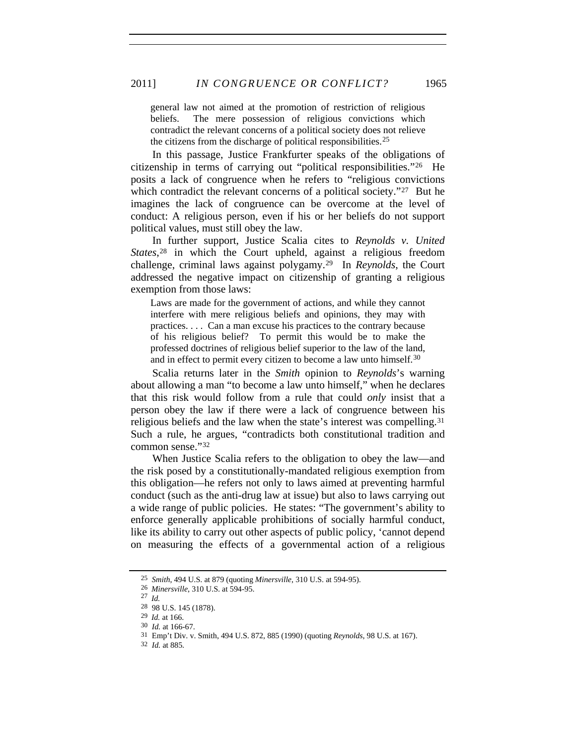> general law not aimed at the promotion of restriction of religious beliefs. The mere possession of religious convictions which contradict the relevant concerns of a political society does not relieve the citizens from the discharge of political responsibilities.[25]

In this passage, Justice Frankfurter speaks of the obligations of citizenship in terms of carrying out "political responsibilities."[26] He posits a lack of congruence when he refers to "religious convictions which contradict the relevant concerns of a political society."[27] But he imagines the lack of congruence can be overcome at the level of conduct: A religious person, even if his or her beliefs do not support political values, must still obey the law.

In further support, Justice Scalia cites to *Reynolds v. United States*,[28] in which the Court upheld, against a religious freedom challenge, criminal laws against polygamy.[29] In *Reynolds*, the Court addressed the negative impact on citizenship of granting a religious exemption from those laws:

> Laws are made for the government of actions, and while they cannot interfere with mere religious beliefs and opinions, they may with practices. . . . Can a man excuse his practices to the contrary because of his religious belief? To permit this would be to make the professed doctrines of religious belief superior to the law of the land, and in effect to permit every citizen to become a law unto himself.[30]

Scalia returns later in the *Smith* opinion to *Reynolds*'s warning about allowing a man "to become a law unto himself," when he declares that this risk would follow from a rule that could *only* insist that a person obey the law if there were a lack of congruence between his religious beliefs and the law when the state's interest was compelling.[31] Such a rule, he argues, "contradicts both constitutional tradition and common sense."[32]

When Justice Scalia refers to the obligation to obey the law—and the risk posed by a constitutionally-mandated religious exemption from this obligation—he refers not only to laws aimed at preventing harmful conduct (such as the anti-drug law at issue) but also to laws carrying out a wide range of public policies. He states: "The government's ability to enforce generally applicable prohibitions of socially harmful conduct, like its ability to carry out other aspects of public policy, 'cannot depend on measuring the effects of a governmental action of a religious

---

25 *Smith*, 494 U.S. at 879 (quoting *Minersville*, 310 U.S. at 594-95).
26 *Minersville*, 310 U.S. at 594-95.
27 *Id.*
28 98 U.S. 145 (1878).
29 *Id.* at 166.
30 *Id.* at 166-67.
31 Emp't Div. v. Smith, 494 U.S. 872, 885 (1990) (quoting *Reynolds*, 98 U.S. at 167).
32 *Id.* at 885.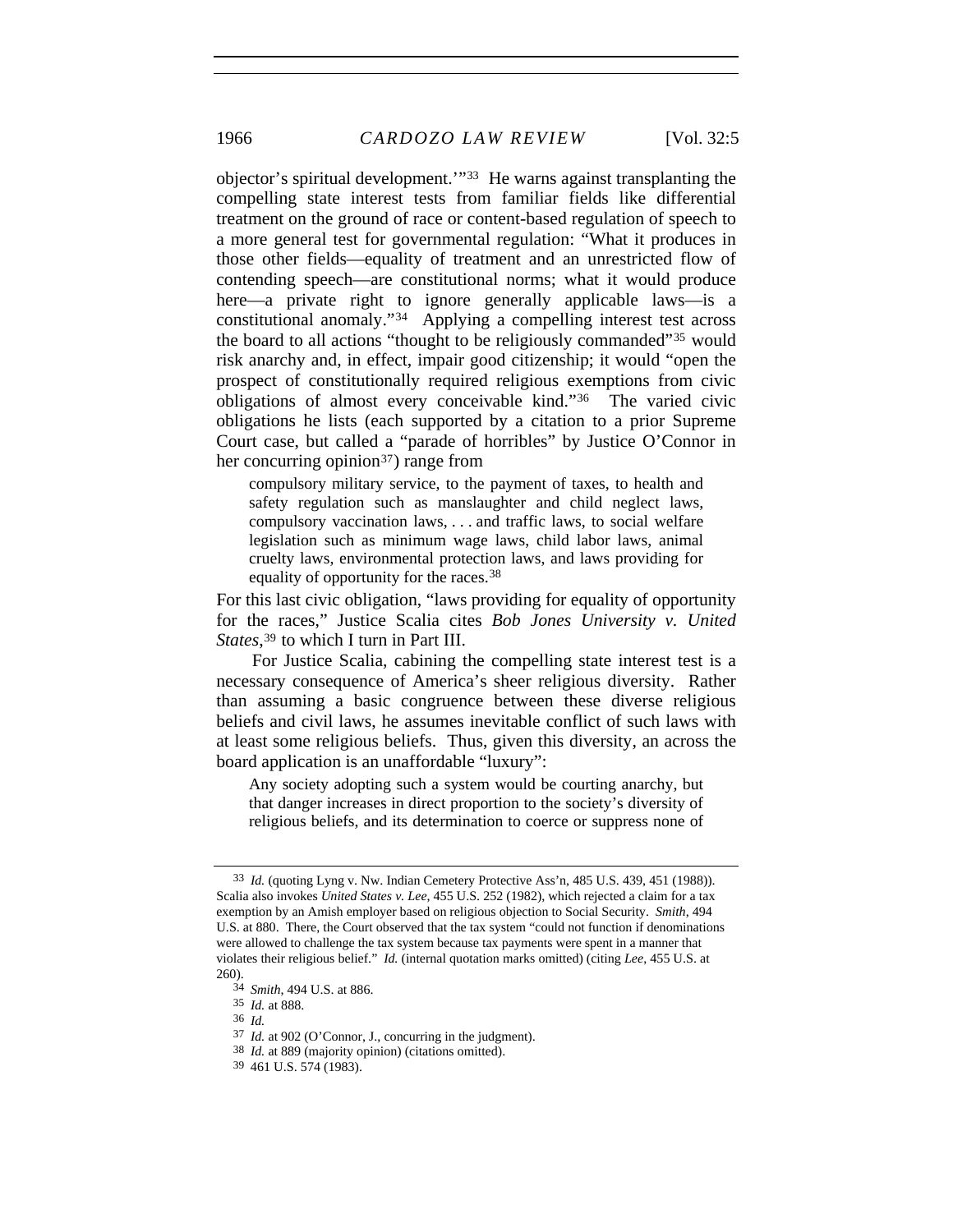objector's spiritual development.'"[33] He warns against transplanting the compelling state interest tests from familiar fields like differential treatment on the ground of race or content-based regulation of speech to a more general test for governmental regulation: "What it produces in those other fields—equality of treatment and an unrestricted flow of contending speech—are constitutional norms; what it would produce here—a private right to ignore generally applicable laws—is a constitutional anomaly."[34] Applying a compelling interest test across the board to all actions "thought to be religiously commanded"[35] would risk anarchy and, in effect, impair good citizenship; it would "open the prospect of constitutionally required religious exemptions from civic obligations of almost every conceivable kind."[36] The varied civic obligations he lists (each supported by a citation to a prior Supreme Court case, but called a "parade of horribles" by Justice O'Connor in her concurring opinion[37]) range from

> compulsory military service, to the payment of taxes, to health and safety regulation such as manslaughter and child neglect laws, compulsory vaccination laws, . . . and traffic laws, to social welfare legislation such as minimum wage laws, child labor laws, animal cruelty laws, environmental protection laws, and laws providing for equality of opportunity for the races.[38]

For this last civic obligation, "laws providing for equality of opportunity for the races," Justice Scalia cites *Bob Jones University v. United States*,[39] to which I turn in Part III.

For Justice Scalia, cabining the compelling state interest test is a necessary consequence of America's sheer religious diversity. Rather than assuming a basic congruence between these diverse religious beliefs and civil laws, he assumes inevitable conflict of such laws with at least some religious beliefs. Thus, given this diversity, an across the board application is an unaffordable "luxury":

> Any society adopting such a system would be courting anarchy, but that danger increases in direct proportion to the society's diversity of religious beliefs, and its determination to coerce or suppress none of

---

33 *Id.* (quoting Lyng v. Nw. Indian Cemetery Protective Ass'n, 485 U.S. 439, 451 (1988)). Scalia also invokes *United States v. Lee*, 455 U.S. 252 (1982), which rejected a claim for a tax exemption by an Amish employer based on religious objection to Social Security. *Smith*, 494 U.S. at 880. There, the Court observed that the tax system "could not function if denominations were allowed to challenge the tax system because tax payments were spent in a manner that violates their religious belief." *Id.* (internal quotation marks omitted) (citing *Lee*, 455 U.S. at 260).

34 *Smith*, 494 U.S. at 886.

35 *Id.* at 888.

36 *Id.*

37 *Id.* at 902 (O'Connor, J., concurring in the judgment).

38 *Id.* at 889 (majority opinion) (citations omitted).

39 461 U.S. 574 (1983).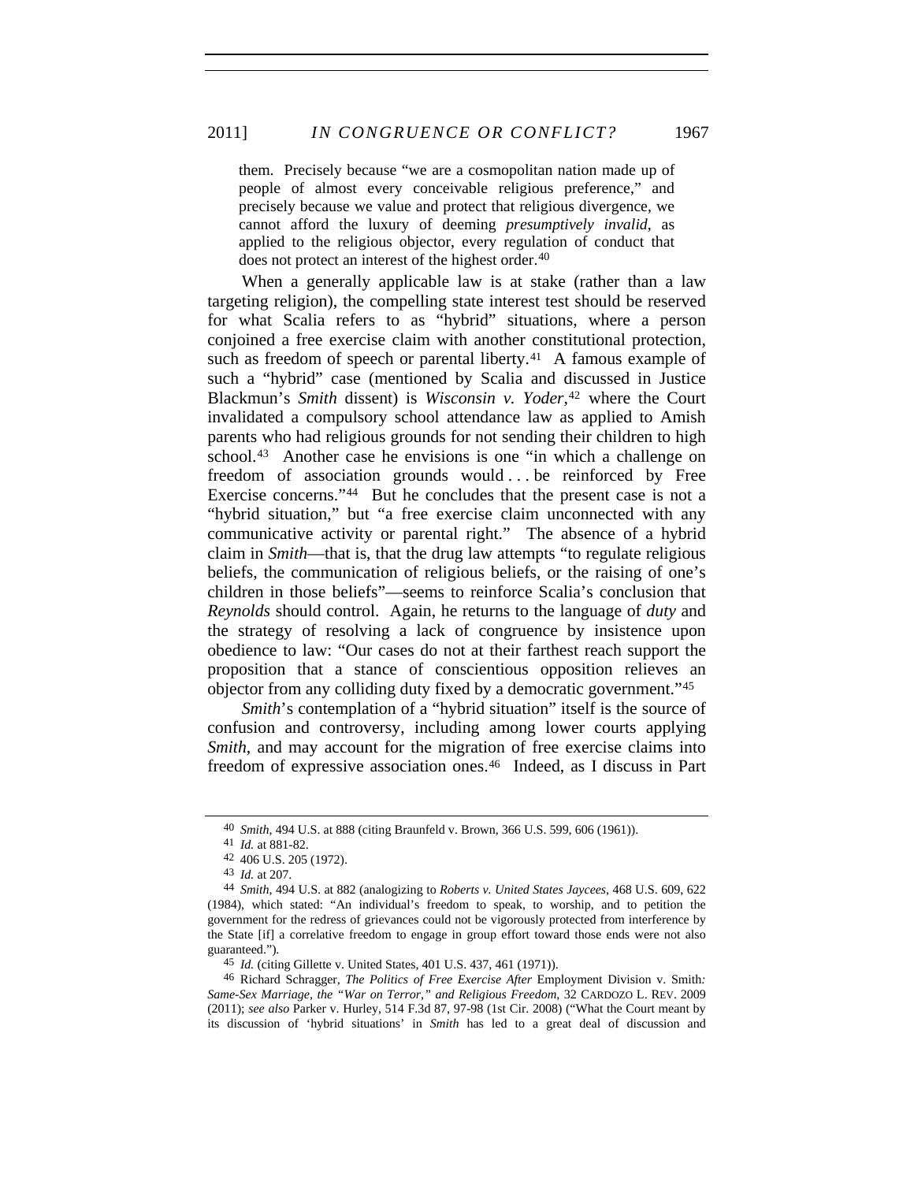> them. Precisely because "we are a cosmopolitan nation made up of people of almost every conceivable religious preference," and precisely because we value and protect that religious divergence, we cannot afford the luxury of deeming *presumptively invalid*, as applied to the religious objector, every regulation of conduct that does not protect an interest of the highest order.[40]

When a generally applicable law is at stake (rather than a law targeting religion), the compelling state interest test should be reserved for what Scalia refers to as "hybrid" situations, where a person conjoined a free exercise claim with another constitutional protection, such as freedom of speech or parental liberty.[41] A famous example of such a "hybrid" case (mentioned by Scalia and discussed in Justice Blackmun's *Smith* dissent) is *Wisconsin v. Yoder*,[42] where the Court invalidated a compulsory school attendance law as applied to Amish parents who had religious grounds for not sending their children to high school.[43] Another case he envisions is one "in which a challenge on freedom of association grounds would . . . be reinforced by Free Exercise concerns."[44] But he concludes that the present case is not a "hybrid situation," but "a free exercise claim unconnected with any communicative activity or parental right." The absence of a hybrid claim in *Smith*—that is, that the drug law attempts "to regulate religious beliefs, the communication of religious beliefs, or the raising of one's children in those beliefs"—seems to reinforce Scalia's conclusion that *Reynolds* should control. Again, he returns to the language of *duty* and the strategy of resolving a lack of congruence by insistence upon obedience to law: "Our cases do not at their farthest reach support the proposition that a stance of conscientious opposition relieves an objector from any colliding duty fixed by a democratic government."[45]

*Smith*'s contemplation of a "hybrid situation" itself is the source of confusion and controversy, including among lower courts applying *Smith*, and may account for the migration of free exercise claims into freedom of expressive association ones.[46] Indeed, as I discuss in Part

---

40 *Smith*, 494 U.S. at 888 (citing Braunfeld v. Brown, 366 U.S. 599, 606 (1961)).

41 *Id.* at 881-82.

42 406 U.S. 205 (1972).

43 *Id.* at 207.

44 *Smith*, 494 U.S. at 882 (analogizing to *Roberts v. United States Jaycees*, 468 U.S. 609, 622 (1984), which stated: "An individual's freedom to speak, to worship, and to petition the government for the redress of grievances could not be vigorously protected from interference by the State [if] a correlative freedom to engage in group effort toward those ends were not also guaranteed.").

45 *Id.* (citing Gillette v. United States, 401 U.S. 437, 461 (1971)).

46 Richard Schragger, *The Politics of Free Exercise After* Employment Division v. Smith*: Same-Sex Marriage, the "War on Terror," and Religious Freedom*, 32 CARDOZO L. REV. 2009 (2011); *see also* Parker v. Hurley, 514 F.3d 87, 97-98 (1st Cir. 2008) ("What the Court meant by its discussion of 'hybrid situations' in *Smith* has led to a great deal of discussion and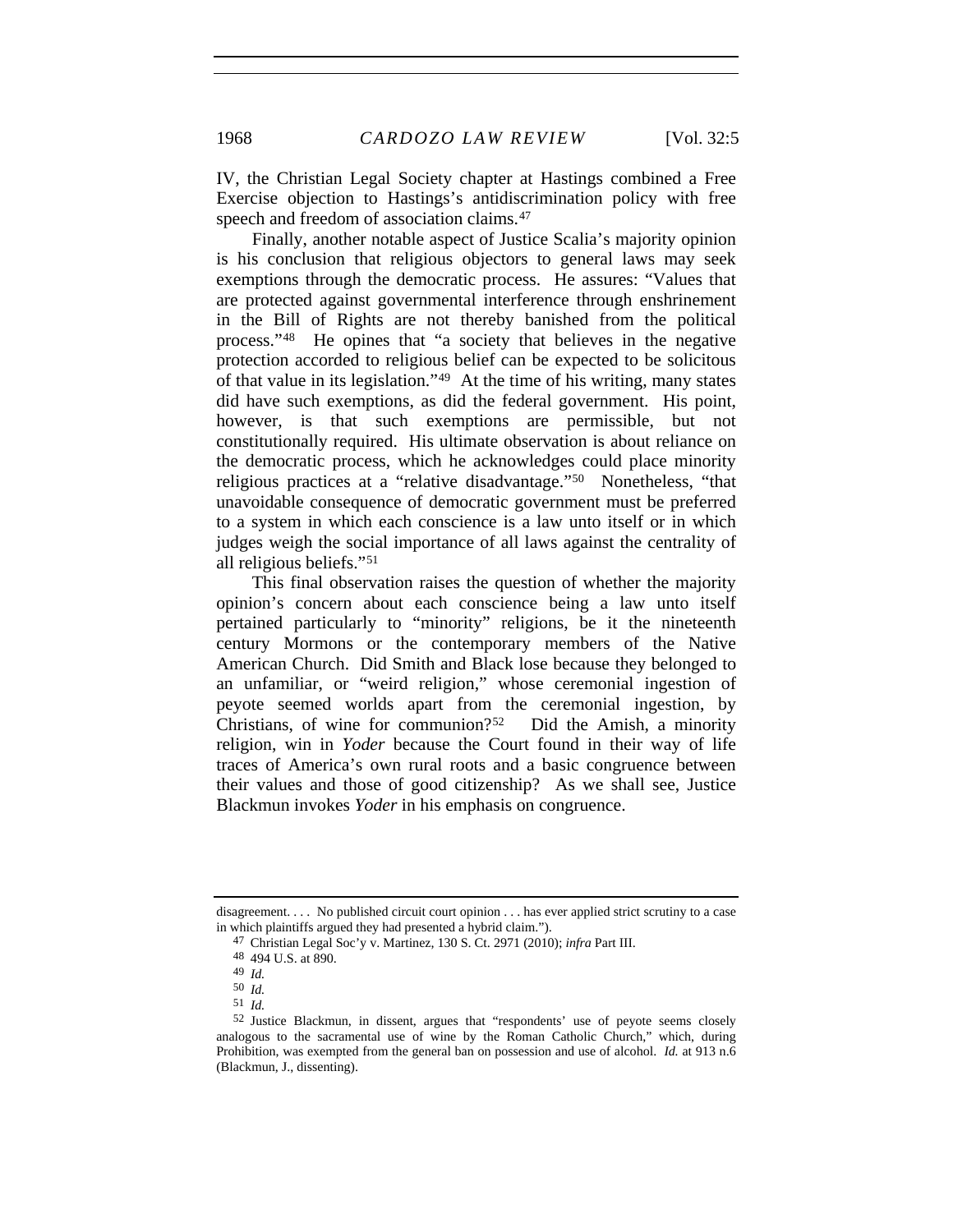IV, the Christian Legal Society chapter at Hastings combined a Free Exercise objection to Hastings's antidiscrimination policy with free speech and freedom of association claims.[47]

Finally, another notable aspect of Justice Scalia's majority opinion is his conclusion that religious objectors to general laws may seek exemptions through the democratic process. He assures: "Values that are protected against governmental interference through enshrinement in the Bill of Rights are not thereby banished from the political process."[48] He opines that "a society that believes in the negative protection accorded to religious belief can be expected to be solicitous of that value in its legislation."[49] At the time of his writing, many states did have such exemptions, as did the federal government. His point, however, is that such exemptions are permissible, but not constitutionally required. His ultimate observation is about reliance on the democratic process, which he acknowledges could place minority religious practices at a "relative disadvantage."[50] Nonetheless, "that unavoidable consequence of democratic government must be preferred to a system in which each conscience is a law unto itself or in which judges weigh the social importance of all laws against the centrality of all religious beliefs."[51]

This final observation raises the question of whether the majority opinion's concern about each conscience being a law unto itself pertained particularly to "minority" religions, be it the nineteenth century Mormons or the contemporary members of the Native American Church. Did Smith and Black lose because they belonged to an unfamiliar, or "weird religion," whose ceremonial ingestion of peyote seemed worlds apart from the ceremonial ingestion, by Christians, of wine for communion?[52] Did the Amish, a minority religion, win in *Yoder* because the Court found in their way of life traces of America's own rural roots and a basic congruence between their values and those of good citizenship? As we shall see, Justice Blackmun invokes *Yoder* in his emphasis on congruence.

---

disagreement. . . . No published circuit court opinion . . . has ever applied strict scrutiny to a case in which plaintiffs argued they had presented a hybrid claim.").

[47] Christian Legal Soc'y v. Martinez, 130 S. Ct. 2971 (2010); *infra* Part III.

[48] 494 U.S. at 890.

[49] *Id.*

[50] *Id.*

[51] *Id.*

[52] Justice Blackmun, in dissent, argues that "respondents' use of peyote seems closely analogous to the sacramental use of wine by the Roman Catholic Church," which, during Prohibition, was exempted from the general ban on possession and use of alcohol. *Id.* at 913 n.6 (Blackmun, J., dissenting).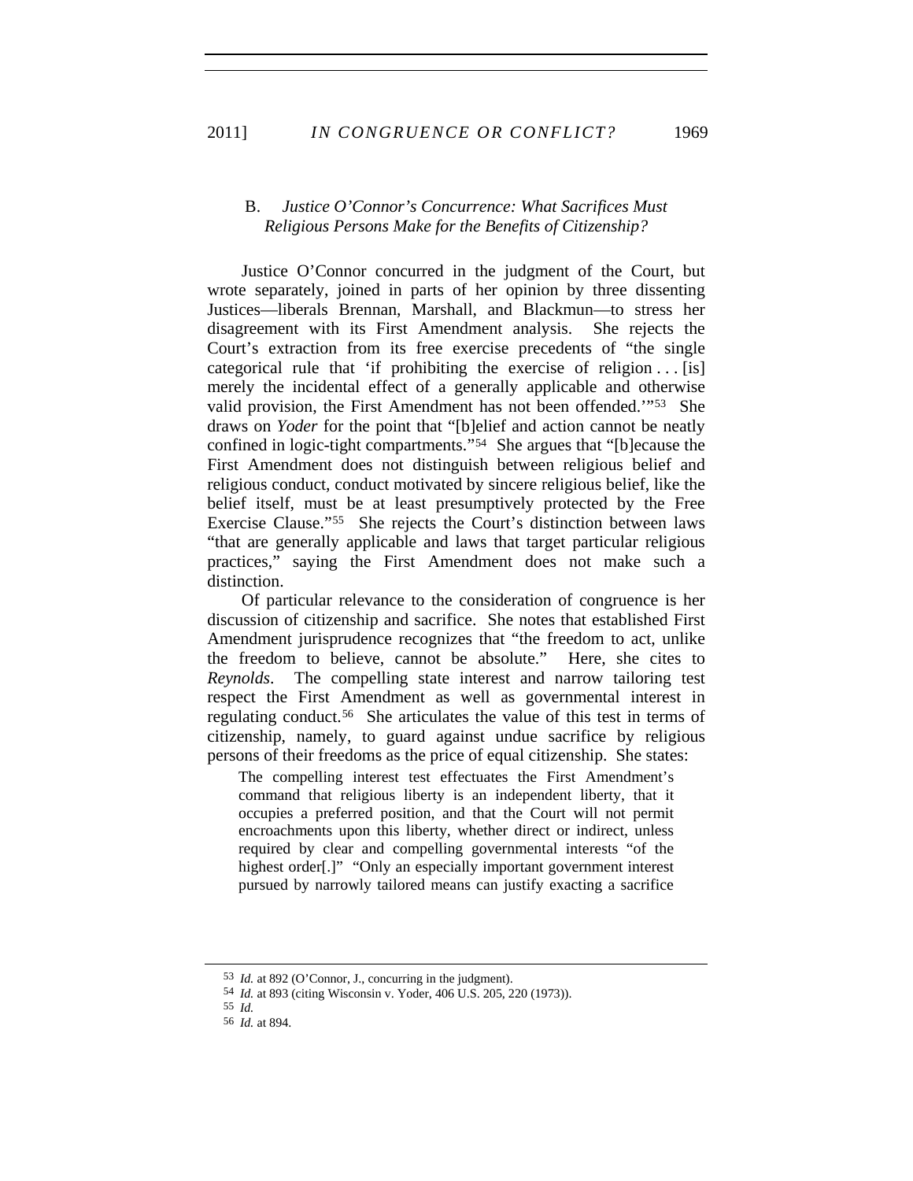### B. *Justice O'Connor's Concurrence: What Sacrifices Must Religious Persons Make for the Benefits of Citizenship?*

Justice O'Connor concurred in the judgment of the Court, but wrote separately, joined in parts of her opinion by three dissenting Justices—liberals Brennan, Marshall, and Blackmun—to stress her disagreement with its First Amendment analysis. She rejects the Court's extraction from its free exercise precedents of "the single categorical rule that 'if prohibiting the exercise of religion . . . [is] merely the incidental effect of a generally applicable and otherwise valid provision, the First Amendment has not been offended.'"[53] She draws on *Yoder* for the point that "[b]elief and action cannot be neatly confined in logic-tight compartments."[54] She argues that "[b]ecause the First Amendment does not distinguish between religious belief and religious conduct, conduct motivated by sincere religious belief, like the belief itself, must be at least presumptively protected by the Free Exercise Clause."[55] She rejects the Court's distinction between laws "that are generally applicable and laws that target particular religious practices," saying the First Amendment does not make such a distinction.

Of particular relevance to the consideration of congruence is her discussion of citizenship and sacrifice. She notes that established First Amendment jurisprudence recognizes that "the freedom to act, unlike the freedom to believe, cannot be absolute." Here, she cites to *Reynolds*. The compelling state interest and narrow tailoring test respect the First Amendment as well as governmental interest in regulating conduct.[56] She articulates the value of this test in terms of citizenship, namely, to guard against undue sacrifice by religious persons of their freedoms as the price of equal citizenship. She states:

> The compelling interest test effectuates the First Amendment's command that religious liberty is an independent liberty, that it occupies a preferred position, and that the Court will not permit encroachments upon this liberty, whether direct or indirect, unless required by clear and compelling governmental interests "of the highest order[.]" "Only an especially important government interest pursued by narrowly tailored means can justify exacting a sacrifice

---

53 *Id.* at 892 (O'Connor, J., concurring in the judgment).

54 *Id.* at 893 (citing Wisconsin v. Yoder, 406 U.S. 205, 220 (1973)).

55 *Id.*

56 *Id.* at 894.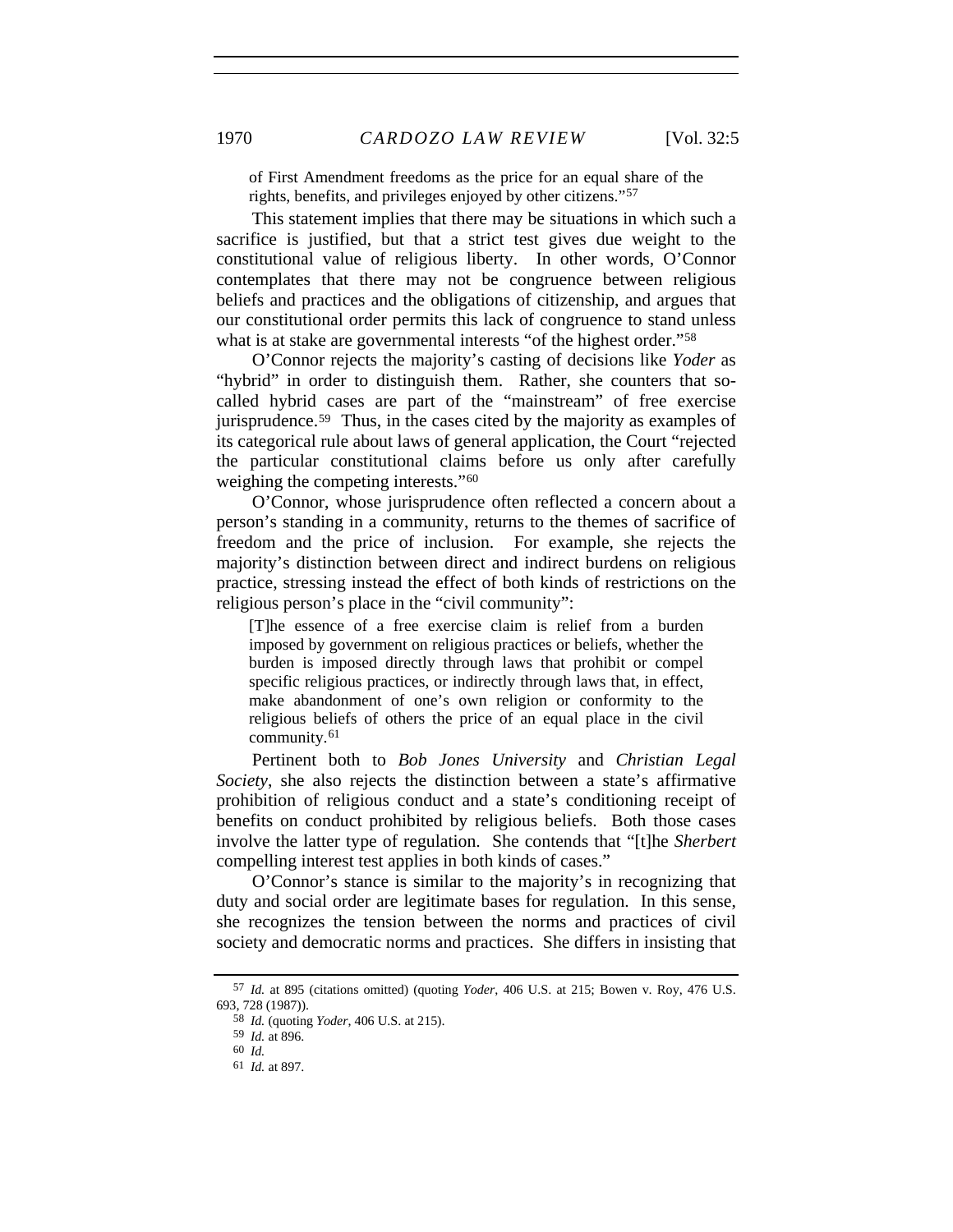of First Amendment freedoms as the price for an equal share of the rights, benefits, and privileges enjoyed by other citizens."[57]

This statement implies that there may be situations in which such a sacrifice is justified, but that a strict test gives due weight to the constitutional value of religious liberty. In other words, O'Connor contemplates that there may not be congruence between religious beliefs and practices and the obligations of citizenship, and argues that our constitutional order permits this lack of congruence to stand unless what is at stake are governmental interests "of the highest order."[58]

O'Connor rejects the majority's casting of decisions like *Yoder* as "hybrid" in order to distinguish them. Rather, she counters that so-called hybrid cases are part of the "mainstream" of free exercise jurisprudence.[59] Thus, in the cases cited by the majority as examples of its categorical rule about laws of general application, the Court "rejected the particular constitutional claims before us only after carefully weighing the competing interests."[60]

O'Connor, whose jurisprudence often reflected a concern about a person's standing in a community, returns to the themes of sacrifice of freedom and the price of inclusion. For example, she rejects the majority's distinction between direct and indirect burdens on religious practice, stressing instead the effect of both kinds of restrictions on the religious person's place in the "civil community":

> [T]he essence of a free exercise claim is relief from a burden imposed by government on religious practices or beliefs, whether the burden is imposed directly through laws that prohibit or compel specific religious practices, or indirectly through laws that, in effect, make abandonment of one's own religion or conformity to the religious beliefs of others the price of an equal place in the civil community.[61]

Pertinent both to *Bob Jones University* and *Christian Legal Society*, she also rejects the distinction between a state's affirmative prohibition of religious conduct and a state's conditioning receipt of benefits on conduct prohibited by religious beliefs. Both those cases involve the latter type of regulation. She contends that "[t]he *Sherbert* compelling interest test applies in both kinds of cases."

O'Connor's stance is similar to the majority's in recognizing that duty and social order are legitimate bases for regulation. In this sense, she recognizes the tension between the norms and practices of civil society and democratic norms and practices. She differs in insisting that

---

[57] *Id.* at 895 (citations omitted) (quoting *Yoder*, 406 U.S. at 215; Bowen v. Roy, 476 U.S. 693, 728 (1987)).

[58] *Id.* (quoting *Yoder*, 406 U.S. at 215).

[59] *Id.* at 896.

[60] *Id.*

[61] *Id.* at 897.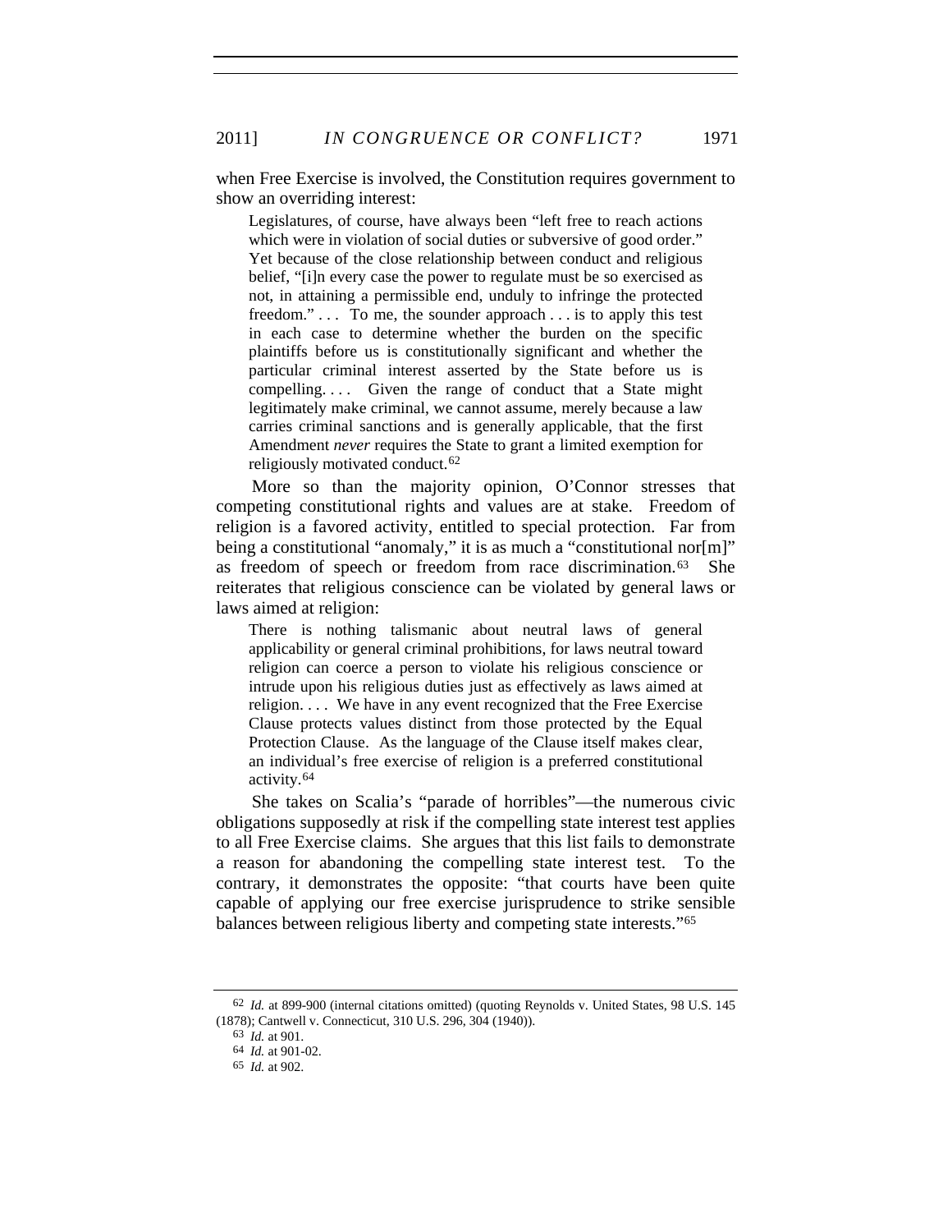when Free Exercise is involved, the Constitution requires government to show an overriding interest:

> Legislatures, of course, have always been "left free to reach actions which were in violation of social duties or subversive of good order." Yet because of the close relationship between conduct and religious belief, "[i]n every case the power to regulate must be so exercised as not, in attaining a permissible end, unduly to infringe the protected freedom." . . . To me, the sounder approach . . . is to apply this test in each case to determine whether the burden on the specific plaintiffs before us is constitutionally significant and whether the particular criminal interest asserted by the State before us is compelling. . . . Given the range of conduct that a State might legitimately make criminal, we cannot assume, merely because a law carries criminal sanctions and is generally applicable, that the first Amendment *never* requires the State to grant a limited exemption for religiously motivated conduct.[62]

More so than the majority opinion, O'Connor stresses that competing constitutional rights and values are at stake. Freedom of religion is a favored activity, entitled to special protection. Far from being a constitutional "anomaly," it is as much a "constitutional nor[m]" as freedom of speech or freedom from race discrimination.[63] She reiterates that religious conscience can be violated by general laws or laws aimed at religion:

> There is nothing talismanic about neutral laws of general applicability or general criminal prohibitions, for laws neutral toward religion can coerce a person to violate his religious conscience or intrude upon his religious duties just as effectively as laws aimed at religion. . . . We have in any event recognized that the Free Exercise Clause protects values distinct from those protected by the Equal Protection Clause. As the language of the Clause itself makes clear, an individual's free exercise of religion is a preferred constitutional activity.[64]

She takes on Scalia's "parade of horribles"—the numerous civic obligations supposedly at risk if the compelling state interest test applies to all Free Exercise claims. She argues that this list fails to demonstrate a reason for abandoning the compelling state interest test. To the contrary, it demonstrates the opposite: "that courts have been quite capable of applying our free exercise jurisprudence to strike sensible balances between religious liberty and competing state interests."[65]

---

[62] *Id.* at 899-900 (internal citations omitted) (quoting Reynolds v. United States, 98 U.S. 145 (1878); Cantwell v. Connecticut, 310 U.S. 296, 304 (1940)).

[63] *Id.* at 901.

[64] *Id.* at 901-02.

[65] *Id.* at 902.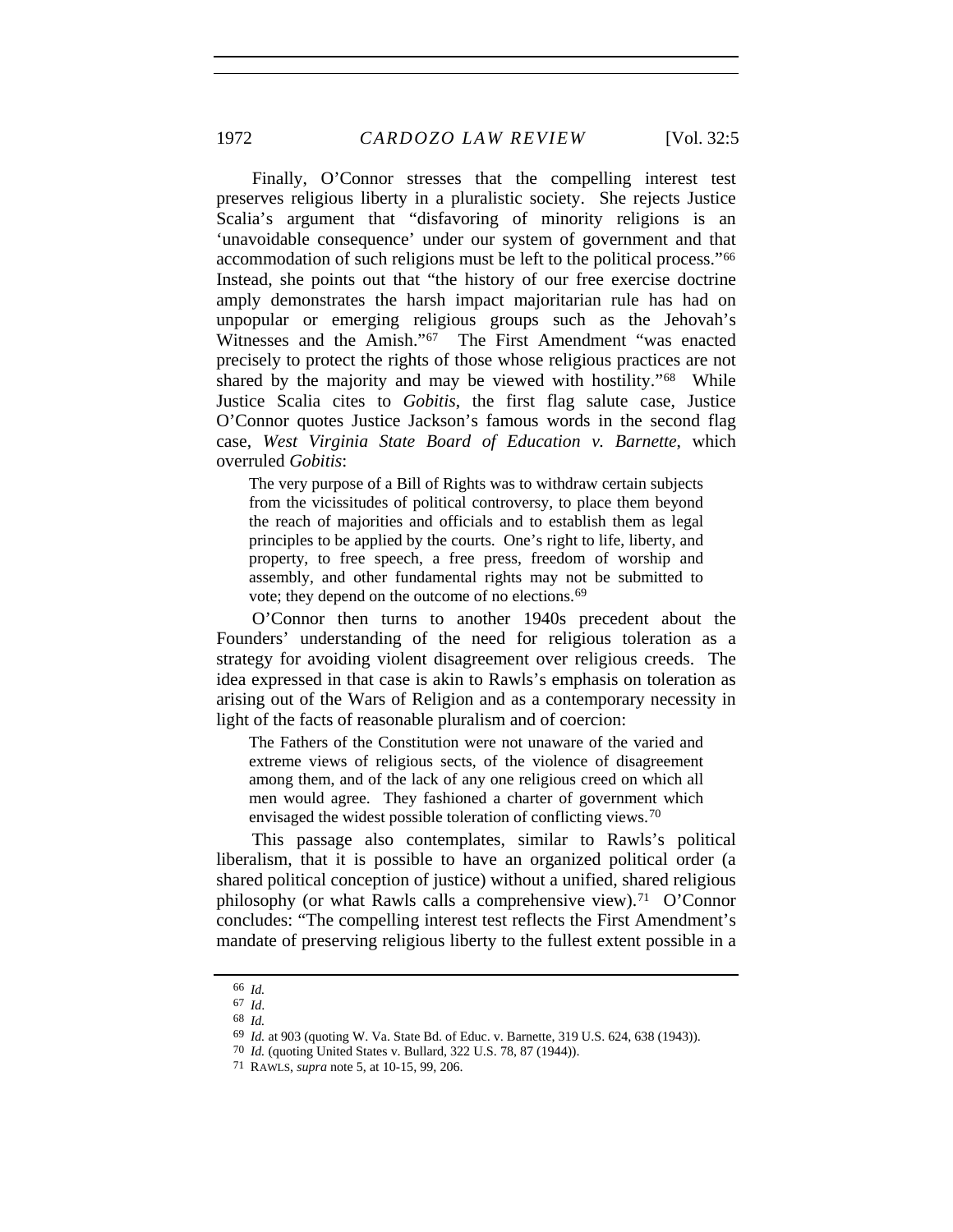Finally, O'Connor stresses that the compelling interest test preserves religious liberty in a pluralistic society. She rejects Justice Scalia's argument that "disfavoring of minority religions is an 'unavoidable consequence' under our system of government and that accommodation of such religions must be left to the political process."[66] Instead, she points out that "the history of our free exercise doctrine amply demonstrates the harsh impact majoritarian rule has had on unpopular or emerging religious groups such as the Jehovah's Witnesses and the Amish."[67] The First Amendment "was enacted precisely to protect the rights of those whose religious practices are not shared by the majority and may be viewed with hostility."[68] While Justice Scalia cites to *Gobitis*, the first flag salute case, Justice O'Connor quotes Justice Jackson's famous words in the second flag case, *West Virginia State Board of Education v. Barnette*, which overruled *Gobitis*:

> The very purpose of a Bill of Rights was to withdraw certain subjects from the vicissitudes of political controversy, to place them beyond the reach of majorities and officials and to establish them as legal principles to be applied by the courts. One's right to life, liberty, and property, to free speech, a free press, freedom of worship and assembly, and other fundamental rights may not be submitted to vote; they depend on the outcome of no elections.[69]

O'Connor then turns to another 1940s precedent about the Founders' understanding of the need for religious toleration as a strategy for avoiding violent disagreement over religious creeds. The idea expressed in that case is akin to Rawls's emphasis on toleration as arising out of the Wars of Religion and as a contemporary necessity in light of the facts of reasonable pluralism and of coercion:

> The Fathers of the Constitution were not unaware of the varied and extreme views of religious sects, of the violence of disagreement among them, and of the lack of any one religious creed on which all men would agree. They fashioned a charter of government which envisaged the widest possible toleration of conflicting views.[70]

This passage also contemplates, similar to Rawls's political liberalism, that it is possible to have an organized political order (a shared political conception of justice) without a unified, shared religious philosophy (or what Rawls calls a comprehensive view).[71] O'Connor concludes: "The compelling interest test reflects the First Amendment's mandate of preserving religious liberty to the fullest extent possible in a

---

66 *Id.*

67 *Id.*

68 *Id.*

69 *Id.* at 903 (quoting W. Va. State Bd. of Educ. v. Barnette, 319 U.S. 624, 638 (1943)).

70 *Id.* (quoting United States v. Bullard, 322 U.S. 78, 87 (1944)).

71 RAWLS, *supra* note 5, at 10-15, 99, 206.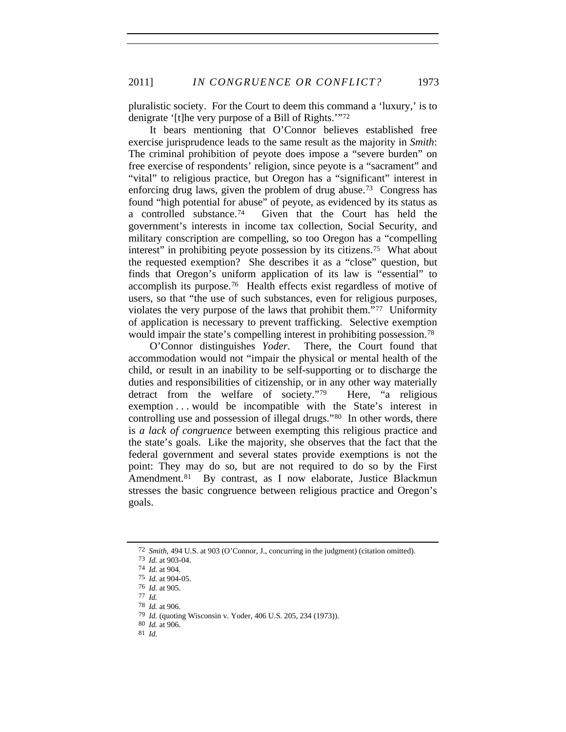pluralistic society. For the Court to deem this command a 'luxury,' is to denigrate '[t]he very purpose of a Bill of Rights.'"[72]

It bears mentioning that O'Connor believes established free exercise jurisprudence leads to the same result as the majority in *Smith*: The criminal prohibition of peyote does impose a "severe burden" on free exercise of respondents' religion, since peyote is a "sacrament" and "vital" to religious practice, but Oregon has a "significant" interest in enforcing drug laws, given the problem of drug abuse.[73] Congress has found "high potential for abuse" of peyote, as evidenced by its status as a controlled substance.[74] Given that the Court has held the government's interests in income tax collection, Social Security, and military conscription are compelling, so too Oregon has a "compelling interest" in prohibiting peyote possession by its citizens.[75] What about the requested exemption? She describes it as a "close" question, but finds that Oregon's uniform application of its law is "essential" to accomplish its purpose.[76] Health effects exist regardless of motive of users, so that "the use of such substances, even for religious purposes, violates the very purpose of the laws that prohibit them."[77] Uniformity of application is necessary to prevent trafficking. Selective exemption would impair the state's compelling interest in prohibiting possession.[78]

O'Connor distinguishes *Yoder*. There, the Court found that accommodation would not "impair the physical or mental health of the child, or result in an inability to be self-supporting or to discharge the duties and responsibilities of citizenship, or in any other way materially detract from the welfare of society."[79] Here, "a religious exemption . . . would be incompatible with the State's interest in controlling use and possession of illegal drugs."[80] In other words, there is *a lack of congruence* between exempting this religious practice and the state's goals. Like the majority, she observes that the fact that the federal government and several states provide exemptions is not the point: They may do so, but are not required to do so by the First Amendment.[81] By contrast, as I now elaborate, Justice Blackmun stresses the basic congruence between religious practice and Oregon's goals.

---

72 *Smith*, 494 U.S. at 903 (O'Connor, J., concurring in the judgment) (citation omitted).

73 *Id.* at 903-04.

74 *Id.* at 904.

75 *Id.* at 904-05.

76 *Id.* at 905.

77 *Id.*

78 *Id.* at 906.

79 *Id.* (quoting Wisconsin v. Yoder, 406 U.S. 205, 234 (1973)).

80 *Id.* at 906.

81 *Id.*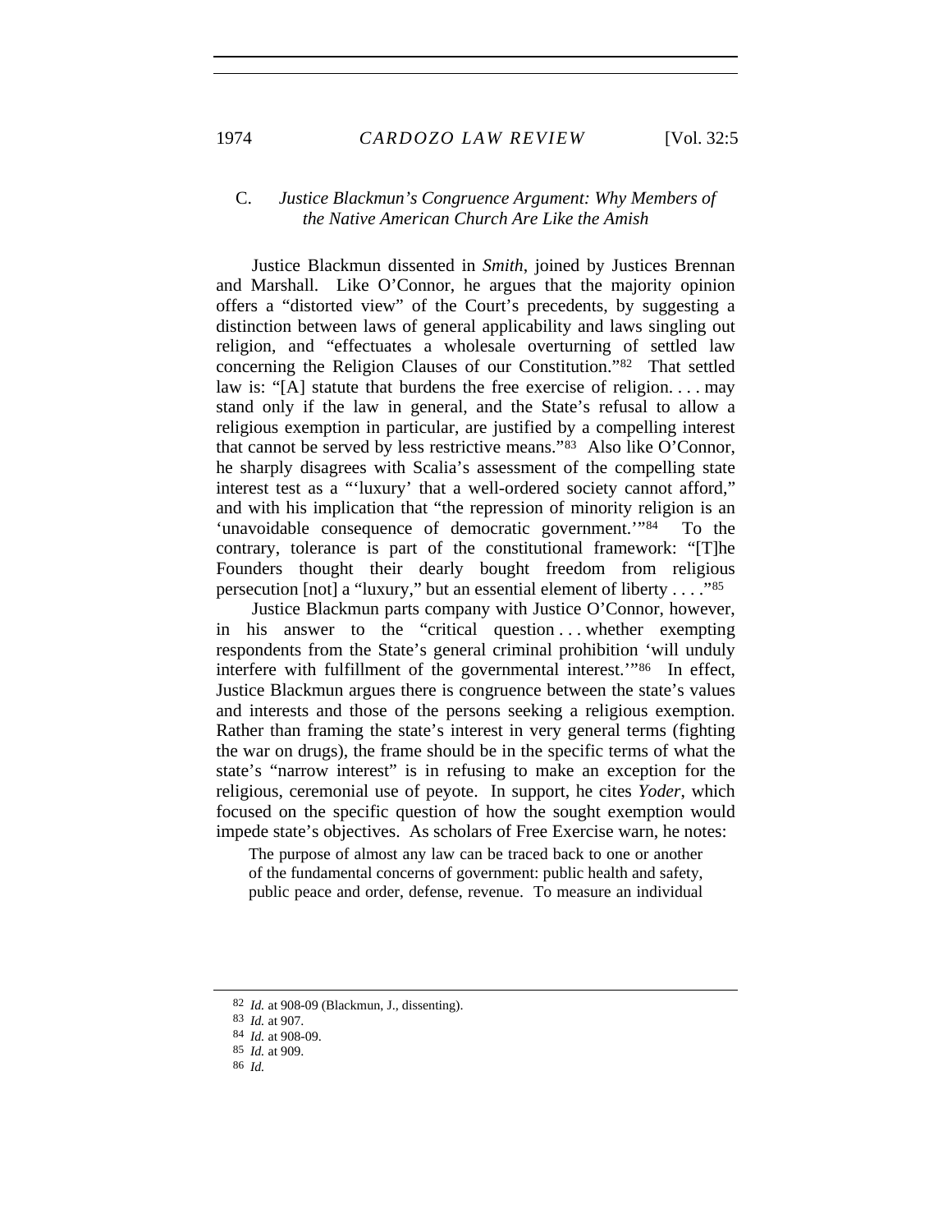### C. *Justice Blackmun's Congruence Argument: Why Members of the Native American Church Are Like the Amish*

Justice Blackmun dissented in *Smith*, joined by Justices Brennan and Marshall. Like O'Connor, he argues that the majority opinion offers a "distorted view" of the Court's precedents, by suggesting a distinction between laws of general applicability and laws singling out religion, and "effectuates a wholesale overturning of settled law concerning the Religion Clauses of our Constitution."[82] That settled law is: "[A] statute that burdens the free exercise of religion. . . . may stand only if the law in general, and the State's refusal to allow a religious exemption in particular, are justified by a compelling interest that cannot be served by less restrictive means."[83] Also like O'Connor, he sharply disagrees with Scalia's assessment of the compelling state interest test as a "'luxury' that a well-ordered society cannot afford," and with his implication that "the repression of minority religion is an 'unavoidable consequence of democratic government.'"[84] To the contrary, tolerance is part of the constitutional framework: "[T]he Founders thought their dearly bought freedom from religious persecution [not] a "luxury," but an essential element of liberty . . . ."[85]

Justice Blackmun parts company with Justice O'Connor, however, in his answer to the "critical question . . . whether exempting respondents from the State's general criminal prohibition 'will unduly interfere with fulfillment of the governmental interest.'"[86] In effect, Justice Blackmun argues there is congruence between the state's values and interests and those of the persons seeking a religious exemption. Rather than framing the state's interest in very general terms (fighting the war on drugs), the frame should be in the specific terms of what the state's "narrow interest" is in refusing to make an exception for the religious, ceremonial use of peyote. In support, he cites *Yoder*, which focused on the specific question of how the sought exemption would impede state's objectives. As scholars of Free Exercise warn, he notes:

> The purpose of almost any law can be traced back to one or another of the fundamental concerns of government: public health and safety, public peace and order, defense, revenue. To measure an individual

---

82 *Id.* at 908-09 (Blackmun, J., dissenting).

83 *Id.* at 907.

84 *Id.* at 908-09.

85 *Id.* at 909.

86 *Id.*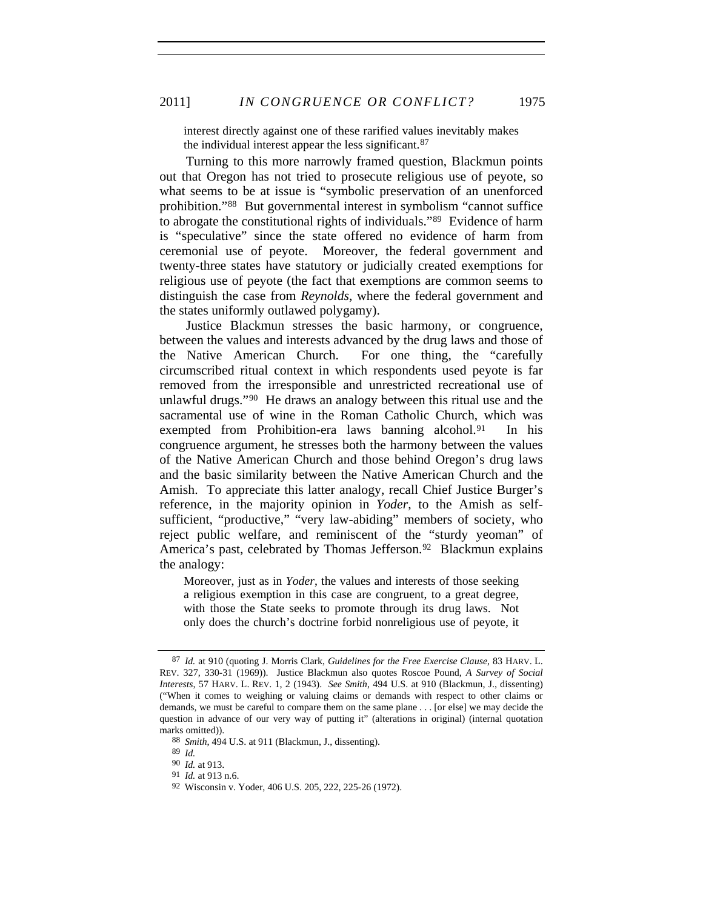> interest directly against one of these rarified values inevitably makes the individual interest appear the less significant.[87]

Turning to this more narrowly framed question, Blackmun points out that Oregon has not tried to prosecute religious use of peyote, so what seems to be at issue is "symbolic preservation of an unenforced prohibition."[88] But governmental interest in symbolism "cannot suffice to abrogate the constitutional rights of individuals."[89] Evidence of harm is "speculative" since the state offered no evidence of harm from ceremonial use of peyote. Moreover, the federal government and twenty-three states have statutory or judicially created exemptions for religious use of peyote (the fact that exemptions are common seems to distinguish the case from *Reynolds*, where the federal government and the states uniformly outlawed polygamy).

Justice Blackmun stresses the basic harmony, or congruence, between the values and interests advanced by the drug laws and those of the Native American Church. For one thing, the "carefully circumscribed ritual context in which respondents used peyote is far removed from the irresponsible and unrestricted recreational use of unlawful drugs."[90] He draws an analogy between this ritual use and the sacramental use of wine in the Roman Catholic Church, which was exempted from Prohibition-era laws banning alcohol.[91] In his congruence argument, he stresses both the harmony between the values of the Native American Church and those behind Oregon's drug laws and the basic similarity between the Native American Church and the Amish. To appreciate this latter analogy, recall Chief Justice Burger's reference, in the majority opinion in *Yoder*, to the Amish as self-sufficient, "productive," "very law-abiding" members of society, who reject public welfare, and reminiscent of the "sturdy yeoman" of America's past, celebrated by Thomas Jefferson.[92] Blackmun explains the analogy:

> Moreover, just as in *Yoder*, the values and interests of those seeking a religious exemption in this case are congruent, to a great degree, with those the State seeks to promote through its drug laws. Not only does the church's doctrine forbid nonreligious use of peyote, it

---

87 *Id.* at 910 (quoting J. Morris Clark, *Guidelines for the Free Exercise Clause*, 83 HARV. L. REV. 327, 330-31 (1969)). Justice Blackmun also quotes Roscoe Pound, *A Survey of Social Interests*, 57 HARV. L. REV. 1, 2 (1943). *See Smith*, 494 U.S. at 910 (Blackmun, J., dissenting) ("When it comes to weighing or valuing claims or demands with respect to other claims or demands, we must be careful to compare them on the same plane . . . [or else] we may decide the question in advance of our very way of putting it" (alterations in original) (internal quotation marks omitted)).

88 *Smith*, 494 U.S. at 911 (Blackmun, J., dissenting).

89 *Id.*

90 *Id.* at 913.

91 *Id.* at 913 n.6.

92 Wisconsin v. Yoder, 406 U.S. 205, 222, 225-26 (1972).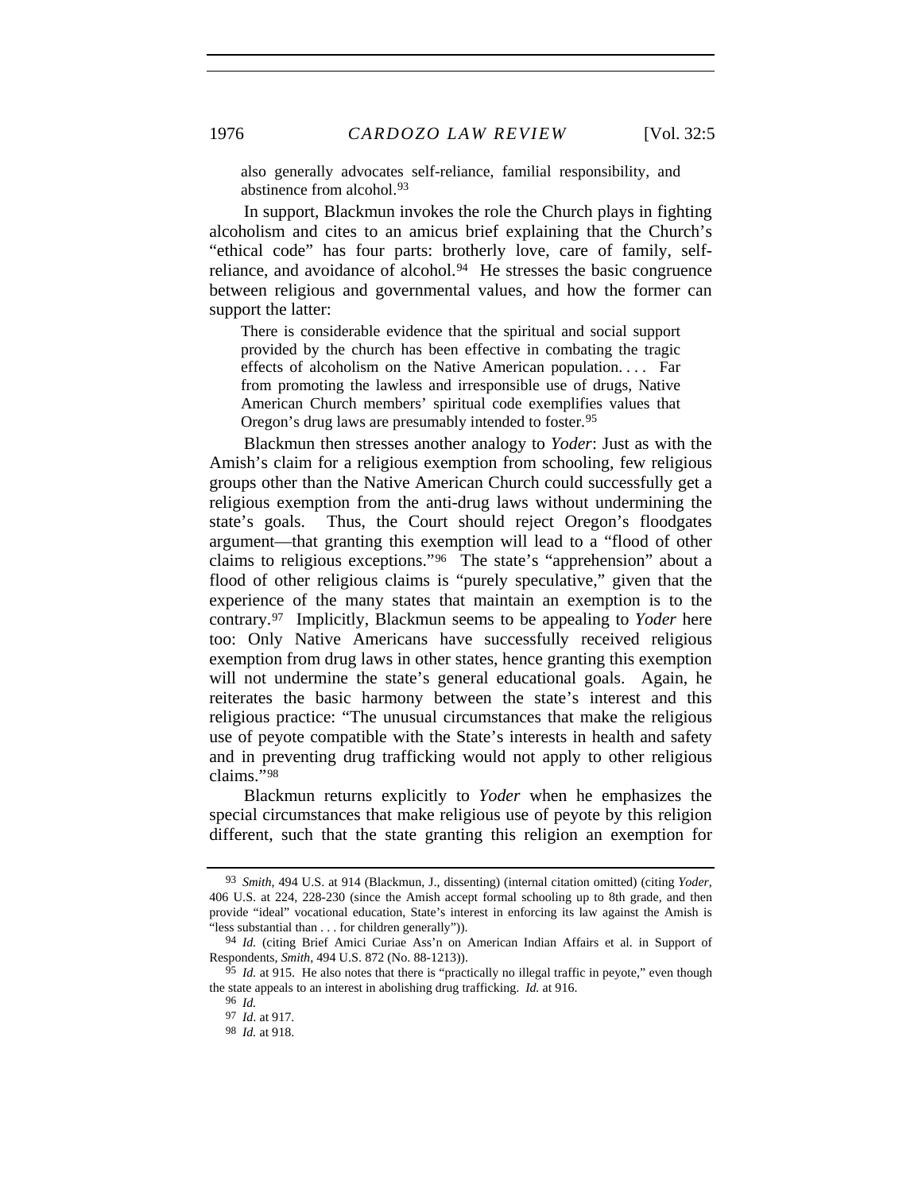also generally advocates self-reliance, familial responsibility, and abstinence from alcohol.[93]

In support, Blackmun invokes the role the Church plays in fighting alcoholism and cites to an amicus brief explaining that the Church's "ethical code" has four parts: brotherly love, care of family, self-reliance, and avoidance of alcohol.[94] He stresses the basic congruence between religious and governmental values, and how the former can support the latter:

> There is considerable evidence that the spiritual and social support provided by the church has been effective in combating the tragic effects of alcoholism on the Native American population. . . . Far from promoting the lawless and irresponsible use of drugs, Native American Church members' spiritual code exemplifies values that Oregon's drug laws are presumably intended to foster.[95]

Blackmun then stresses another analogy to *Yoder*: Just as with the Amish's claim for a religious exemption from schooling, few religious groups other than the Native American Church could successfully get a religious exemption from the anti-drug laws without undermining the state's goals. Thus, the Court should reject Oregon's floodgates argument—that granting this exemption will lead to a "flood of other claims to religious exceptions."[96] The state's "apprehension" about a flood of other religious claims is "purely speculative," given that the experience of the many states that maintain an exemption is to the contrary.[97] Implicitly, Blackmun seems to be appealing to *Yoder* here too: Only Native Americans have successfully received religious exemption from drug laws in other states, hence granting this exemption will not undermine the state's general educational goals. Again, he reiterates the basic harmony between the state's interest and this religious practice: "The unusual circumstances that make the religious use of peyote compatible with the State's interests in health and safety and in preventing drug trafficking would not apply to other religious claims."[98]

Blackmun returns explicitly to *Yoder* when he emphasizes the special circumstances that make religious use of peyote by this religion different, such that the state granting this religion an exemption for

---

93 *Smith*, 494 U.S. at 914 (Blackmun, J., dissenting) (internal citation omitted) (citing *Yoder*, 406 U.S. at 224, 228-230 (since the Amish accept formal schooling up to 8th grade, and then provide "ideal" vocational education, State's interest in enforcing its law against the Amish is "less substantial than . . . for children generally")).

94 *Id.* (citing Brief Amici Curiae Ass'n on American Indian Affairs et al. in Support of Respondents, *Smith*, 494 U.S. 872 (No. 88-1213)).

95 *Id.* at 915. He also notes that there is "practically no illegal traffic in peyote," even though the state appeals to an interest in abolishing drug trafficking. *Id.* at 916.

96 *Id.*

97 *Id*. at 917.

98 *Id.* at 918.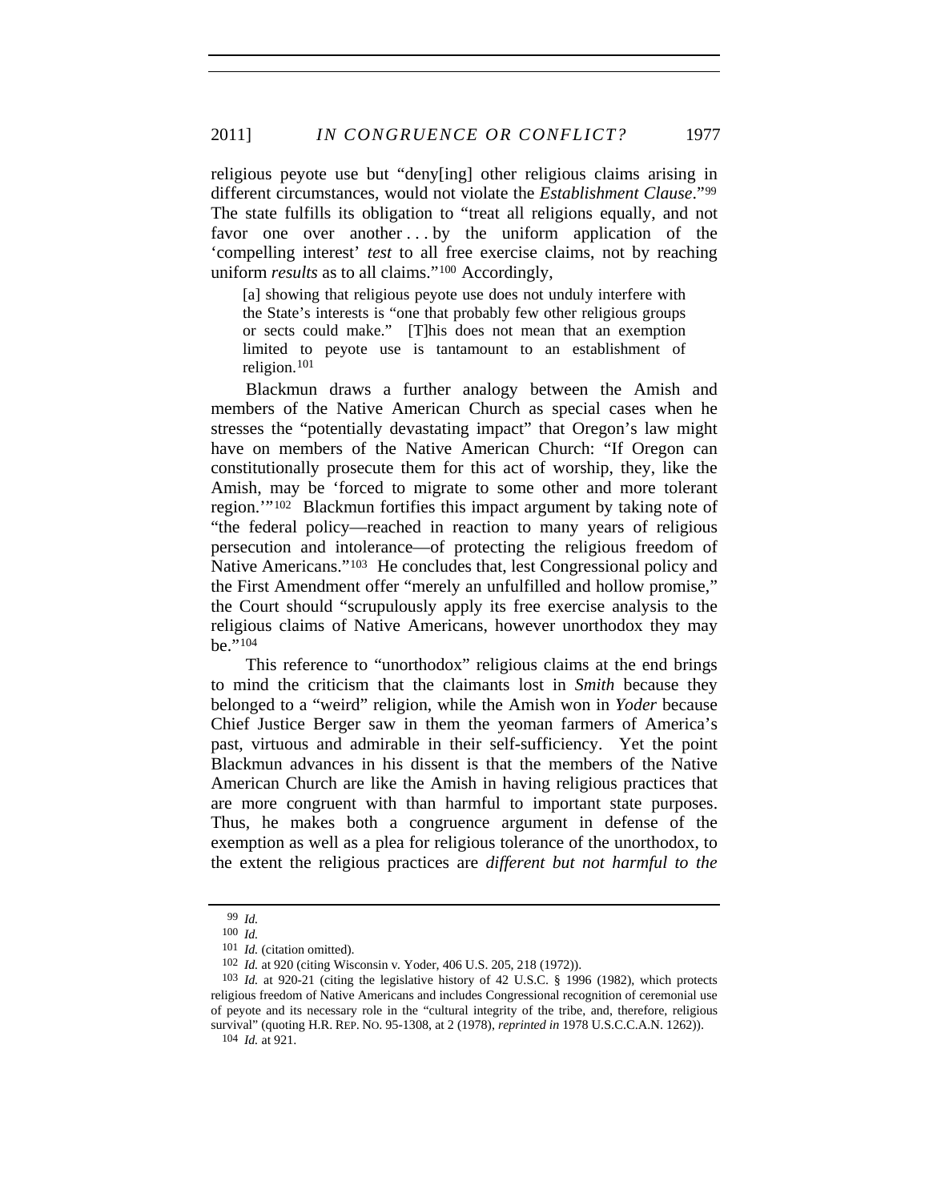religious peyote use but "deny[ing] other religious claims arising in different circumstances, would not violate the *Establishment Clause*."[99] The state fulfills its obligation to "treat all religions equally, and not favor one over another . . . by the uniform application of the 'compelling interest' *test* to all free exercise claims, not by reaching uniform *results* as to all claims."[100] Accordingly,

> [a] showing that religious peyote use does not unduly interfere with the State's interests is "one that probably few other religious groups or sects could make." [T]his does not mean that an exemption limited to peyote use is tantamount to an establishment of religion.[101]

Blackmun draws a further analogy between the Amish and members of the Native American Church as special cases when he stresses the "potentially devastating impact" that Oregon's law might have on members of the Native American Church: "If Oregon can constitutionally prosecute them for this act of worship, they, like the Amish, may be 'forced to migrate to some other and more tolerant region.'"[102] Blackmun fortifies this impact argument by taking note of "the federal policy—reached in reaction to many years of religious persecution and intolerance—of protecting the religious freedom of Native Americans."[103] He concludes that, lest Congressional policy and the First Amendment offer "merely an unfulfilled and hollow promise," the Court should "scrupulously apply its free exercise analysis to the religious claims of Native Americans, however unorthodox they may be."[104]

This reference to "unorthodox" religious claims at the end brings to mind the criticism that the claimants lost in *Smith* because they belonged to a "weird" religion, while the Amish won in *Yoder* because Chief Justice Berger saw in them the yeoman farmers of America's past, virtuous and admirable in their self-sufficiency. Yet the point Blackmun advances in his dissent is that the members of the Native American Church are like the Amish in having religious practices that are more congruent with than harmful to important state purposes. Thus, he makes both a congruence argument in defense of the exemption as well as a plea for religious tolerance of the unorthodox, to the extent the religious practices are *different but not harmful to the*

---

[99] *Id.*

[100] *Id.*

[101] *Id.* (citation omitted).

[102] *Id.* at 920 (citing Wisconsin v. Yoder, 406 U.S. 205, 218 (1972)).

[103] *Id.* at 920-21 (citing the legislative history of 42 U.S.C. § 1996 (1982), which protects religious freedom of Native Americans and includes Congressional recognition of ceremonial use of peyote and its necessary role in the "cultural integrity of the tribe, and, therefore, religious survival" (quoting H.R. REP. NO. 95-1308, at 2 (1978), *reprinted in* 1978 U.S.C.C.A.N. 1262)).

[104] *Id.* at 921.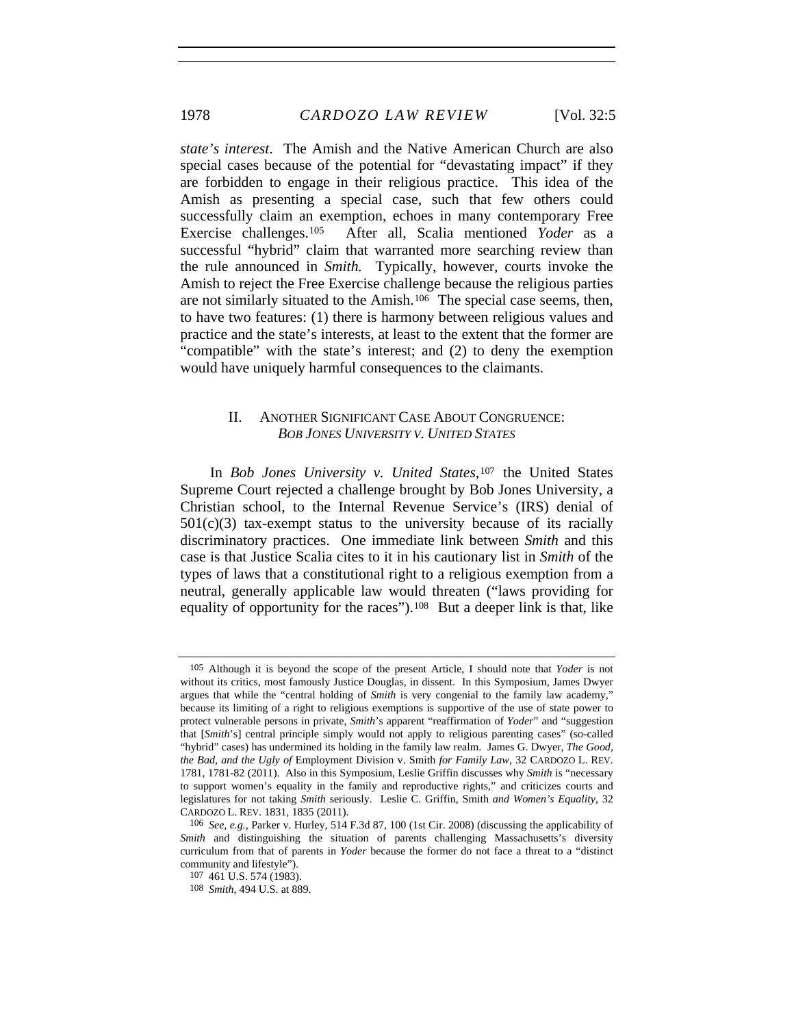*state's interest*. The Amish and the Native American Church are also special cases because of the potential for "devastating impact" if they are forbidden to engage in their religious practice. This idea of the Amish as presenting a special case, such that few others could successfully claim an exemption, echoes in many contemporary Free Exercise challenges.[105] After all, Scalia mentioned *Yoder* as a successful "hybrid" claim that warranted more searching review than the rule announced in *Smith.* Typically, however, courts invoke the Amish to reject the Free Exercise challenge because the religious parties are not similarly situated to the Amish.[106] The special case seems, then, to have two features: (1) there is harmony between religious values and practice and the state's interests, at least to the extent that the former are "compatible" with the state's interest; and (2) to deny the exemption would have uniquely harmful consequences to the claimants.

## II. ANOTHER SIGNIFICANT CASE ABOUT CONGRUENCE: *BOB JONES UNIVERSITY V. UNITED STATES*

In *Bob Jones University v. United States*,[107] the United States Supreme Court rejected a challenge brought by Bob Jones University, a Christian school, to the Internal Revenue Service's (IRS) denial of 501(c)(3) tax-exempt status to the university because of its racially discriminatory practices. One immediate link between *Smith* and this case is that Justice Scalia cites to it in his cautionary list in *Smith* of the types of laws that a constitutional right to a religious exemption from a neutral, generally applicable law would threaten ("laws providing for equality of opportunity for the races").[108] But a deeper link is that, like

---

[105] Although it is beyond the scope of the present Article, I should note that *Yoder* is not without its critics, most famously Justice Douglas, in dissent. In this Symposium, James Dwyer argues that while the "central holding of *Smith* is very congenial to the family law academy," because its limiting of a right to religious exemptions is supportive of the use of state power to protect vulnerable persons in private, *Smith*'s apparent "reaffirmation of *Yoder*" and "suggestion that [*Smith*'s] central principle simply would not apply to religious parenting cases" (so-called "hybrid" cases) has undermined its holding in the family law realm. James G. Dwyer, *The Good, the Bad, and the Ugly of* Employment Division v. Smith *for Family Law*, 32 CARDOZO L. REV. 1781, 1781-82 (2011). Also in this Symposium, Leslie Griffin discusses why *Smith* is "necessary to support women's equality in the family and reproductive rights," and criticizes courts and legislatures for not taking *Smith* seriously. Leslie C. Griffin, Smith *and Women's Equality*, 32 CARDOZO L. REV. 1831, 1835 (2011).

[106] *See, e.g.*, Parker v. Hurley, 514 F.3d 87, 100 (1st Cir. 2008) (discussing the applicability of *Smith* and distinguishing the situation of parents challenging Massachusetts's diversity curriculum from that of parents in *Yoder* because the former do not face a threat to a "distinct community and lifestyle").

[107] 461 U.S. 574 (1983).

[108] *Smith*, 494 U.S. at 889.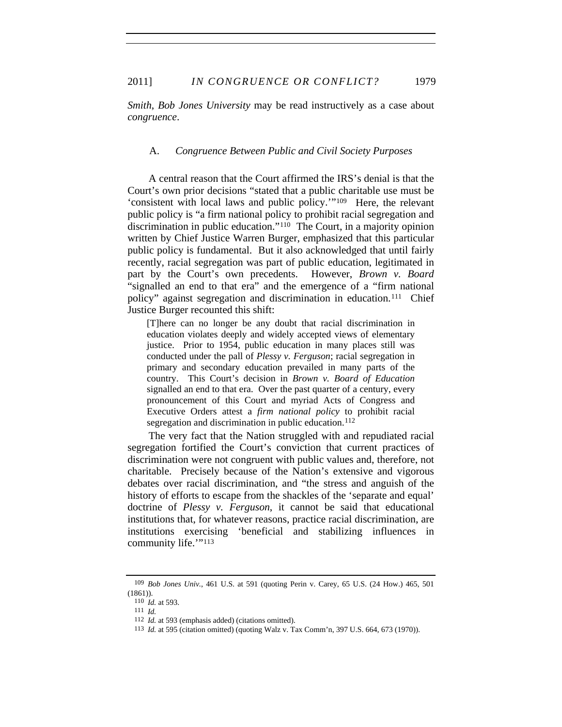*Smith*, *Bob Jones University* may be read instructively as a case about *congruence*.

### A. *Congruence Between Public and Civil Society Purposes*

A central reason that the Court affirmed the IRS's denial is that the Court's own prior decisions "stated that a public charitable use must be 'consistent with local laws and public policy.'"[109] Here, the relevant public policy is "a firm national policy to prohibit racial segregation and discrimination in public education."[110] The Court, in a majority opinion written by Chief Justice Warren Burger, emphasized that this particular public policy is fundamental. But it also acknowledged that until fairly recently, racial segregation was part of public education, legitimated in part by the Court's own precedents. However, *Brown v. Board* "signalled an end to that era" and the emergence of a "firm national policy" against segregation and discrimination in education.[111] Chief Justice Burger recounted this shift:

> [T]here can no longer be any doubt that racial discrimination in education violates deeply and widely accepted views of elementary justice. Prior to 1954, public education in many places still was conducted under the pall of *Plessy v. Ferguson*; racial segregation in primary and secondary education prevailed in many parts of the country. This Court's decision in *Brown v. Board of Education* signalled an end to that era. Over the past quarter of a century, every pronouncement of this Court and myriad Acts of Congress and Executive Orders attest a *firm national policy* to prohibit racial segregation and discrimination in public education.[112]

The very fact that the Nation struggled with and repudiated racial segregation fortified the Court's conviction that current practices of discrimination were not congruent with public values and, therefore, not charitable. Precisely because of the Nation's extensive and vigorous debates over racial discrimination, and "the stress and anguish of the history of efforts to escape from the shackles of the 'separate and equal' doctrine of *Plessy v. Ferguson*, it cannot be said that educational institutions that, for whatever reasons, practice racial discrimination, are institutions exercising 'beneficial and stabilizing influences in community life.'"[113]

---

[109] *Bob Jones Univ.*, 461 U.S. at 591 (quoting Perin v. Carey, 65 U.S. (24 How.) 465, 501 (1861)).

[110] *Id.* at 593.

[111] *Id.*

[112] *Id.* at 593 (emphasis added) (citations omitted).

[113] *Id.* at 595 (citation omitted) (quoting Walz v. Tax Comm'n, 397 U.S. 664, 673 (1970)).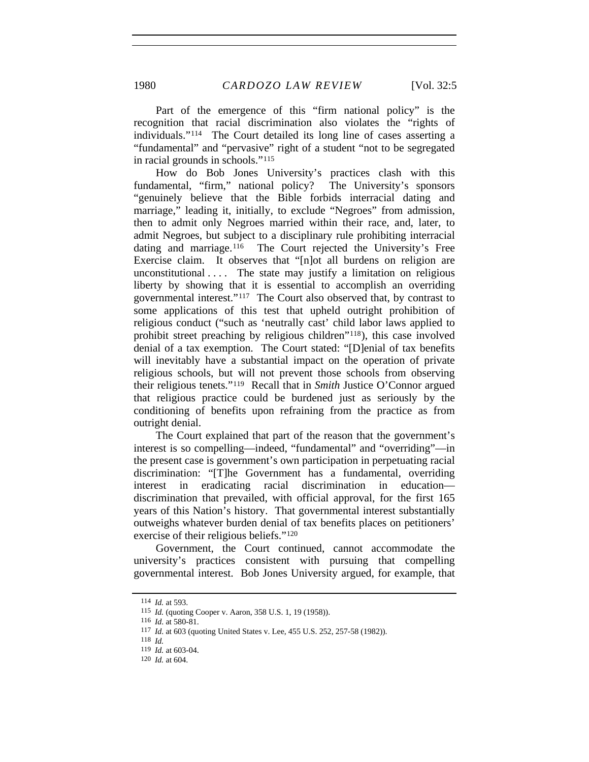Part of the emergence of this "firm national policy" is the recognition that racial discrimination also violates the "rights of individuals."[114] The Court detailed its long line of cases asserting a "fundamental" and "pervasive" right of a student "not to be segregated in racial grounds in schools."[115]

How do Bob Jones University's practices clash with this fundamental, "firm," national policy? The University's sponsors "genuinely believe that the Bible forbids interracial dating and marriage," leading it, initially, to exclude "Negroes" from admission, then to admit only Negroes married within their race, and, later, to admit Negroes, but subject to a disciplinary rule prohibiting interracial dating and marriage.[116] The Court rejected the University's Free Exercise claim. It observes that "[n]ot all burdens on religion are unconstitutional . . . . The state may justify a limitation on religious liberty by showing that it is essential to accomplish an overriding governmental interest."[117] The Court also observed that, by contrast to some applications of this test that upheld outright prohibition of religious conduct ("such as 'neutrally cast' child labor laws applied to prohibit street preaching by religious children"[118]), this case involved denial of a tax exemption. The Court stated: "[D]enial of tax benefits will inevitably have a substantial impact on the operation of private religious schools, but will not prevent those schools from observing their religious tenets."[119] Recall that in *Smith* Justice O'Connor argued that religious practice could be burdened just as seriously by the conditioning of benefits upon refraining from the practice as from outright denial.

The Court explained that part of the reason that the government's interest is so compelling—indeed, "fundamental" and "overriding"—in the present case is government's own participation in perpetuating racial discrimination: "[T]he Government has a fundamental, overriding interest in eradicating racial discrimination in education—discrimination that prevailed, with official approval, for the first 165 years of this Nation's history. That governmental interest substantially outweighs whatever burden denial of tax benefits places on petitioners' exercise of their religious beliefs."[120]

Government, the Court continued, cannot accommodate the university's practices consistent with pursuing that compelling governmental interest. Bob Jones University argued, for example, that

---

[114] *Id.* at 593.

[115] *Id.* (quoting Cooper v. Aaron, 358 U.S. 1, 19 (1958)).

[116] *Id*. at 580-81.

[117] *Id*. at 603 (quoting United States v. Lee, 455 U.S. 252, 257-58 (1982)).

[118] *Id.*

[119] *Id.* at 603-04.

[120] *Id.* at 604.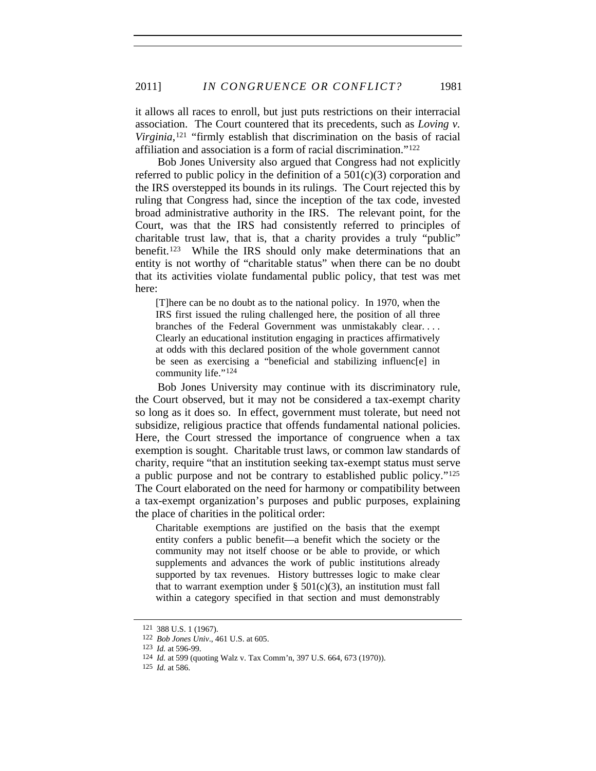it allows all races to enroll, but just puts restrictions on their interracial association. The Court countered that its precedents, such as *Loving v. Virginia*,[121] "firmly establish that discrimination on the basis of racial affiliation and association is a form of racial discrimination."[122]

Bob Jones University also argued that Congress had not explicitly referred to public policy in the definition of a 501(c)(3) corporation and the IRS overstepped its bounds in its rulings. The Court rejected this by ruling that Congress had, since the inception of the tax code, invested broad administrative authority in the IRS. The relevant point, for the Court, was that the IRS had consistently referred to principles of charitable trust law, that is, that a charity provides a truly "public" benefit.[123] While the IRS should only make determinations that an entity is not worthy of "charitable status" when there can be no doubt that its activities violate fundamental public policy, that test was met here:

> [T]here can be no doubt as to the national policy. In 1970, when the IRS first issued the ruling challenged here, the position of all three branches of the Federal Government was unmistakably clear. . . . Clearly an educational institution engaging in practices affirmatively at odds with this declared position of the whole government cannot be seen as exercising a "beneficial and stabilizing influenc[e] in community life."[124]

Bob Jones University may continue with its discriminatory rule, the Court observed, but it may not be considered a tax-exempt charity so long as it does so. In effect, government must tolerate, but need not subsidize, religious practice that offends fundamental national policies. Here, the Court stressed the importance of congruence when a tax exemption is sought. Charitable trust laws, or common law standards of charity, require "that an institution seeking tax-exempt status must serve a public purpose and not be contrary to established public policy."[125] The Court elaborated on the need for harmony or compatibility between a tax-exempt organization's purposes and public purposes, explaining the place of charities in the political order:

> Charitable exemptions are justified on the basis that the exempt entity confers a public benefit—a benefit which the society or the community may not itself choose or be able to provide, or which supplements and advances the work of public institutions already supported by tax revenues. History buttresses logic to make clear that to warrant exemption under § 501(c)(3), an institution must fall within a category specified in that section and must demonstrably

---

[121] 388 U.S. 1 (1967).

[122] *Bob Jones Univ.*, 461 U.S. at 605.

[123] *Id.* at 596-99.

[124] *Id.* at 599 (quoting Walz v. Tax Comm'n, 397 U.S. 664, 673 (1970)).

[125] *Id.* at 586.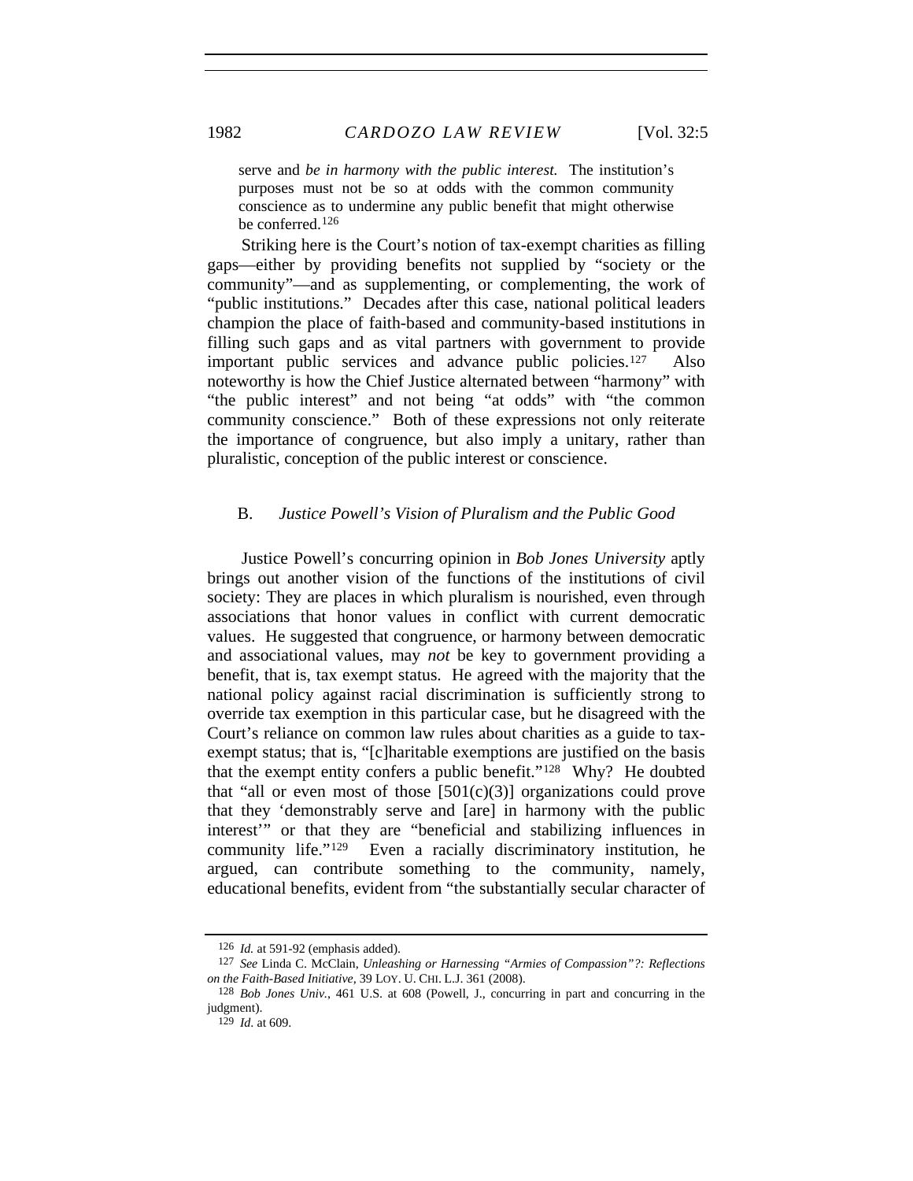serve and *be in harmony with the public interest.* The institution's purposes must not be so at odds with the common community conscience as to undermine any public benefit that might otherwise be conferred.[126]

Striking here is the Court's notion of tax-exempt charities as filling gaps—either by providing benefits not supplied by "society or the community"—and as supplementing, or complementing, the work of "public institutions." Decades after this case, national political leaders champion the place of faith-based and community-based institutions in filling such gaps and as vital partners with government to provide important public services and advance public policies.[127] Also noteworthy is how the Chief Justice alternated between "harmony" with "the public interest" and not being "at odds" with "the common community conscience." Both of these expressions not only reiterate the importance of congruence, but also imply a unitary, rather than pluralistic, conception of the public interest or conscience.

### B. *Justice Powell's Vision of Pluralism and the Public Good*

Justice Powell's concurring opinion in *Bob Jones University* aptly brings out another vision of the functions of the institutions of civil society: They are places in which pluralism is nourished, even through associations that honor values in conflict with current democratic values. He suggested that congruence, or harmony between democratic and associational values, may *not* be key to government providing a benefit, that is, tax exempt status. He agreed with the majority that the national policy against racial discrimination is sufficiently strong to override tax exemption in this particular case, but he disagreed with the Court's reliance on common law rules about charities as a guide to tax-exempt status; that is, "[c]haritable exemptions are justified on the basis that the exempt entity confers a public benefit."[128] Why? He doubted that "all or even most of those [501(c)(3)] organizations could prove that they 'demonstrably serve and [are] in harmony with the public interest'" or that they are "beneficial and stabilizing influences in community life."[129] Even a racially discriminatory institution, he argued, can contribute something to the community, namely, educational benefits, evident from "the substantially secular character of

---

126 *Id.* at 591-92 (emphasis added).

127 *See* Linda C. McClain, *Unleashing or Harnessing "Armies of Compassion"?: Reflections on the Faith-Based Initiative*, 39 LOY. U. CHI. L.J. 361 (2008).

128 *Bob Jones Univ.*, 461 U.S. at 608 (Powell, J., concurring in part and concurring in the judgment).

129 *Id.* at 609.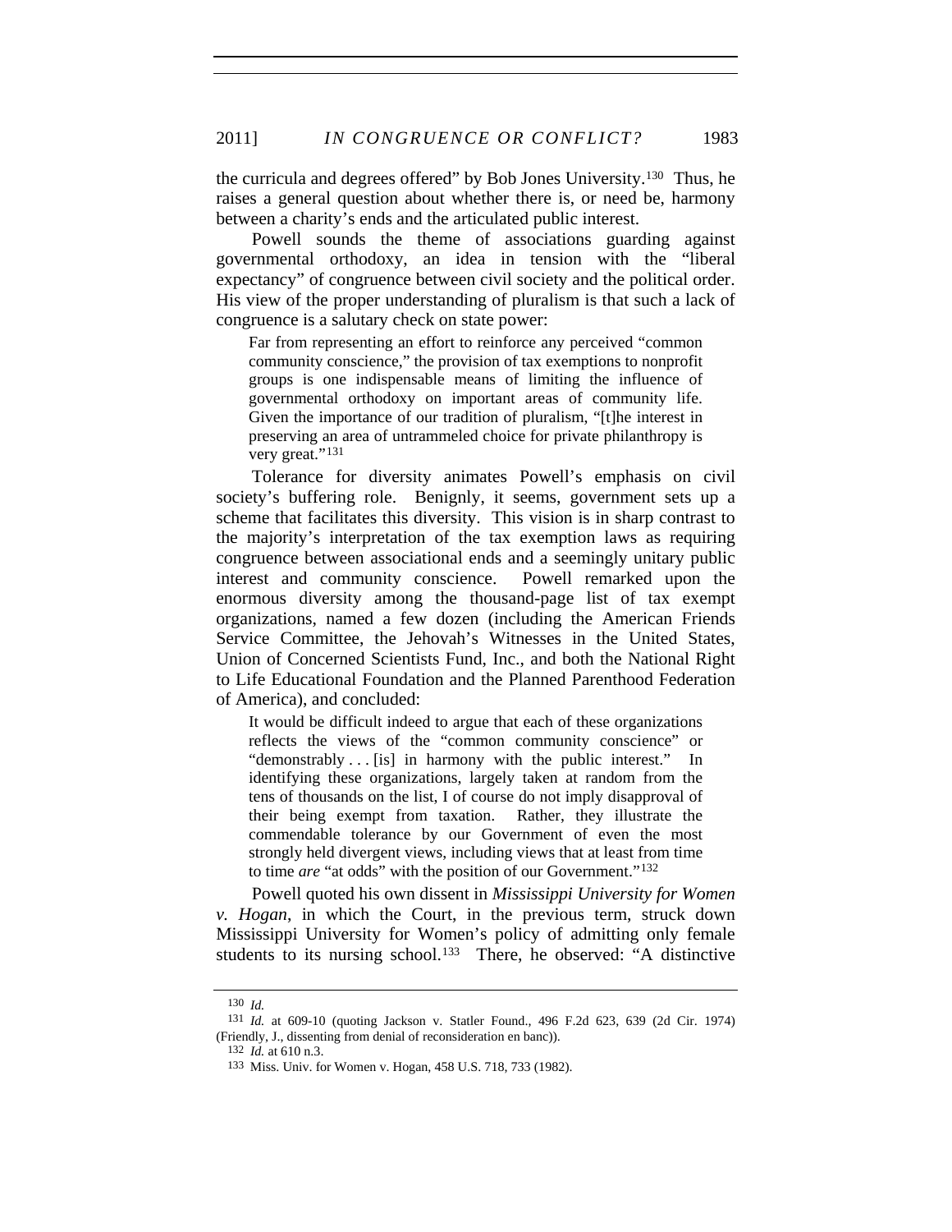the curricula and degrees offered" by Bob Jones University.[130] Thus, he raises a general question about whether there is, or need be, harmony between a charity's ends and the articulated public interest.

Powell sounds the theme of associations guarding against governmental orthodoxy, an idea in tension with the "liberal expectancy" of congruence between civil society and the political order. His view of the proper understanding of pluralism is that such a lack of congruence is a salutary check on state power:

> Far from representing an effort to reinforce any perceived "common community conscience," the provision of tax exemptions to nonprofit groups is one indispensable means of limiting the influence of governmental orthodoxy on important areas of community life. Given the importance of our tradition of pluralism, "[t]he interest in preserving an area of untrammeled choice for private philanthropy is very great."[131]

Tolerance for diversity animates Powell's emphasis on civil society's buffering role. Benignly, it seems, government sets up a scheme that facilitates this diversity. This vision is in sharp contrast to the majority's interpretation of the tax exemption laws as requiring congruence between associational ends and a seemingly unitary public interest and community conscience. Powell remarked upon the enormous diversity among the thousand-page list of tax exempt organizations, named a few dozen (including the American Friends Service Committee, the Jehovah's Witnesses in the United States, Union of Concerned Scientists Fund, Inc., and both the National Right to Life Educational Foundation and the Planned Parenthood Federation of America), and concluded:

> It would be difficult indeed to argue that each of these organizations reflects the views of the "common community conscience" or "demonstrably . . . [is] in harmony with the public interest." In identifying these organizations, largely taken at random from the tens of thousands on the list, I of course do not imply disapproval of their being exempt from taxation. Rather, they illustrate the commendable tolerance by our Government of even the most strongly held divergent views, including views that at least from time to time *are* "at odds" with the position of our Government."[132]

Powell quoted his own dissent in *Mississippi University for Women v. Hogan*, in which the Court, in the previous term, struck down Mississippi University for Women's policy of admitting only female students to its nursing school.[133] There, he observed: "A distinctive

---

130 *Id.*

131 *Id.* at 609-10 (quoting Jackson v. Statler Found., 496 F.2d 623, 639 (2d Cir. 1974) (Friendly, J., dissenting from denial of reconsideration en banc)).

132 *Id.* at 610 n.3.

133 Miss. Univ. for Women v. Hogan, 458 U.S. 718, 733 (1982).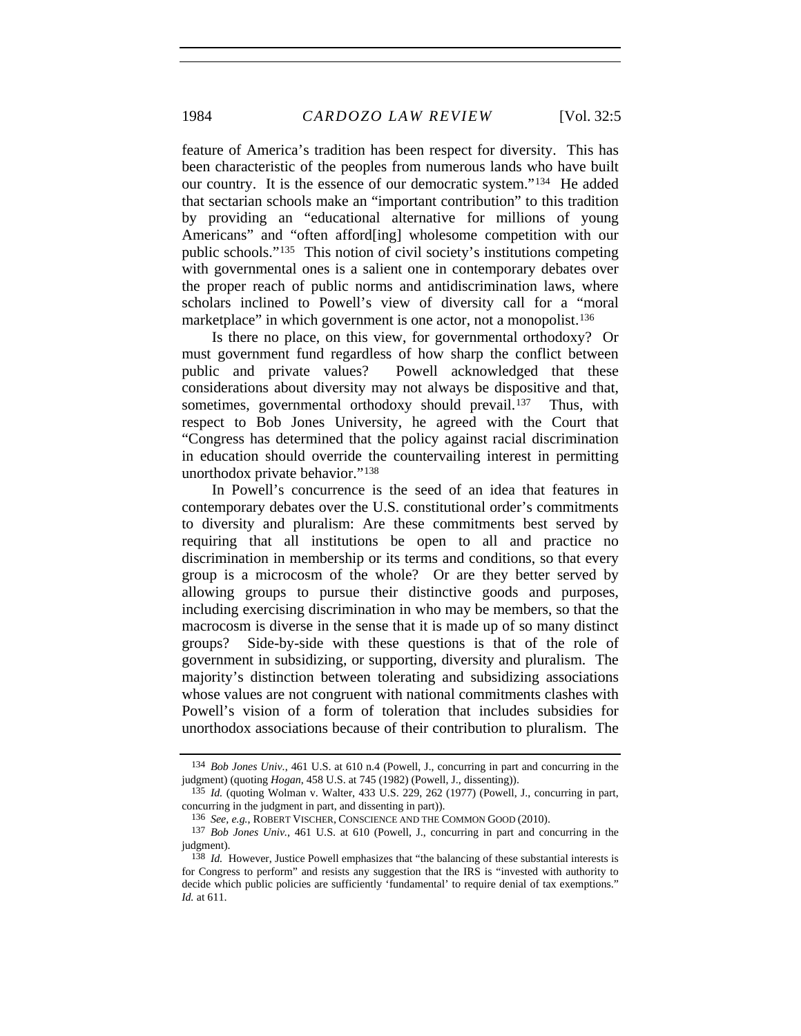feature of America's tradition has been respect for diversity. This has been characteristic of the peoples from numerous lands who have built our country. It is the essence of our democratic system."[134] He added that sectarian schools make an "important contribution" to this tradition by providing an "educational alternative for millions of young Americans" and "often afford[ing] wholesome competition with our public schools."[135] This notion of civil society's institutions competing with governmental ones is a salient one in contemporary debates over the proper reach of public norms and antidiscrimination laws, where scholars inclined to Powell's view of diversity call for a "moral marketplace" in which government is one actor, not a monopolist.[136]

Is there no place, on this view, for governmental orthodoxy? Or must government fund regardless of how sharp the conflict between public and private values? Powell acknowledged that these considerations about diversity may not always be dispositive and that, sometimes, governmental orthodoxy should prevail.[137] Thus, with respect to Bob Jones University, he agreed with the Court that "Congress has determined that the policy against racial discrimination in education should override the countervailing interest in permitting unorthodox private behavior."[138]

In Powell's concurrence is the seed of an idea that features in contemporary debates over the U.S. constitutional order's commitments to diversity and pluralism: Are these commitments best served by requiring that all institutions be open to all and practice no discrimination in membership or its terms and conditions, so that every group is a microcosm of the whole? Or are they better served by allowing groups to pursue their distinctive goods and purposes, including exercising discrimination in who may be members, so that the macrocosm is diverse in the sense that it is made up of so many distinct groups? Side-by-side with these questions is that of the role of government in subsidizing, or supporting, diversity and pluralism. The majority's distinction between tolerating and subsidizing associations whose values are not congruent with national commitments clashes with Powell's vision of a form of toleration that includes subsidies for unorthodox associations because of their contribution to pluralism. The

---

134 *Bob Jones Univ.*, 461 U.S. at 610 n.4 (Powell, J., concurring in part and concurring in the judgment) (quoting *Hogan*, 458 U.S. at 745 (1982) (Powell, J., dissenting)).

135 *Id.* (quoting Wolman v. Walter, 433 U.S. 229, 262 (1977) (Powell, J., concurring in part, concurring in the judgment in part, and dissenting in part)).

136 *See, e.g.*, ROBERT VISCHER, CONSCIENCE AND THE COMMON GOOD (2010).

137 *Bob Jones Univ.*, 461 U.S. at 610 (Powell, J., concurring in part and concurring in the judgment).

138 *Id.* However, Justice Powell emphasizes that "the balancing of these substantial interests is for Congress to perform" and resists any suggestion that the IRS is "invested with authority to decide which public policies are sufficiently 'fundamental' to require denial of tax exemptions." *Id.* at 611.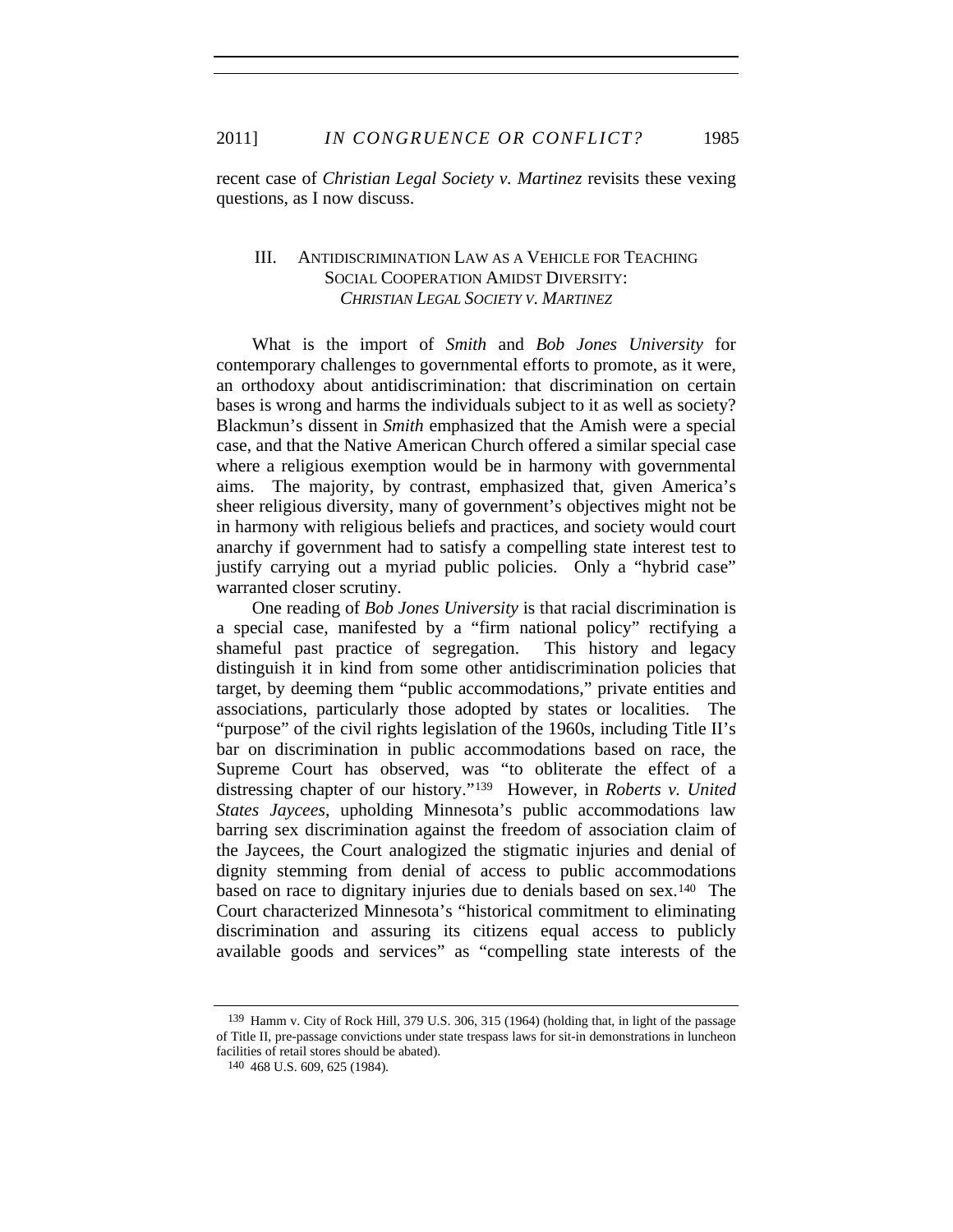recent case of *Christian Legal Society v. Martinez* revisits these vexing questions, as I now discuss.

## III. Antidiscrimination Law as a Vehicle for Teaching Social Cooperation Amidst Diversity: *Christian Legal Society v. Martinez*

What is the import of *Smith* and *Bob Jones University* for contemporary challenges to governmental efforts to promote, as it were, an orthodoxy about antidiscrimination: that discrimination on certain bases is wrong and harms the individuals subject to it as well as society? Blackmun's dissent in *Smith* emphasized that the Amish were a special case, and that the Native American Church offered a similar special case where a religious exemption would be in harmony with governmental aims. The majority, by contrast, emphasized that, given America's sheer religious diversity, many of government's objectives might not be in harmony with religious beliefs and practices, and society would court anarchy if government had to satisfy a compelling state interest test to justify carrying out a myriad public policies. Only a "hybrid case" warranted closer scrutiny.

One reading of *Bob Jones University* is that racial discrimination is a special case, manifested by a "firm national policy" rectifying a shameful past practice of segregation. This history and legacy distinguish it in kind from some other antidiscrimination policies that target, by deeming them "public accommodations," private entities and associations, particularly those adopted by states or localities. The "purpose" of the civil rights legislation of the 1960s, including Title II's bar on discrimination in public accommodations based on race, the Supreme Court has observed, was "to obliterate the effect of a distressing chapter of our history."[139] However, in *Roberts v. United States Jaycees*, upholding Minnesota's public accommodations law barring sex discrimination against the freedom of association claim of the Jaycees, the Court analogized the stigmatic injuries and denial of dignity stemming from denial of access to public accommodations based on race to dignitary injuries due to denials based on sex.[140] The Court characterized Minnesota's "historical commitment to eliminating discrimination and assuring its citizens equal access to publicly available goods and services" as "compelling state interests of the

---

[139] Hamm v. City of Rock Hill, 379 U.S. 306, 315 (1964) (holding that, in light of the passage of Title II, pre-passage convictions under state trespass laws for sit-in demonstrations in luncheon facilities of retail stores should be abated).

[140] 468 U.S. 609, 625 (1984).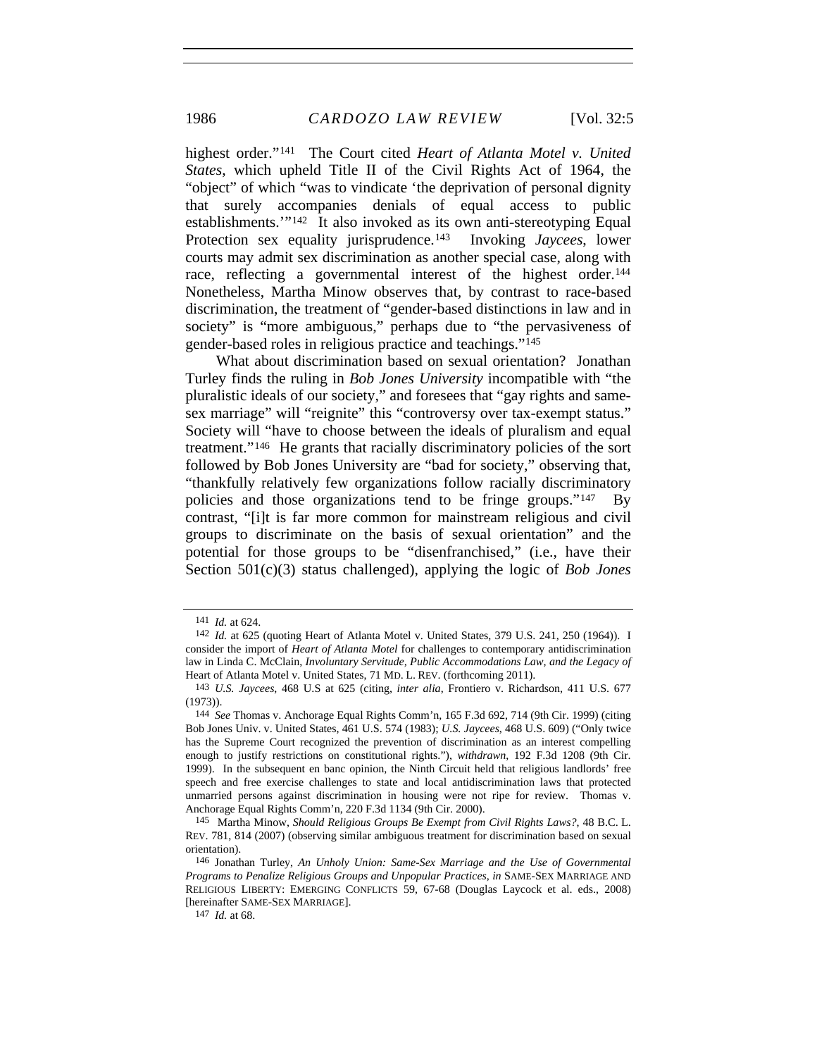highest order."[141] The Court cited *Heart of Atlanta Motel v. United States*, which upheld Title II of the Civil Rights Act of 1964, the "object" of which "was to vindicate 'the deprivation of personal dignity that surely accompanies denials of equal access to public establishments.'"[142] It also invoked as its own anti-stereotyping Equal Protection sex equality jurisprudence.[143] Invoking *Jaycees*, lower courts may admit sex discrimination as another special case, along with race, reflecting a governmental interest of the highest order.[144] Nonetheless, Martha Minow observes that, by contrast to race-based discrimination, the treatment of "gender-based distinctions in law and in society" is "more ambiguous," perhaps due to "the pervasiveness of gender-based roles in religious practice and teachings."[145]

What about discrimination based on sexual orientation? Jonathan Turley finds the ruling in *Bob Jones University* incompatible with "the pluralistic ideals of our society," and foresees that "gay rights and same-sex marriage" will "reignite" this "controversy over tax-exempt status." Society will "have to choose between the ideals of pluralism and equal treatment."[146] He grants that racially discriminatory policies of the sort followed by Bob Jones University are "bad for society," observing that, "thankfully relatively few organizations follow racially discriminatory policies and those organizations tend to be fringe groups."[147] By contrast, "[i]t is far more common for mainstream religious and civil groups to discriminate on the basis of sexual orientation" and the potential for those groups to be "disenfranchised," (i.e., have their Section 501(c)(3) status challenged), applying the logic of *Bob Jones*

---

[141] *Id.* at 624.

[142] *Id.* at 625 (quoting Heart of Atlanta Motel v. United States, 379 U.S. 241, 250 (1964)). I consider the import of *Heart of Atlanta Motel* for challenges to contemporary antidiscrimination law in Linda C. McClain, *Involuntary Servitude, Public Accommodations Law, and the Legacy of* Heart of Atlanta Motel v. United States, 71 MD. L. REV. (forthcoming 2011).

[143] *U.S. Jaycees*, 468 U.S at 625 (citing, *inter alia*, Frontiero v. Richardson, 411 U.S. 677 (1973)).

[144] *See* Thomas v. Anchorage Equal Rights Comm'n, 165 F.3d 692, 714 (9th Cir. 1999) (citing Bob Jones Univ. v. United States, 461 U.S. 574 (1983); *U.S. Jaycees*, 468 U.S. 609) ("Only twice has the Supreme Court recognized the prevention of discrimination as an interest compelling enough to justify restrictions on constitutional rights."), *withdrawn*, 192 F.3d 1208 (9th Cir. 1999). In the subsequent en banc opinion, the Ninth Circuit held that religious landlords' free speech and free exercise challenges to state and local antidiscrimination laws that protected unmarried persons against discrimination in housing were not ripe for review. Thomas v. Anchorage Equal Rights Comm'n, 220 F.3d 1134 (9th Cir. 2000).

[145] Martha Minow, *Should Religious Groups Be Exempt from Civil Rights Laws?*, 48 B.C. L. REV. 781, 814 (2007) (observing similar ambiguous treatment for discrimination based on sexual orientation).

[146] Jonathan Turley, *An Unholy Union: Same-Sex Marriage and the Use of Governmental Programs to Penalize Religious Groups and Unpopular Practices*, *in* SAME-SEX MARRIAGE AND RELIGIOUS LIBERTY: EMERGING CONFLICTS 59, 67-68 (Douglas Laycock et al. eds., 2008) [hereinafter SAME-SEX MARRIAGE].

[147] *Id.* at 68.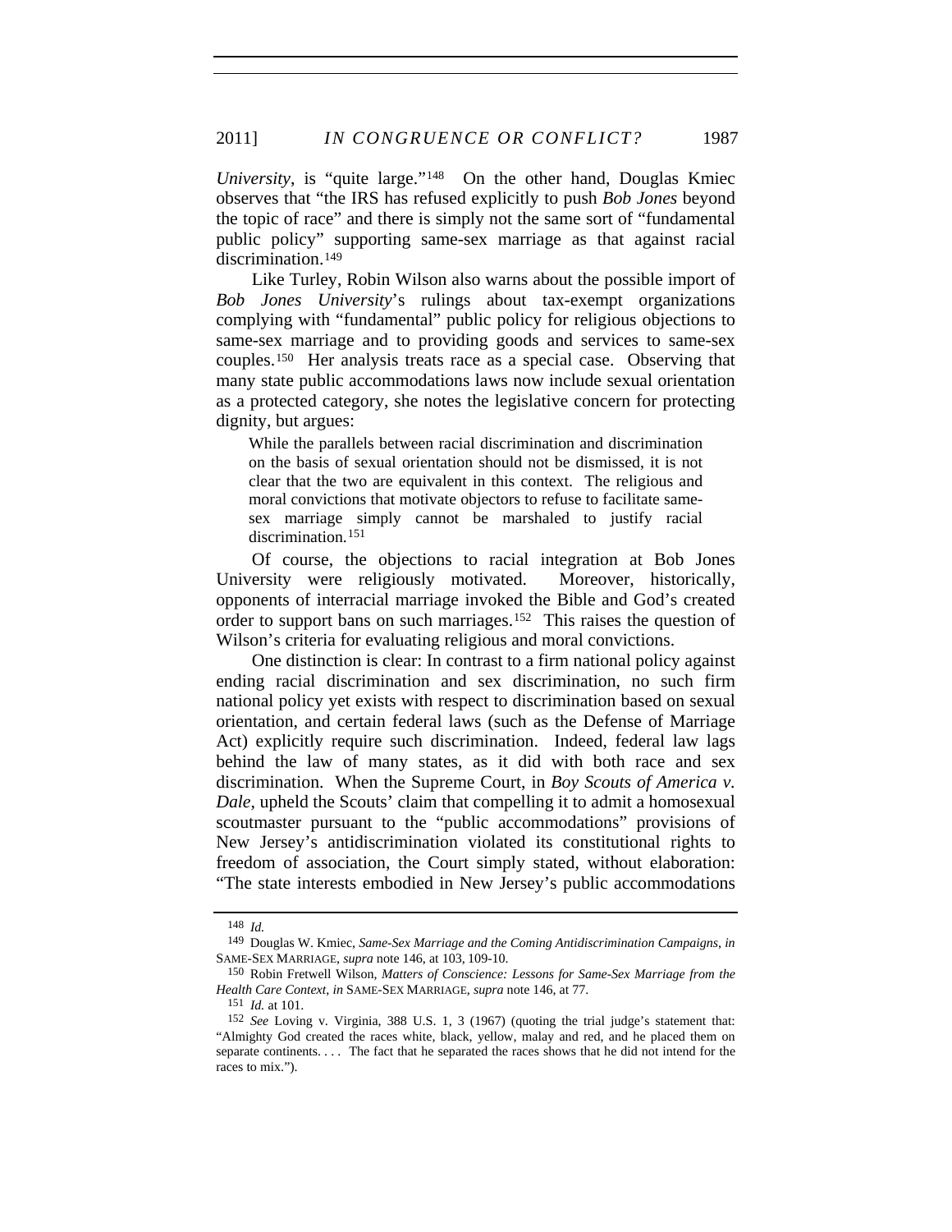*University*, is "quite large."[148] On the other hand, Douglas Kmiec observes that "the IRS has refused explicitly to push *Bob Jones* beyond the topic of race" and there is simply not the same sort of "fundamental public policy" supporting same-sex marriage as that against racial discrimination.[149]

Like Turley, Robin Wilson also warns about the possible import of *Bob Jones University*'s rulings about tax-exempt organizations complying with "fundamental" public policy for religious objections to same-sex marriage and to providing goods and services to same-sex couples.[150] Her analysis treats race as a special case. Observing that many state public accommodations laws now include sexual orientation as a protected category, she notes the legislative concern for protecting dignity, but argues:

> While the parallels between racial discrimination and discrimination on the basis of sexual orientation should not be dismissed, it is not clear that the two are equivalent in this context. The religious and moral convictions that motivate objectors to refuse to facilitate same-sex marriage simply cannot be marshaled to justify racial discrimination.[151]

Of course, the objections to racial integration at Bob Jones University were religiously motivated. Moreover, historically, opponents of interracial marriage invoked the Bible and God's created order to support bans on such marriages.[152] This raises the question of Wilson's criteria for evaluating religious and moral convictions.

One distinction is clear: In contrast to a firm national policy against ending racial discrimination and sex discrimination, no such firm national policy yet exists with respect to discrimination based on sexual orientation, and certain federal laws (such as the Defense of Marriage Act) explicitly require such discrimination. Indeed, federal law lags behind the law of many states, as it did with both race and sex discrimination. When the Supreme Court, in *Boy Scouts of America v. Dale*, upheld the Scouts' claim that compelling it to admit a homosexual scoutmaster pursuant to the "public accommodations" provisions of New Jersey's antidiscrimination violated its constitutional rights to freedom of association, the Court simply stated, without elaboration: "The state interests embodied in New Jersey's public accommodations

---

[148] *Id.*

[149] Douglas W. Kmiec, *Same-Sex Marriage and the Coming Antidiscrimination Campaigns*, *in* SAME-SEX MARRIAGE, *supra* note 146, at 103, 109-10.

[150] Robin Fretwell Wilson, *Matters of Conscience: Lessons for Same-Sex Marriage from the Health Care Context, in* SAME-SEX MARRIAGE, *supra* note 146, at 77.

[151] *Id.* at 101.

[152] *See* Loving v. Virginia, 388 U.S. 1, 3 (1967) (quoting the trial judge's statement that: "Almighty God created the races white, black, yellow, malay and red, and he placed them on separate continents. . . . The fact that he separated the races shows that he did not intend for the races to mix.").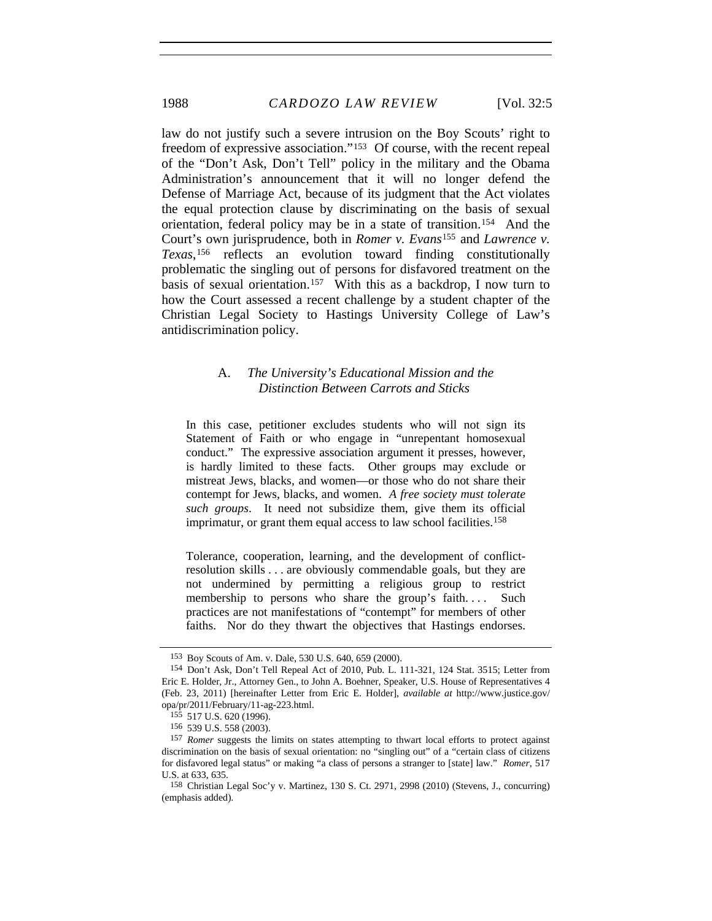law do not justify such a severe intrusion on the Boy Scouts' right to freedom of expressive association."[153] Of course, with the recent repeal of the "Don't Ask, Don't Tell" policy in the military and the Obama Administration's announcement that it will no longer defend the Defense of Marriage Act, because of its judgment that the Act violates the equal protection clause by discriminating on the basis of sexual orientation, federal policy may be in a state of transition.[154] And the Court's own jurisprudence, both in *Romer v. Evans*[155] and *Lawrence v. Texas*,[156] reflects an evolution toward finding constitutionally problematic the singling out of persons for disfavored treatment on the basis of sexual orientation.[157] With this as a backdrop, I now turn to how the Court assessed a recent challenge by a student chapter of the Christian Legal Society to Hastings University College of Law's antidiscrimination policy.

### A. *The University's Educational Mission and the Distinction Between Carrots and Sticks*

> In this case, petitioner excludes students who will not sign its Statement of Faith or who engage in "unrepentant homosexual conduct." The expressive association argument it presses, however, is hardly limited to these facts. Other groups may exclude or mistreat Jews, blacks, and women—or those who do not share their contempt for Jews, blacks, and women. *A free society must tolerate such groups*. It need not subsidize them, give them its official imprimatur, or grant them equal access to law school facilities.[158]

> Tolerance, cooperation, learning, and the development of conflict-resolution skills . . . are obviously commendable goals, but they are not undermined by permitting a religious group to restrict membership to persons who share the group's faith. . . . Such practices are not manifestations of "contempt" for members of other faiths. Nor do they thwart the objectives that Hastings endorses.

---

[153] Boy Scouts of Am. v. Dale, 530 U.S. 640, 659 (2000).

[154] Don't Ask, Don't Tell Repeal Act of 2010, Pub. L. 111-321, 124 Stat. 3515; Letter from Eric E. Holder, Jr., Attorney Gen., to John A. Boehner, Speaker, U.S. House of Representatives 4 (Feb. 23, 2011) [hereinafter Letter from Eric E. Holder], *available at* http://www.justice.gov/opa/pr/2011/February/11-ag-223.html.

[155] 517 U.S. 620 (1996).

[156] 539 U.S. 558 (2003).

[157] *Romer* suggests the limits on states attempting to thwart local efforts to protect against discrimination on the basis of sexual orientation: no "singling out" of a "certain class of citizens for disfavored legal status" or making "a class of persons a stranger to [state] law." *Romer*, 517 U.S. at 633, 635.

[158] Christian Legal Soc'y v. Martinez, 130 S. Ct. 2971, 2998 (2010) (Stevens, J., concurring) (emphasis added).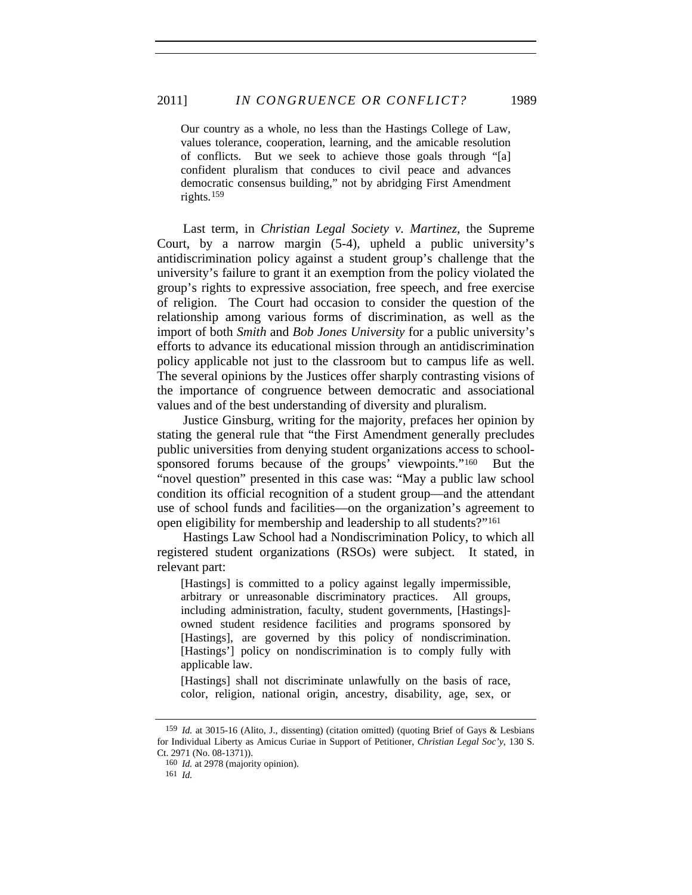> Our country as a whole, no less than the Hastings College of Law, values tolerance, cooperation, learning, and the amicable resolution of conflicts. But we seek to achieve those goals through "[a] confident pluralism that conduces to civil peace and advances democratic consensus building," not by abridging First Amendment rights.[159]

Last term, in *Christian Legal Society v. Martinez*, the Supreme Court, by a narrow margin (5-4), upheld a public university's antidiscrimination policy against a student group's challenge that the university's failure to grant it an exemption from the policy violated the group's rights to expressive association, free speech, and free exercise of religion. The Court had occasion to consider the question of the relationship among various forms of discrimination, as well as the import of both *Smith* and *Bob Jones University* for a public university's efforts to advance its educational mission through an antidiscrimination policy applicable not just to the classroom but to campus life as well. The several opinions by the Justices offer sharply contrasting visions of the importance of congruence between democratic and associational values and of the best understanding of diversity and pluralism.

Justice Ginsburg, writing for the majority, prefaces her opinion by stating the general rule that "the First Amendment generally precludes public universities from denying student organizations access to school-sponsored forums because of the groups' viewpoints."[160] But the "novel question" presented in this case was: "May a public law school condition its official recognition of a student group—and the attendant use of school funds and facilities—on the organization's agreement to open eligibility for membership and leadership to all students?"[161]

Hastings Law School had a Nondiscrimination Policy, to which all registered student organizations (RSOs) were subject. It stated, in relevant part:

> [Hastings] is committed to a policy against legally impermissible, arbitrary or unreasonable discriminatory practices. All groups, including administration, faculty, student governments, [Hastings]-owned student residence facilities and programs sponsored by [Hastings], are governed by this policy of nondiscrimination. [Hastings'] policy on nondiscrimination is to comply fully with applicable law.
>
> [Hastings] shall not discriminate unlawfully on the basis of race, color, religion, national origin, ancestry, disability, age, sex, or

---

159 *Id.* at 3015-16 (Alito, J., dissenting) (citation omitted) (quoting Brief of Gays & Lesbians for Individual Liberty as Amicus Curiae in Support of Petitioner, *Christian Legal Soc'y*, 130 S. Ct. 2971 (No. 08-1371)).

160 *Id.* at 2978 (majority opinion).

161 *Id.*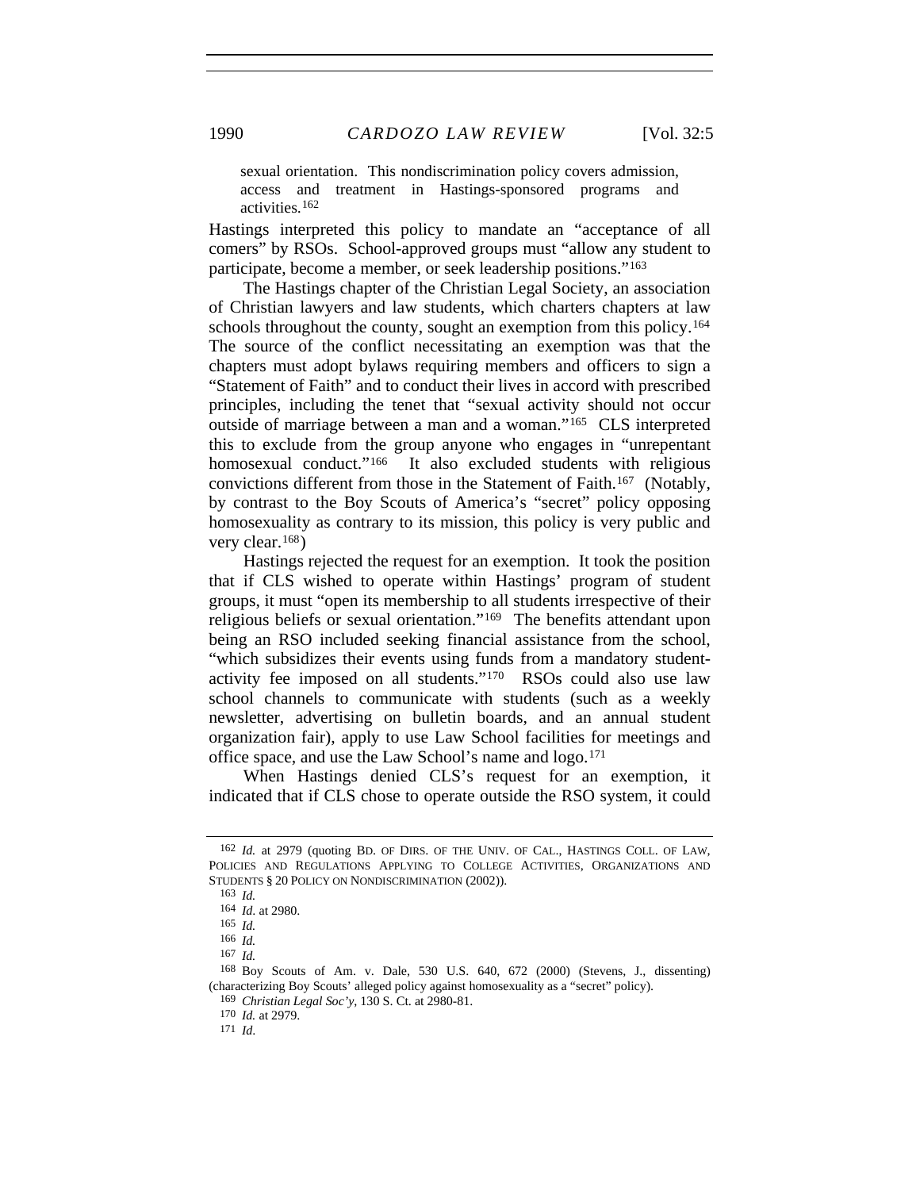> sexual orientation. This nondiscrimination policy covers admission, access and treatment in Hastings-sponsored programs and activities.[162]

Hastings interpreted this policy to mandate an "acceptance of all comers" by RSOs. School-approved groups must "allow any student to participate, become a member, or seek leadership positions."[163]

The Hastings chapter of the Christian Legal Society, an association of Christian lawyers and law students, which charters chapters at law schools throughout the county, sought an exemption from this policy.[164] The source of the conflict necessitating an exemption was that the chapters must adopt bylaws requiring members and officers to sign a "Statement of Faith" and to conduct their lives in accord with prescribed principles, including the tenet that "sexual activity should not occur outside of marriage between a man and a woman."[165] CLS interpreted this to exclude from the group anyone who engages in "unrepentant homosexual conduct."[166] It also excluded students with religious convictions different from those in the Statement of Faith.[167] (Notably, by contrast to the Boy Scouts of America's "secret" policy opposing homosexuality as contrary to its mission, this policy is very public and very clear.[168])

Hastings rejected the request for an exemption. It took the position that if CLS wished to operate within Hastings' program of student groups, it must "open its membership to all students irrespective of their religious beliefs or sexual orientation."[169] The benefits attendant upon being an RSO included seeking financial assistance from the school, "which subsidizes their events using funds from a mandatory student-activity fee imposed on all students."[170] RSOs could also use law school channels to communicate with students (such as a weekly newsletter, advertising on bulletin boards, and an annual student organization fair), apply to use Law School facilities for meetings and office space, and use the Law School's name and logo.[171]

When Hastings denied CLS's request for an exemption, it indicated that if CLS chose to operate outside the RSO system, it could

---

162 *Id.* at 2979 (quoting BD. OF DIRS. OF THE UNIV. OF CAL., HASTINGS COLL. OF LAW, POLICIES AND REGULATIONS APPLYING TO COLLEGE ACTIVITIES, ORGANIZATIONS AND STUDENTS § 20 POLICY ON NONDISCRIMINATION (2002)).

163 *Id.*

164 *Id.* at 2980.

165 *Id.*

166 *Id.*

167 *Id.*

168 Boy Scouts of Am. v. Dale, 530 U.S. 640, 672 (2000) (Stevens, J., dissenting) (characterizing Boy Scouts' alleged policy against homosexuality as a "secret" policy).

169 *Christian Legal Soc'y*, 130 S. Ct. at 2980-81.

170 *Id.* at 2979.

171 *Id.*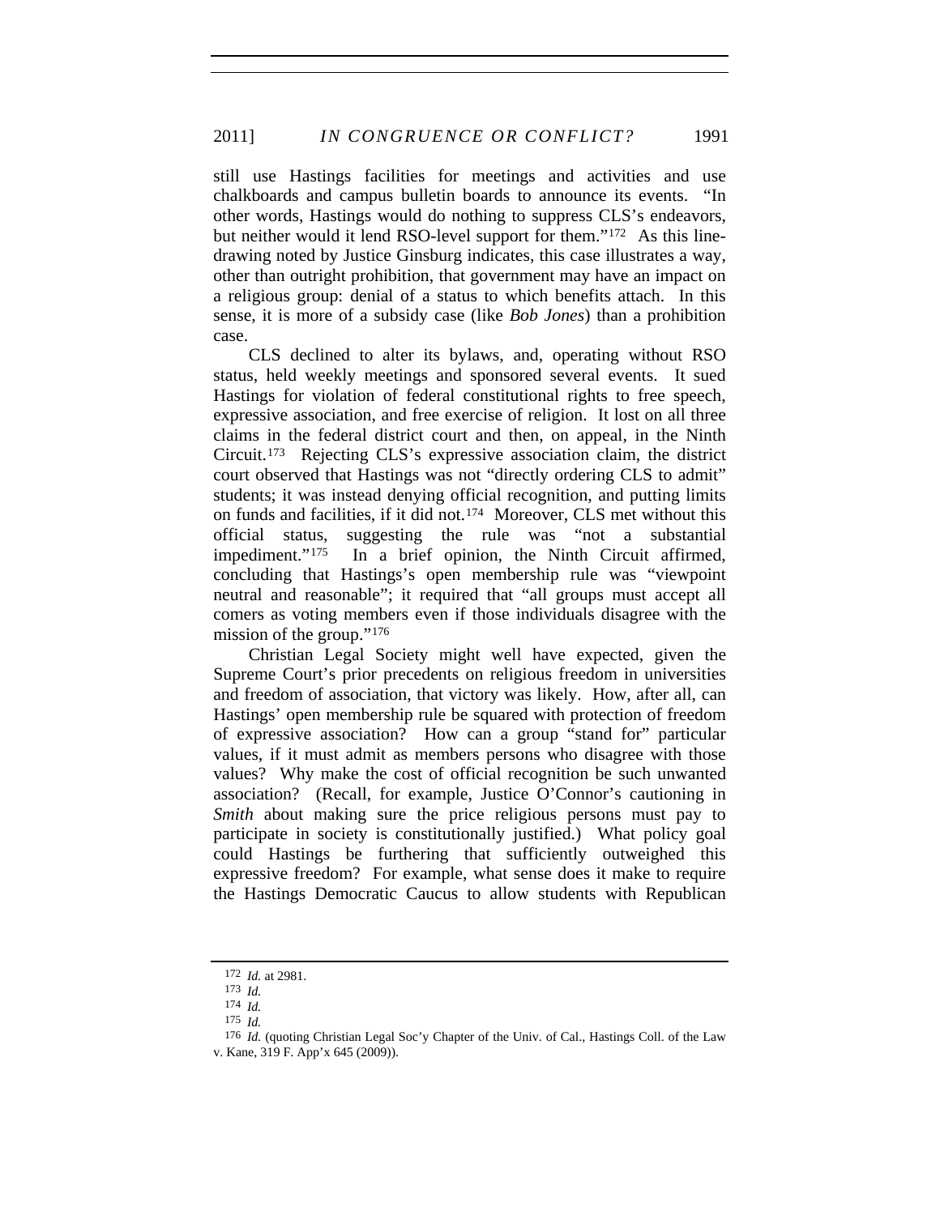still use Hastings facilities for meetings and activities and use chalkboards and campus bulletin boards to announce its events. "In other words, Hastings would do nothing to suppress CLS's endeavors, but neither would it lend RSO-level support for them."[172] As this line-drawing noted by Justice Ginsburg indicates, this case illustrates a way, other than outright prohibition, that government may have an impact on a religious group: denial of a status to which benefits attach. In this sense, it is more of a subsidy case (like *Bob Jones*) than a prohibition case.

CLS declined to alter its bylaws, and, operating without RSO status, held weekly meetings and sponsored several events. It sued Hastings for violation of federal constitutional rights to free speech, expressive association, and free exercise of religion. It lost on all three claims in the federal district court and then, on appeal, in the Ninth Circuit.[173] Rejecting CLS's expressive association claim, the district court observed that Hastings was not "directly ordering CLS to admit" students; it was instead denying official recognition, and putting limits on funds and facilities, if it did not.[174] Moreover, CLS met without this official status, suggesting the rule was "not a substantial impediment."[175] In a brief opinion, the Ninth Circuit affirmed, concluding that Hastings's open membership rule was "viewpoint neutral and reasonable"; it required that "all groups must accept all comers as voting members even if those individuals disagree with the mission of the group."[176]

Christian Legal Society might well have expected, given the Supreme Court's prior precedents on religious freedom in universities and freedom of association, that victory was likely. How, after all, can Hastings' open membership rule be squared with protection of freedom of expressive association? How can a group "stand for" particular values, if it must admit as members persons who disagree with those values? Why make the cost of official recognition be such unwanted association? (Recall, for example, Justice O'Connor's cautioning in *Smith* about making sure the price religious persons must pay to participate in society is constitutionally justified.) What policy goal could Hastings be furthering that sufficiently outweighed this expressive freedom? For example, what sense does it make to require the Hastings Democratic Caucus to allow students with Republican

---

172 *Id.* at 2981.

173 *Id.*

174 *Id.*

175 *Id.*

176 *Id.* (quoting Christian Legal Soc'y Chapter of the Univ. of Cal., Hastings Coll. of the Law v. Kane, 319 F. App'x 645 (2009)).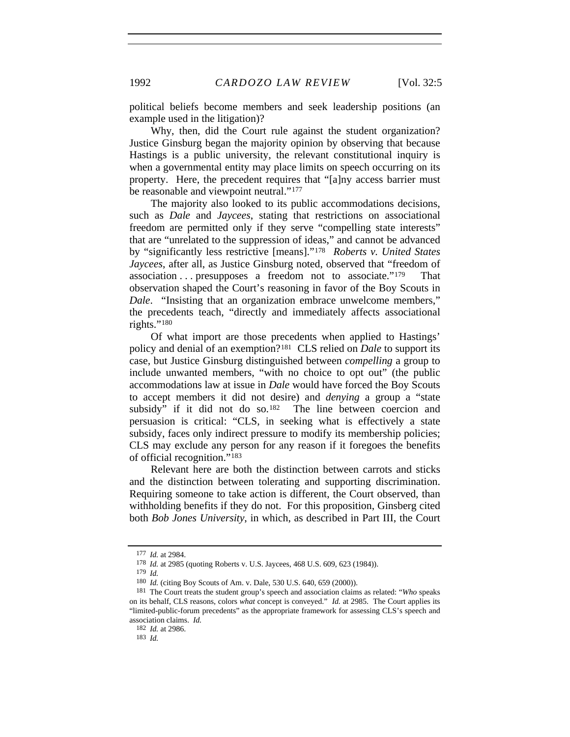political beliefs become members and seek leadership positions (an example used in the litigation)?

Why, then, did the Court rule against the student organization? Justice Ginsburg began the majority opinion by observing that because Hastings is a public university, the relevant constitutional inquiry is when a governmental entity may place limits on speech occurring on its property. Here, the precedent requires that "[a]ny access barrier must be reasonable and viewpoint neutral."[177]

The majority also looked to its public accommodations decisions, such as *Dale* and *Jaycees*, stating that restrictions on associational freedom are permitted only if they serve "compelling state interests" that are "unrelated to the suppression of ideas," and cannot be advanced by "significantly less restrictive [means]."[178] *Roberts v. United States Jaycees*, after all, as Justice Ginsburg noted, observed that "freedom of association . . . presupposes a freedom not to associate."[179] That observation shaped the Court's reasoning in favor of the Boy Scouts in *Dale*. "Insisting that an organization embrace unwelcome members," the precedents teach, "directly and immediately affects associational rights."[180]

Of what import are those precedents when applied to Hastings' policy and denial of an exemption?[181] CLS relied on *Dale* to support its case, but Justice Ginsburg distinguished between *compelling* a group to include unwanted members, "with no choice to opt out" (the public accommodations law at issue in *Dale* would have forced the Boy Scouts to accept members it did not desire) and *denying* a group a "state subsidy" if it did not do so.[182] The line between coercion and persuasion is critical: "CLS, in seeking what is effectively a state subsidy, faces only indirect pressure to modify its membership policies; CLS may exclude any person for any reason if it foregoes the benefits of official recognition."[183]

Relevant here are both the distinction between carrots and sticks and the distinction between tolerating and supporting discrimination. Requiring someone to take action is different, the Court observed, than withholding benefits if they do not. For this proposition, Ginsberg cited both *Bob Jones University*, in which, as described in Part III, the Court

---

177 *Id.* at 2984.

178 *Id.* at 2985 (quoting Roberts v. U.S. Jaycees, 468 U.S. 609, 623 (1984)).

179 *Id.*

180 *Id.* (citing Boy Scouts of Am. v. Dale, 530 U.S. 640, 659 (2000)).

181 The Court treats the student group's speech and association claims as related: "*Who* speaks on its behalf, CLS reasons, colors *what* concept is conveyed." *Id.* at 2985. The Court applies its "limited-public-forum precedents" as the appropriate framework for assessing CLS's speech and association claims. *Id.*

182 *Id.* at 2986.

183 *Id.*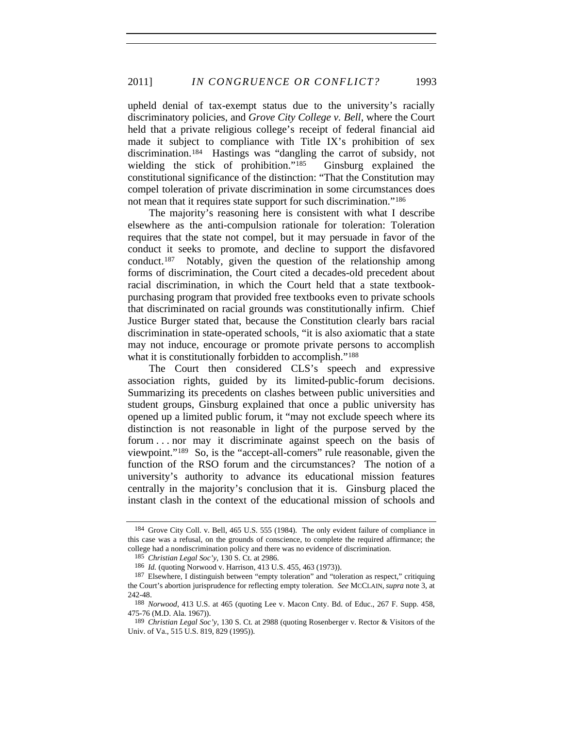upheld denial of tax-exempt status due to the university's racially discriminatory policies, and *Grove City College v. Bell*, where the Court held that a private religious college's receipt of federal financial aid made it subject to compliance with Title IX's prohibition of sex discrimination.[184] Hastings was "dangling the carrot of subsidy, not wielding the stick of prohibition."[185] Ginsburg explained the constitutional significance of the distinction: "That the Constitution may compel toleration of private discrimination in some circumstances does not mean that it requires state support for such discrimination."[186]

The majority's reasoning here is consistent with what I describe elsewhere as the anti-compulsion rationale for toleration: Toleration requires that the state not compel, but it may persuade in favor of the conduct it seeks to promote, and decline to support the disfavored conduct.[187] Notably, given the question of the relationship among forms of discrimination, the Court cited a decades-old precedent about racial discrimination, in which the Court held that a state textbook-purchasing program that provided free textbooks even to private schools that discriminated on racial grounds was constitutionally infirm. Chief Justice Burger stated that, because the Constitution clearly bars racial discrimination in state-operated schools, "it is also axiomatic that a state may not induce, encourage or promote private persons to accomplish what it is constitutionally forbidden to accomplish."[188]

The Court then considered CLS's speech and expressive association rights, guided by its limited-public-forum decisions. Summarizing its precedents on clashes between public universities and student groups, Ginsburg explained that once a public university has opened up a limited public forum, it "may not exclude speech where its distinction is not reasonable in light of the purpose served by the forum . . . nor may it discriminate against speech on the basis of viewpoint."[189] So, is the "accept-all-comers" rule reasonable, given the function of the RSO forum and the circumstances? The notion of a university's authority to advance its educational mission features centrally in the majority's conclusion that it is. Ginsburg placed the instant clash in the context of the educational mission of schools and

---

184 Grove City Coll. v. Bell, 465 U.S. 555 (1984). The only evident failure of compliance in this case was a refusal, on the grounds of conscience, to complete the required affirmance; the college had a nondiscrimination policy and there was no evidence of discrimination.

185 *Christian Legal Soc'y*, 130 S. Ct. at 2986.

186 *Id.* (quoting Norwood v. Harrison, 413 U.S. 455, 463 (1973)).

187 Elsewhere, I distinguish between "empty toleration" and "toleration as respect," critiquing the Court's abortion jurisprudence for reflecting empty toleration. *See* MCCLAIN, *supra* note 3, at 242-48.

188 *Norwood*, 413 U.S. at 465 (quoting Lee v. Macon Cnty. Bd. of Educ., 267 F. Supp. 458, 475-76 (M.D. Ala. 1967)).

189 *Christian Legal Soc'y*, 130 S. Ct. at 2988 (quoting Rosenberger v. Rector & Visitors of the Univ. of Va., 515 U.S. 819, 829 (1995)).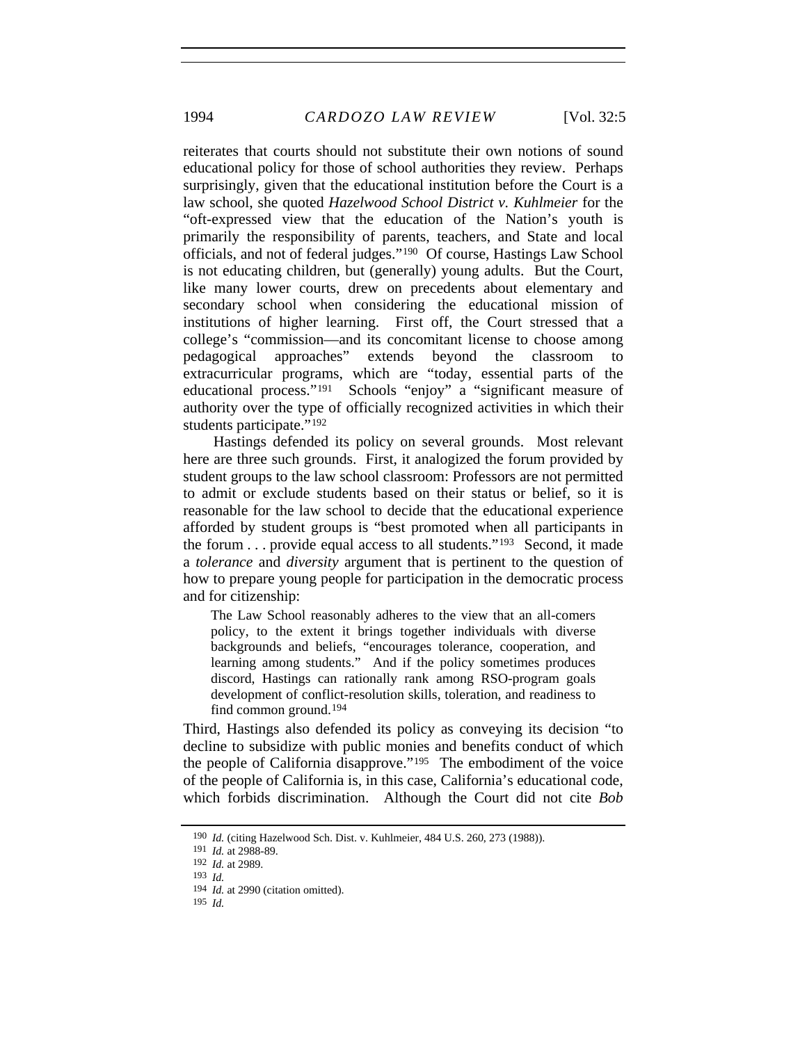reiterates that courts should not substitute their own notions of sound educational policy for those of school authorities they review. Perhaps surprisingly, given that the educational institution before the Court is a law school, she quoted *Hazelwood School District v. Kuhlmeier* for the "oft-expressed view that the education of the Nation's youth is primarily the responsibility of parents, teachers, and State and local officials, and not of federal judges."[190] Of course, Hastings Law School is not educating children, but (generally) young adults. But the Court, like many lower courts, drew on precedents about elementary and secondary school when considering the educational mission of institutions of higher learning. First off, the Court stressed that a college's "commission—and its concomitant license to choose among pedagogical approaches" extends beyond the classroom to extracurricular programs, which are "today, essential parts of the educational process."[191] Schools "enjoy" a "significant measure of authority over the type of officially recognized activities in which their students participate."[192]

Hastings defended its policy on several grounds. Most relevant here are three such grounds. First, it analogized the forum provided by student groups to the law school classroom: Professors are not permitted to admit or exclude students based on their status or belief, so it is reasonable for the law school to decide that the educational experience afforded by student groups is "best promoted when all participants in the forum . . . provide equal access to all students."[193] Second, it made a *tolerance* and *diversity* argument that is pertinent to the question of how to prepare young people for participation in the democratic process and for citizenship:

> The Law School reasonably adheres to the view that an all-comers policy, to the extent it brings together individuals with diverse backgrounds and beliefs, "encourages tolerance, cooperation, and learning among students." And if the policy sometimes produces discord, Hastings can rationally rank among RSO-program goals development of conflict-resolution skills, toleration, and readiness to find common ground.[194]

Third, Hastings also defended its policy as conveying its decision "to decline to subsidize with public monies and benefits conduct of which the people of California disapprove."[195] The embodiment of the voice of the people of California is, in this case, California's educational code, which forbids discrimination. Although the Court did not cite *Bob*

---

190 *Id.* (citing Hazelwood Sch. Dist. v. Kuhlmeier, 484 U.S. 260, 273 (1988)).

191 *Id.* at 2988-89.

192 *Id.* at 2989.

193 *Id.*

194 *Id.* at 2990 (citation omitted).

195 *Id.*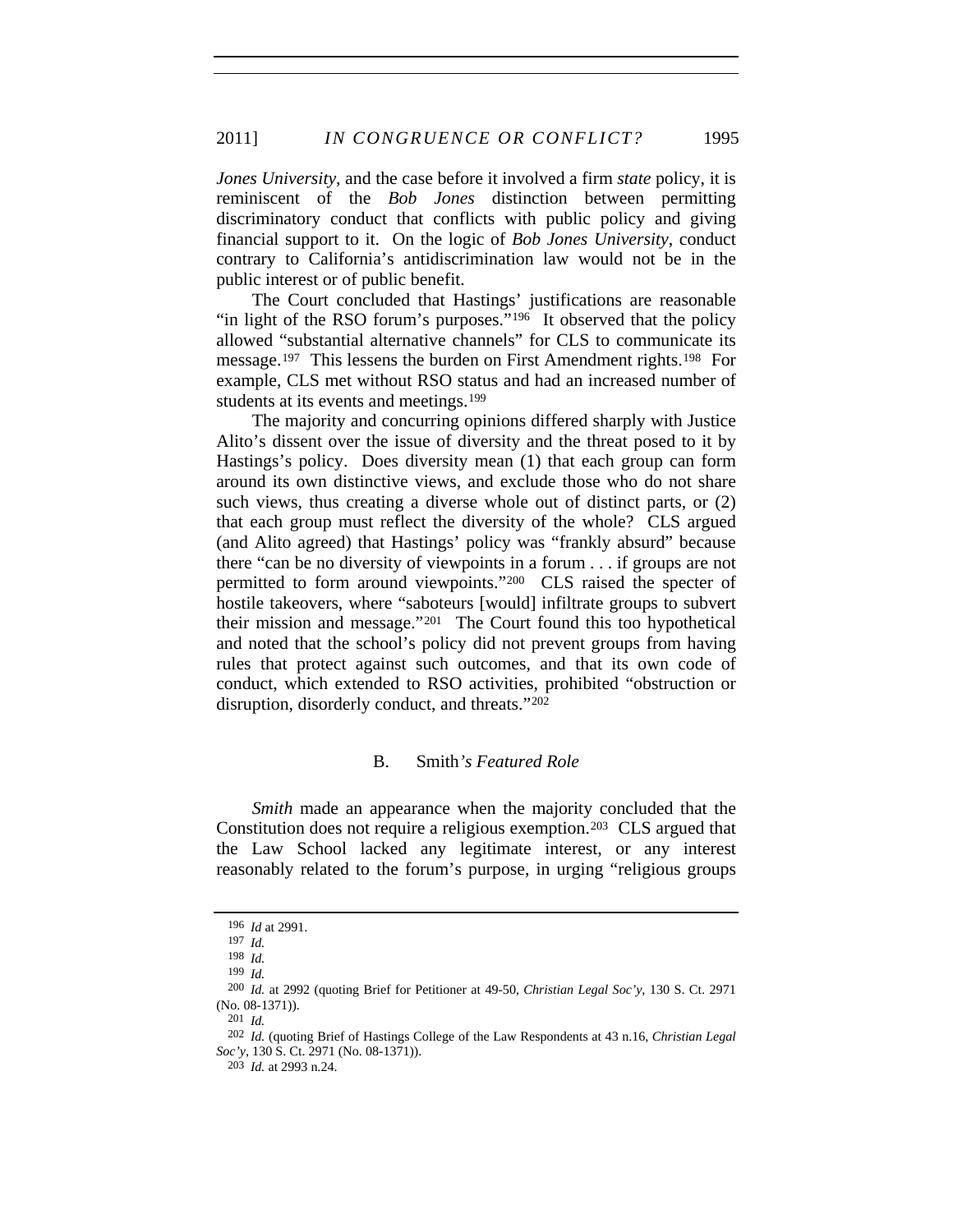*Jones University*, and the case before it involved a firm *state* policy, it is reminiscent of the *Bob Jones* distinction between permitting discriminatory conduct that conflicts with public policy and giving financial support to it. On the logic of *Bob Jones University*, conduct contrary to California's antidiscrimination law would not be in the public interest or of public benefit.

The Court concluded that Hastings' justifications are reasonable "in light of the RSO forum's purposes."[196] It observed that the policy allowed "substantial alternative channels" for CLS to communicate its message.[197] This lessens the burden on First Amendment rights.[198] For example, CLS met without RSO status and had an increased number of students at its events and meetings.[199]

The majority and concurring opinions differed sharply with Justice Alito's dissent over the issue of diversity and the threat posed to it by Hastings's policy. Does diversity mean (1) that each group can form around its own distinctive views, and exclude those who do not share such views, thus creating a diverse whole out of distinct parts, or (2) that each group must reflect the diversity of the whole? CLS argued (and Alito agreed) that Hastings' policy was "frankly absurd" because there "can be no diversity of viewpoints in a forum . . . if groups are not permitted to form around viewpoints."[200] CLS raised the specter of hostile takeovers, where "saboteurs [would] infiltrate groups to subvert their mission and message."[201] The Court found this too hypothetical and noted that the school's policy did not prevent groups from having rules that protect against such outcomes, and that its own code of conduct, which extended to RSO activities, prohibited "obstruction or disruption, disorderly conduct, and threats."[202]

### B. *Smith's Featured Role*

*Smith* made an appearance when the majority concluded that the Constitution does not require a religious exemption.[203] CLS argued that the Law School lacked any legitimate interest, or any interest reasonably related to the forum's purpose, in urging "religious groups

---

196 *Id* at 2991.

197 *Id.*

198 *Id.*

199 *Id.*

200 *Id.* at 2992 (quoting Brief for Petitioner at 49-50, *Christian Legal Soc'y*, 130 S. Ct. 2971 (No. 08-1371)).

201 *Id.*

202 *Id.* (quoting Brief of Hastings College of the Law Respondents at 43 n.16, *Christian Legal Soc'y*, 130 S. Ct. 2971 (No. 08-1371)).

203 *Id.* at 2993 n.24.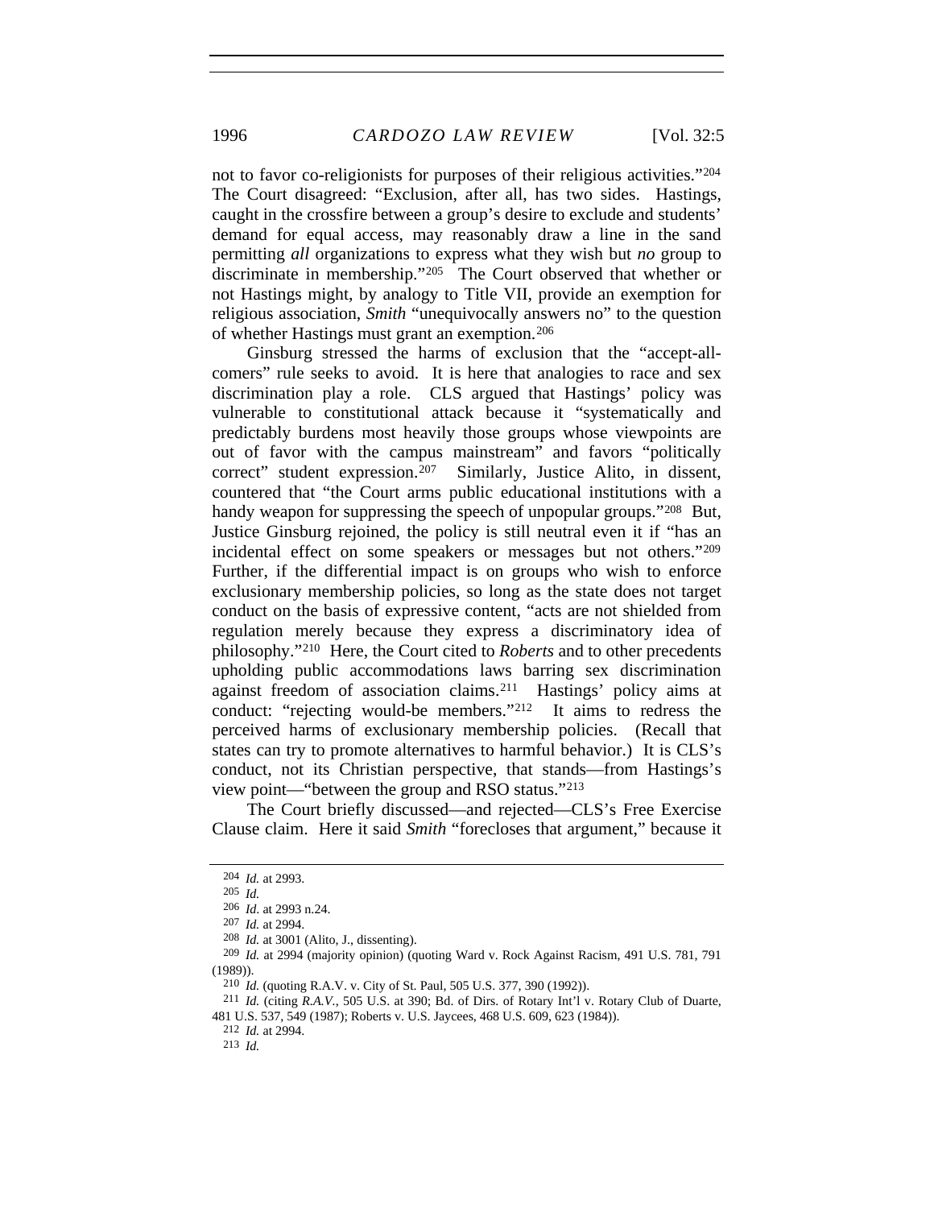not to favor co-religionists for purposes of their religious activities."[204] The Court disagreed: "Exclusion, after all, has two sides. Hastings, caught in the crossfire between a group's desire to exclude and students' demand for equal access, may reasonably draw a line in the sand permitting *all* organizations to express what they wish but *no* group to discriminate in membership."[205] The Court observed that whether or not Hastings might, by analogy to Title VII, provide an exemption for religious association, *Smith* "unequivocally answers no" to the question of whether Hastings must grant an exemption.[206]

Ginsburg stressed the harms of exclusion that the "accept-all-comers" rule seeks to avoid. It is here that analogies to race and sex discrimination play a role. CLS argued that Hastings' policy was vulnerable to constitutional attack because it "systematically and predictably burdens most heavily those groups whose viewpoints are out of favor with the campus mainstream" and favors "politically correct" student expression.[207] Similarly, Justice Alito, in dissent, countered that "the Court arms public educational institutions with a handy weapon for suppressing the speech of unpopular groups."[208] But, Justice Ginsburg rejoined, the policy is still neutral even it if "has an incidental effect on some speakers or messages but not others."[209] Further, if the differential impact is on groups who wish to enforce exclusionary membership policies, so long as the state does not target conduct on the basis of expressive content, "acts are not shielded from regulation merely because they express a discriminatory idea of philosophy."[210] Here, the Court cited to *Roberts* and to other precedents upholding public accommodations laws barring sex discrimination against freedom of association claims.[211] Hastings' policy aims at conduct: "rejecting would-be members."[212] It aims to redress the perceived harms of exclusionary membership policies. (Recall that states can try to promote alternatives to harmful behavior.) It is CLS's conduct, not its Christian perspective, that stands—from Hastings's view point—"between the group and RSO status."[213]

The Court briefly discussed—and rejected—CLS's Free Exercise Clause claim. Here it said *Smith* "forecloses that argument," because it

---

[204] *Id.* at 2993.

[205] *Id.*

[206] *Id.* at 2993 n.24.

[207] *Id.* at 2994.

[208] *Id.* at 3001 (Alito, J., dissenting).

[209] *Id.* at 2994 (majority opinion) (quoting Ward v. Rock Against Racism, 491 U.S. 781, 791 (1989)).

[210] *Id.* (quoting R.A.V. v. City of St. Paul, 505 U.S. 377, 390 (1992)).

[211] *Id.* (citing *R.A.V.*, 505 U.S. at 390; Bd. of Dirs. of Rotary Int'l v. Rotary Club of Duarte, 481 U.S. 537, 549 (1987); Roberts v. U.S. Jaycees, 468 U.S. 609, 623 (1984)).

[212] *Id.* at 2994.

[213] *Id.*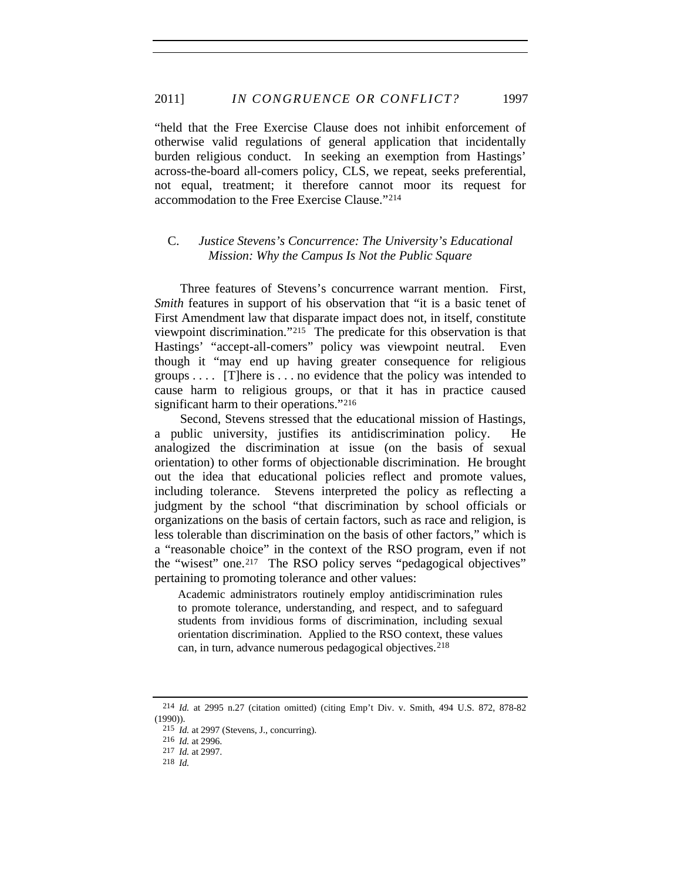"held that the Free Exercise Clause does not inhibit enforcement of otherwise valid regulations of general application that incidentally burden religious conduct. In seeking an exemption from Hastings' across-the-board all-comers policy, CLS, we repeat, seeks preferential, not equal, treatment; it therefore cannot moor its request for accommodation to the Free Exercise Clause."[214]

### C. *Justice Stevens's Concurrence: The University's Educational Mission: Why the Campus Is Not the Public Square*

Three features of Stevens's concurrence warrant mention. First, *Smith* features in support of his observation that "it is a basic tenet of First Amendment law that disparate impact does not, in itself, constitute viewpoint discrimination."[215] The predicate for this observation is that Hastings' "accept-all-comers" policy was viewpoint neutral. Even though it "may end up having greater consequence for religious groups . . . . [T]here is . . . no evidence that the policy was intended to cause harm to religious groups, or that it has in practice caused significant harm to their operations."[216]

Second, Stevens stressed that the educational mission of Hastings, a public university, justifies its antidiscrimination policy. He analogized the discrimination at issue (on the basis of sexual orientation) to other forms of objectionable discrimination. He brought out the idea that educational policies reflect and promote values, including tolerance. Stevens interpreted the policy as reflecting a judgment by the school "that discrimination by school officials or organizations on the basis of certain factors, such as race and religion, is less tolerable than discrimination on the basis of other factors," which is a "reasonable choice" in the context of the RSO program, even if not the "wisest" one.[217] The RSO policy serves "pedagogical objectives" pertaining to promoting tolerance and other values:

> Academic administrators routinely employ antidiscrimination rules to promote tolerance, understanding, and respect, and to safeguard students from invidious forms of discrimination, including sexual orientation discrimination. Applied to the RSO context, these values can, in turn, advance numerous pedagogical objectives.[218]

---

[214] *Id.* at 2995 n.27 (citation omitted) (citing Emp't Div. v. Smith, 494 U.S. 872, 878-82 (1990)).

[215] *Id.* at 2997 (Stevens, J., concurring).

[216] *Id.* at 2996.

[217] *Id.* at 2997.

[218] *Id.*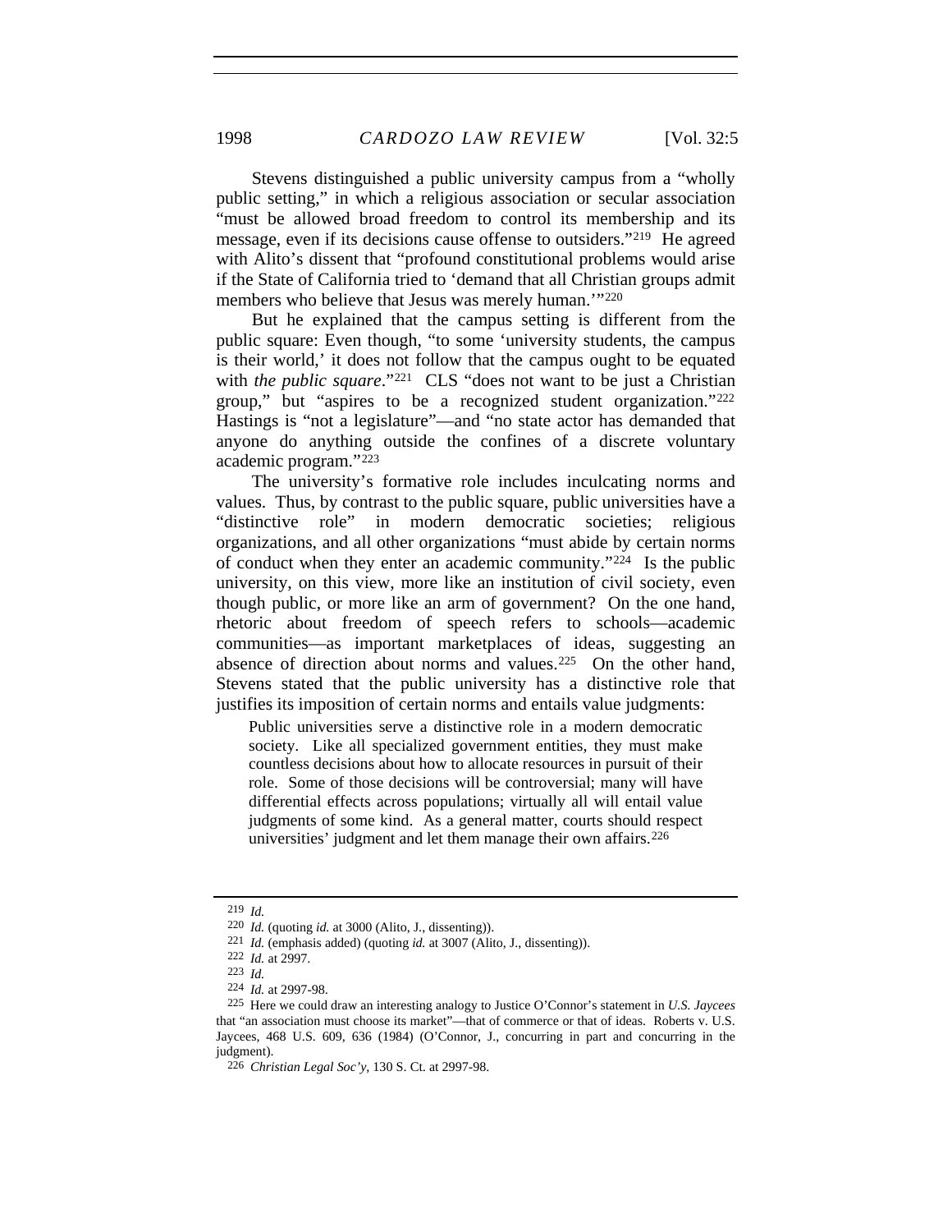Stevens distinguished a public university campus from a "wholly public setting," in which a religious association or secular association "must be allowed broad freedom to control its membership and its message, even if its decisions cause offense to outsiders."[219] He agreed with Alito's dissent that "profound constitutional problems would arise if the State of California tried to 'demand that all Christian groups admit members who believe that Jesus was merely human.'"[220]

But he explained that the campus setting is different from the public square: Even though, "to some 'university students, the campus is their world,' it does not follow that the campus ought to be equated with *the public square*."[221] CLS "does not want to be just a Christian group," but "aspires to be a recognized student organization."[222] Hastings is "not a legislature"—and "no state actor has demanded that anyone do anything outside the confines of a discrete voluntary academic program."[223]

The university's formative role includes inculcating norms and values. Thus, by contrast to the public square, public universities have a "distinctive role" in modern democratic societies; religious organizations, and all other organizations "must abide by certain norms of conduct when they enter an academic community."[224] Is the public university, on this view, more like an institution of civil society, even though public, or more like an arm of government? On the one hand, rhetoric about freedom of speech refers to schools—academic communities—as important marketplaces of ideas, suggesting an absence of direction about norms and values.[225] On the other hand, Stevens stated that the public university has a distinctive role that justifies its imposition of certain norms and entails value judgments:

> Public universities serve a distinctive role in a modern democratic society. Like all specialized government entities, they must make countless decisions about how to allocate resources in pursuit of their role. Some of those decisions will be controversial; many will have differential effects across populations; virtually all will entail value judgments of some kind. As a general matter, courts should respect universities' judgment and let them manage their own affairs.[226]

---

219 *Id.*

220 *Id.* (quoting *id.* at 3000 (Alito, J., dissenting)).

221 *Id.* (emphasis added) (quoting *id.* at 3007 (Alito, J., dissenting)).

222 *Id.* at 2997.

223 *Id.*

224 *Id.* at 2997-98.

225 Here we could draw an interesting analogy to Justice O'Connor's statement in *U.S. Jaycees* that "an association must choose its market"—that of commerce or that of ideas. Roberts v. U.S. Jaycees, 468 U.S. 609, 636 (1984) (O'Connor, J., concurring in part and concurring in the judgment).

226 *Christian Legal Soc'y*, 130 S. Ct. at 2997-98.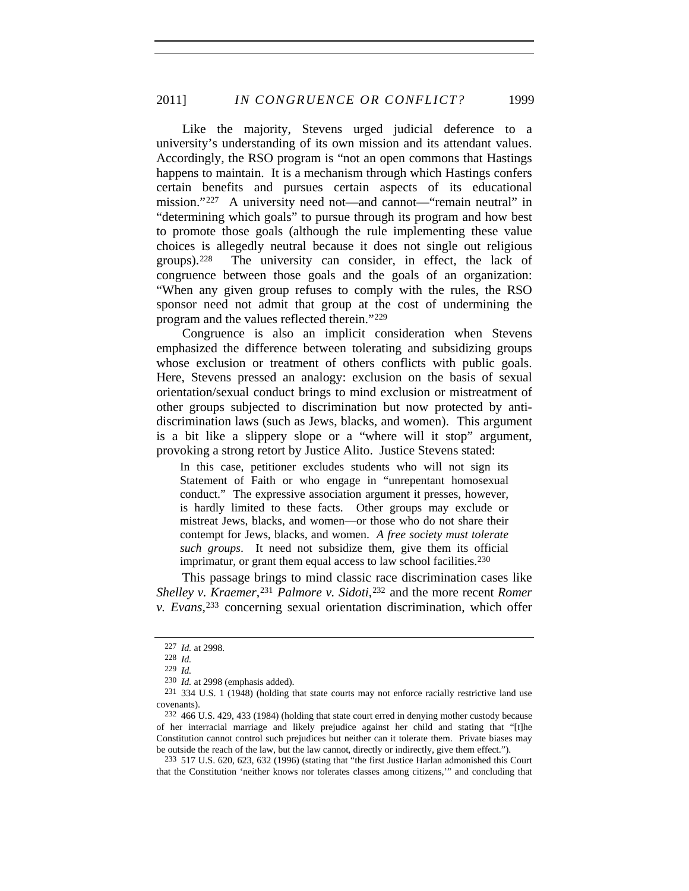Like the majority, Stevens urged judicial deference to a university's understanding of its own mission and its attendant values. Accordingly, the RSO program is "not an open commons that Hastings happens to maintain. It is a mechanism through which Hastings confers certain benefits and pursues certain aspects of its educational mission."[227] A university need not—and cannot—"remain neutral" in "determining which goals" to pursue through its program and how best to promote those goals (although the rule implementing these value choices is allegedly neutral because it does not single out religious groups).[228] The university can consider, in effect, the lack of congruence between those goals and the goals of an organization: "When any given group refuses to comply with the rules, the RSO sponsor need not admit that group at the cost of undermining the program and the values reflected therein."[229]

Congruence is also an implicit consideration when Stevens emphasized the difference between tolerating and subsidizing groups whose exclusion or treatment of others conflicts with public goals. Here, Stevens pressed an analogy: exclusion on the basis of sexual orientation/sexual conduct brings to mind exclusion or mistreatment of other groups subjected to discrimination but now protected by anti-discrimination laws (such as Jews, blacks, and women). This argument is a bit like a slippery slope or a "where will it stop" argument, provoking a strong retort by Justice Alito. Justice Stevens stated:

> In this case, petitioner excludes students who will not sign its Statement of Faith or who engage in "unrepentant homosexual conduct." The expressive association argument it presses, however, is hardly limited to these facts. Other groups may exclude or mistreat Jews, blacks, and women—or those who do not share their contempt for Jews, blacks, and women. *A free society must tolerate such groups*. It need not subsidize them, give them its official imprimatur, or grant them equal access to law school facilities.[230]

This passage brings to mind classic race discrimination cases like *Shelley v. Kraemer*,[231] *Palmore v. Sidoti*,[232] and the more recent *Romer v. Evans*,[233] concerning sexual orientation discrimination, which offer

---

[227] *Id.* at 2998.

[228] *Id.*

[229] *Id.*

[230] *Id.* at 2998 (emphasis added).

[231] 334 U.S. 1 (1948) (holding that state courts may not enforce racially restrictive land use covenants).

[232] 466 U.S. 429, 433 (1984) (holding that state court erred in denying mother custody because of her interracial marriage and likely prejudice against her child and stating that "[t]he Constitution cannot control such prejudices but neither can it tolerate them. Private biases may be outside the reach of the law, but the law cannot, directly or indirectly, give them effect.").

[233] 517 U.S. 620, 623, 632 (1996) (stating that "the first Justice Harlan admonished this Court that the Constitution 'neither knows nor tolerates classes among citizens,'" and concluding that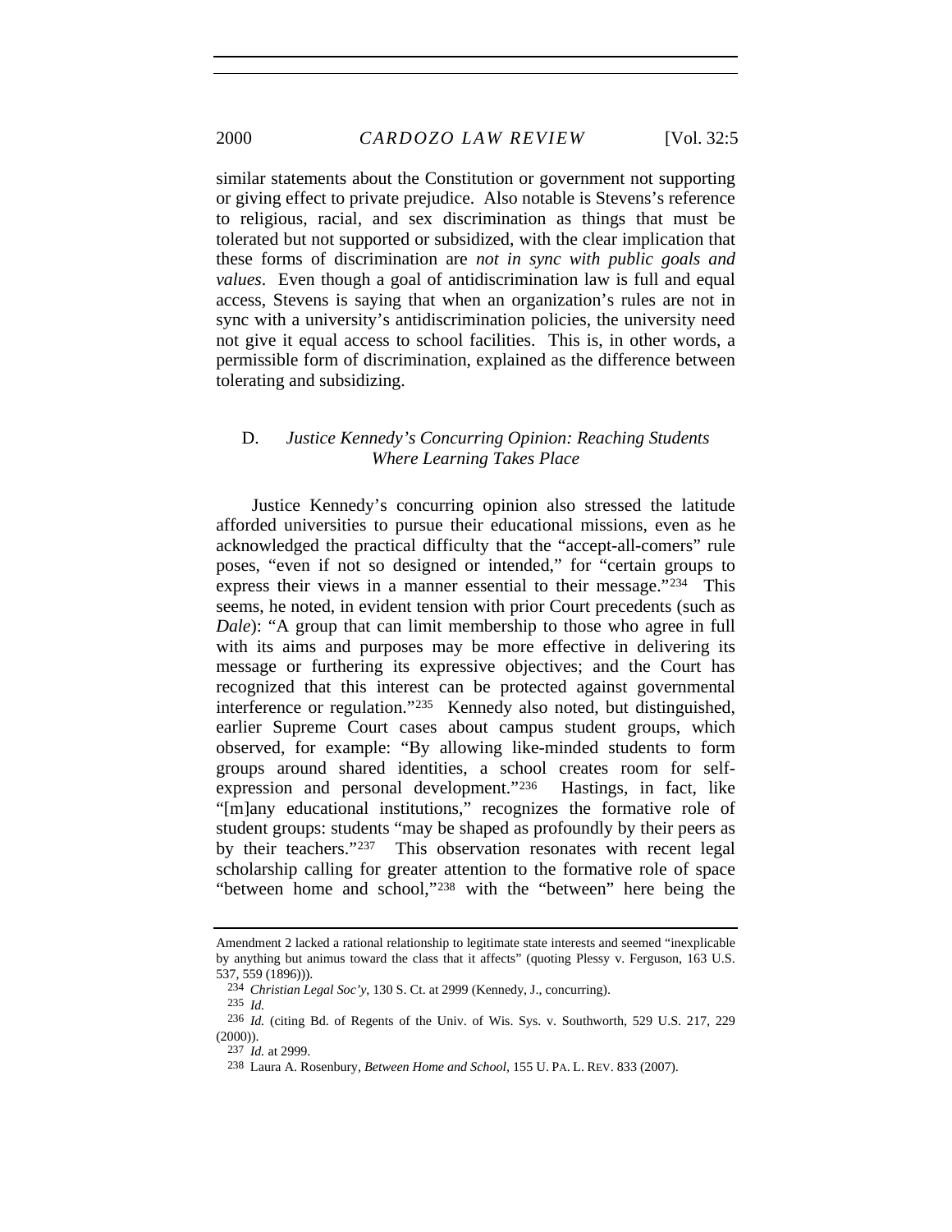similar statements about the Constitution or government not supporting or giving effect to private prejudice. Also notable is Stevens's reference to religious, racial, and sex discrimination as things that must be tolerated but not supported or subsidized, with the clear implication that these forms of discrimination are *not in sync with public goals and values*. Even though a goal of antidiscrimination law is full and equal access, Stevens is saying that when an organization's rules are not in sync with a university's antidiscrimination policies, the university need not give it equal access to school facilities. This is, in other words, a permissible form of discrimination, explained as the difference between tolerating and subsidizing.

### D. *Justice Kennedy's Concurring Opinion: Reaching Students Where Learning Takes Place*

Justice Kennedy's concurring opinion also stressed the latitude afforded universities to pursue their educational missions, even as he acknowledged the practical difficulty that the "accept-all-comers" rule poses, "even if not so designed or intended," for "certain groups to express their views in a manner essential to their message."[234] This seems, he noted, in evident tension with prior Court precedents (such as *Dale*): "A group that can limit membership to those who agree in full with its aims and purposes may be more effective in delivering its message or furthering its expressive objectives; and the Court has recognized that this interest can be protected against governmental interference or regulation."[235] Kennedy also noted, but distinguished, earlier Supreme Court cases about campus student groups, which observed, for example: "By allowing like-minded students to form groups around shared identities, a school creates room for self-expression and personal development."[236] Hastings, in fact, like "[m]any educational institutions," recognizes the formative role of student groups: students "may be shaped as profoundly by their peers as by their teachers."[237] This observation resonates with recent legal scholarship calling for greater attention to the formative role of space "between home and school,"[238] with the "between" here being the

---

Amendment 2 lacked a rational relationship to legitimate state interests and seemed "inexplicable by anything but animus toward the class that it affects" (quoting Plessy v. Ferguson, 163 U.S. 537, 559 (1896))).

[234] *Christian Legal Soc'y*, 130 S. Ct. at 2999 (Kennedy, J., concurring).

[235] *Id.*

[236] *Id.* (citing Bd. of Regents of the Univ. of Wis. Sys. v. Southworth, 529 U.S. 217, 229 (2000)).

[237] *Id.* at 2999.

[238] Laura A. Rosenbury, *Between Home and School*, 155 U. PA. L. REV. 833 (2007).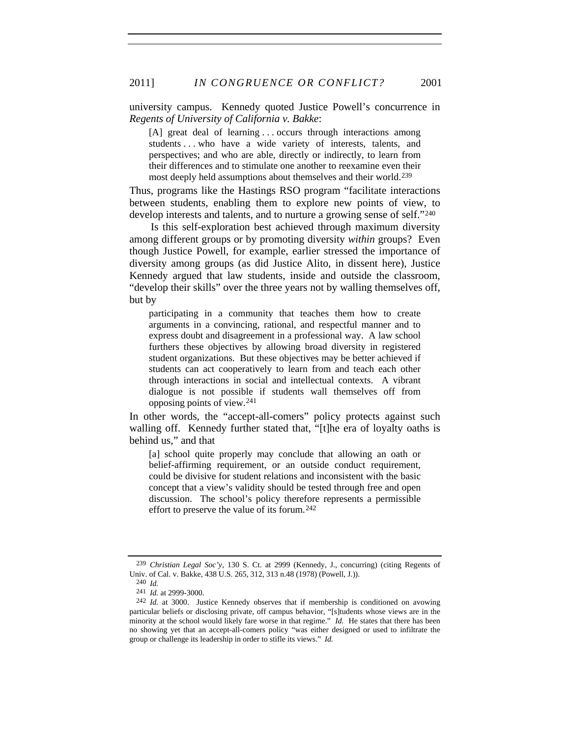university campus. Kennedy quoted Justice Powell's concurrence in *Regents of University of California v. Bakke*:

> [A] great deal of learning . . . occurs through interactions among students . . . who have a wide variety of interests, talents, and perspectives; and who are able, directly or indirectly, to learn from their differences and to stimulate one another to reexamine even their most deeply held assumptions about themselves and their world.[239]

Thus, programs like the Hastings RSO program "facilitate interactions between students, enabling them to explore new points of view, to develop interests and talents, and to nurture a growing sense of self."[240]

Is this self-exploration best achieved through maximum diversity among different groups or by promoting diversity *within* groups? Even though Justice Powell, for example, earlier stressed the importance of diversity among groups (as did Justice Alito, in dissent here), Justice Kennedy argued that law students, inside and outside the classroom, "develop their skills" over the three years not by walling themselves off, but by

> participating in a community that teaches them how to create arguments in a convincing, rational, and respectful manner and to express doubt and disagreement in a professional way. A law school furthers these objectives by allowing broad diversity in registered student organizations. But these objectives may be better achieved if students can act cooperatively to learn from and teach each other through interactions in social and intellectual contexts. A vibrant dialogue is not possible if students wall themselves off from opposing points of view.[241]

In other words, the "accept-all-comers" policy protects against such walling off. Kennedy further stated that, "[t]he era of loyalty oaths is behind us," and that

> [a] school quite properly may conclude that allowing an oath or belief-affirming requirement, or an outside conduct requirement, could be divisive for student relations and inconsistent with the basic concept that a view's validity should be tested through free and open discussion. The school's policy therefore represents a permissible effort to preserve the value of its forum.[242]

---

239 *Christian Legal Soc'y*, 130 S. Ct. at 2999 (Kennedy, J., concurring) (citing Regents of Univ. of Cal. v. Bakke, 438 U.S. 265, 312, 313 n.48 (1978) (Powell, J.)).

240 *Id.*

241 *Id.* at 2999-3000.

242 *Id.* at 3000. Justice Kennedy observes that if membership is conditioned on avowing particular beliefs or disclosing private, off campus behavior, "[s]tudents whose views are in the minority at the school would likely fare worse in that regime." *Id.* He states that there has been no showing yet that an accept-all-comers policy "was either designed or used to infiltrate the group or challenge its leadership in order to stifle its views." *Id.*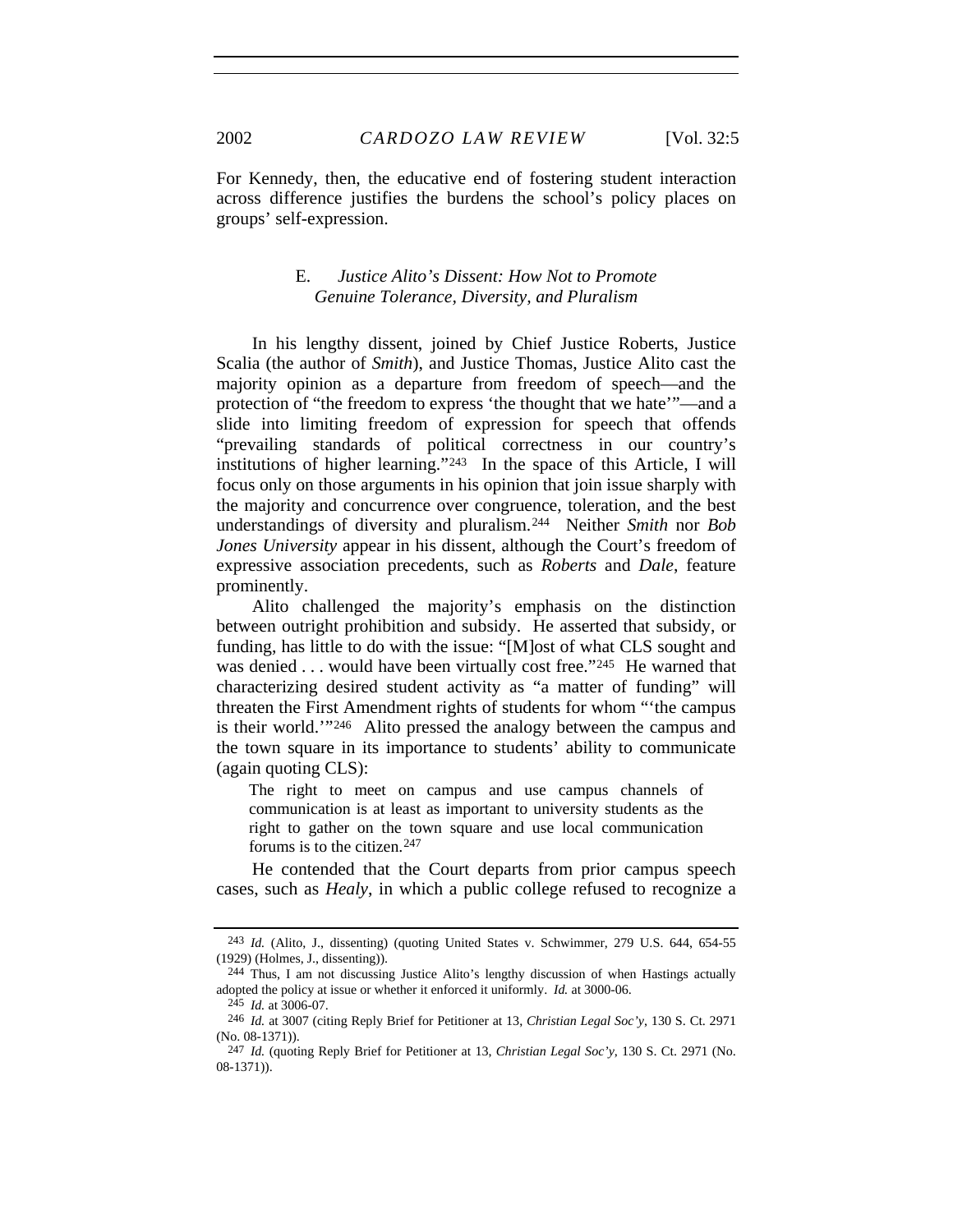For Kennedy, then, the educative end of fostering student interaction across difference justifies the burdens the school's policy places on groups' self-expression.

### E. *Justice Alito's Dissent: How Not to Promote Genuine Tolerance, Diversity, and Pluralism*

In his lengthy dissent, joined by Chief Justice Roberts, Justice Scalia (the author of *Smith*), and Justice Thomas, Justice Alito cast the majority opinion as a departure from freedom of speech—and the protection of "the freedom to express 'the thought that we hate'"—and a slide into limiting freedom of expression for speech that offends "prevailing standards of political correctness in our country's institutions of higher learning."[243] In the space of this Article, I will focus only on those arguments in his opinion that join issue sharply with the majority and concurrence over congruence, toleration, and the best understandings of diversity and pluralism.[244] Neither *Smith* nor *Bob Jones University* appear in his dissent, although the Court's freedom of expressive association precedents, such as *Roberts* and *Dale*, feature prominently.

Alito challenged the majority's emphasis on the distinction between outright prohibition and subsidy. He asserted that subsidy, or funding, has little to do with the issue: "[M]ost of what CLS sought and was denied . . . would have been virtually cost free."[245] He warned that characterizing desired student activity as "a matter of funding" will threaten the First Amendment rights of students for whom "'the campus is their world.'"[246] Alito pressed the analogy between the campus and the town square in its importance to students' ability to communicate (again quoting CLS):

> The right to meet on campus and use campus channels of communication is at least as important to university students as the right to gather on the town square and use local communication forums is to the citizen.[247]

He contended that the Court departs from prior campus speech cases, such as *Healy*, in which a public college refused to recognize a

---

[243] *Id.* (Alito, J., dissenting) (quoting United States v. Schwimmer, 279 U.S. 644, 654-55 (1929) (Holmes, J., dissenting)).

[244] Thus, I am not discussing Justice Alito's lengthy discussion of when Hastings actually adopted the policy at issue or whether it enforced it uniformly. *Id.* at 3000-06.

[245] *Id.* at 3006-07.

[246] *Id.* at 3007 (citing Reply Brief for Petitioner at 13, *Christian Legal Soc'y*, 130 S. Ct. 2971 (No. 08-1371)).

[247] *Id.* (quoting Reply Brief for Petitioner at 13, *Christian Legal Soc'y*, 130 S. Ct. 2971 (No. 08-1371)).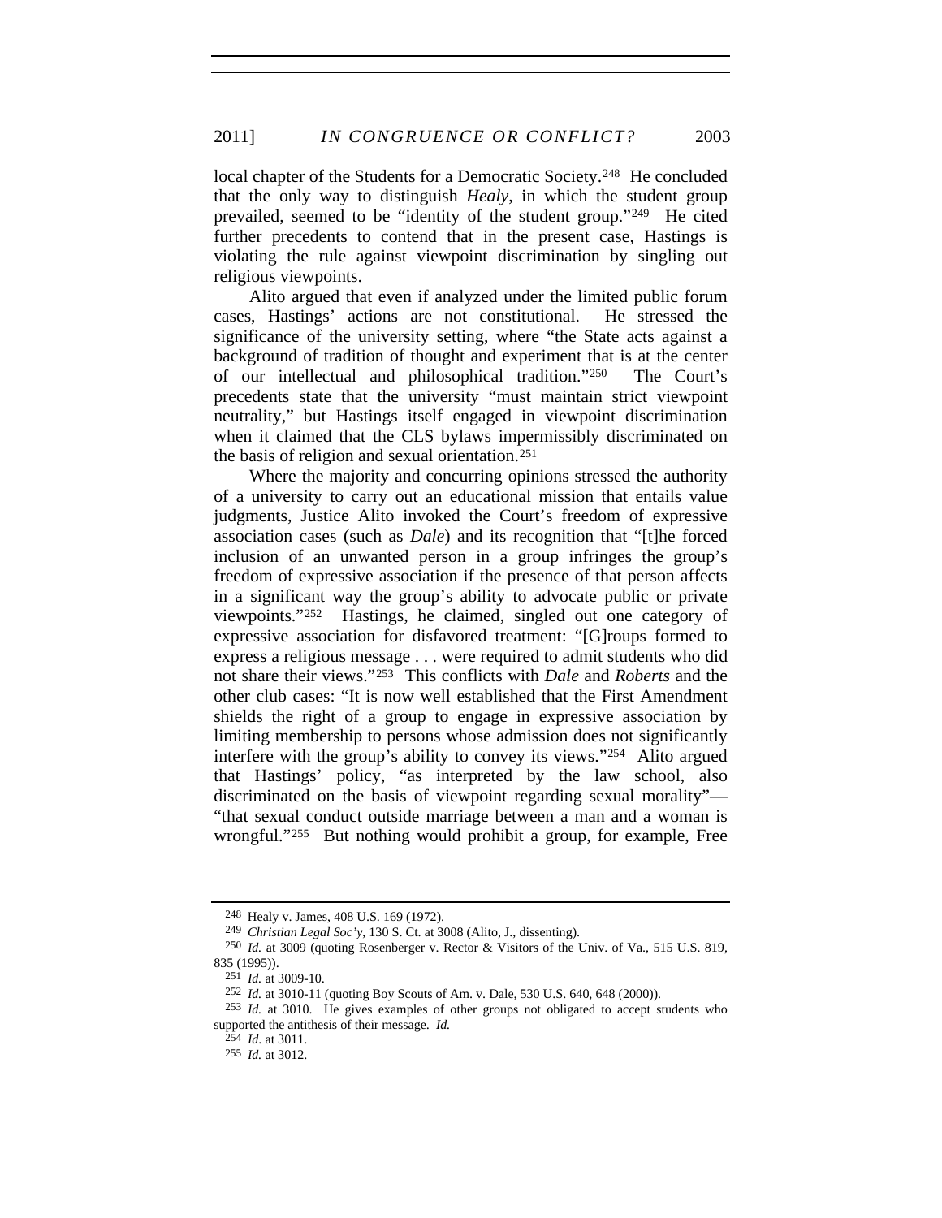local chapter of the Students for a Democratic Society.[248] He concluded that the only way to distinguish *Healy*, in which the student group prevailed, seemed to be "identity of the student group."[249] He cited further precedents to contend that in the present case, Hastings is violating the rule against viewpoint discrimination by singling out religious viewpoints.

Alito argued that even if analyzed under the limited public forum cases, Hastings' actions are not constitutional. He stressed the significance of the university setting, where "the State acts against a background of tradition of thought and experiment that is at the center of our intellectual and philosophical tradition."[250] The Court's precedents state that the university "must maintain strict viewpoint neutrality," but Hastings itself engaged in viewpoint discrimination when it claimed that the CLS bylaws impermissibly discriminated on the basis of religion and sexual orientation.[251]

Where the majority and concurring opinions stressed the authority of a university to carry out an educational mission that entails value judgments, Justice Alito invoked the Court's freedom of expressive association cases (such as *Dale*) and its recognition that "[t]he forced inclusion of an unwanted person in a group infringes the group's freedom of expressive association if the presence of that person affects in a significant way the group's ability to advocate public or private viewpoints."[252] Hastings, he claimed, singled out one category of expressive association for disfavored treatment: "[G]roups formed to express a religious message . . . were required to admit students who did not share their views."[253] This conflicts with *Dale* and *Roberts* and the other club cases: "It is now well established that the First Amendment shields the right of a group to engage in expressive association by limiting membership to persons whose admission does not significantly interfere with the group's ability to convey its views."[254] Alito argued that Hastings' policy, "as interpreted by the law school, also discriminated on the basis of viewpoint regarding sexual morality"—"that sexual conduct outside marriage between a man and a woman is wrongful."[255] But nothing would prohibit a group, for example, Free

---

248 Healy v. James, 408 U.S. 169 (1972).

249 *Christian Legal Soc'y*, 130 S. Ct. at 3008 (Alito, J., dissenting).

250 *Id.* at 3009 (quoting Rosenberger v. Rector & Visitors of the Univ. of Va., 515 U.S. 819, 835 (1995)).

251 *Id.* at 3009-10.

252 *Id.* at 3010-11 (quoting Boy Scouts of Am. v. Dale, 530 U.S. 640, 648 (2000)).

253 *Id.* at 3010. He gives examples of other groups not obligated to accept students who supported the antithesis of their message. *Id.*

254 *Id*. at 3011.

255 *Id.* at 3012.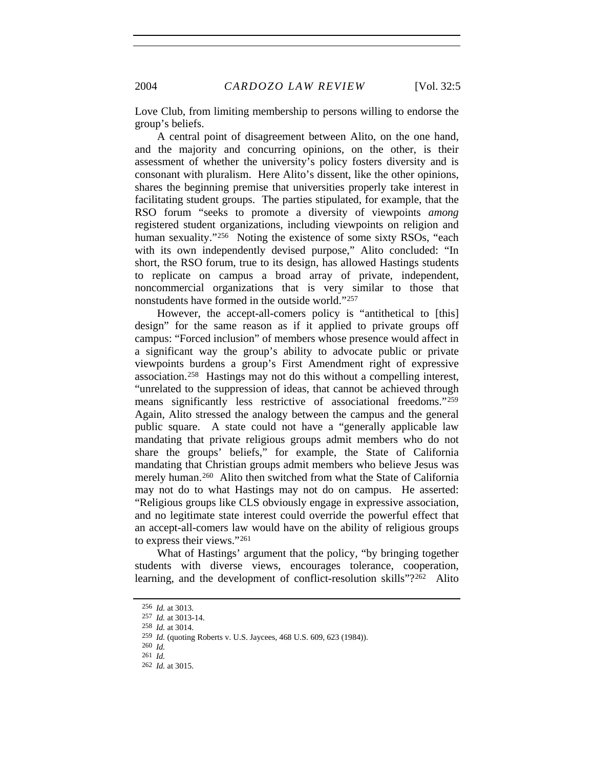Love Club, from limiting membership to persons willing to endorse the group's beliefs.

A central point of disagreement between Alito, on the one hand, and the majority and concurring opinions, on the other, is their assessment of whether the university's policy fosters diversity and is consonant with pluralism. Here Alito's dissent, like the other opinions, shares the beginning premise that universities properly take interest in facilitating student groups. The parties stipulated, for example, that the RSO forum "seeks to promote a diversity of viewpoints *among* registered student organizations, including viewpoints on religion and human sexuality."[256] Noting the existence of some sixty RSOs, "each with its own independently devised purpose," Alito concluded: "In short, the RSO forum, true to its design, has allowed Hastings students to replicate on campus a broad array of private, independent, noncommercial organizations that is very similar to those that nonstudents have formed in the outside world."[257]

However, the accept-all-comers policy is "antithetical to [this] design" for the same reason as if it applied to private groups off campus: "Forced inclusion" of members whose presence would affect in a significant way the group's ability to advocate public or private viewpoints burdens a group's First Amendment right of expressive association.[258] Hastings may not do this without a compelling interest, "unrelated to the suppression of ideas, that cannot be achieved through means significantly less restrictive of associational freedoms."[259] Again, Alito stressed the analogy between the campus and the general public square. A state could not have a "generally applicable law mandating that private religious groups admit members who do not share the groups' beliefs," for example, the State of California mandating that Christian groups admit members who believe Jesus was merely human.[260] Alito then switched from what the State of California may not do to what Hastings may not do on campus. He asserted: "Religious groups like CLS obviously engage in expressive association, and no legitimate state interest could override the powerful effect that an accept-all-comers law would have on the ability of religious groups to express their views."[261]

What of Hastings' argument that the policy, "by bringing together students with diverse views, encourages tolerance, cooperation, learning, and the development of conflict-resolution skills"?[262] Alito

---

256 *Id.* at 3013.

257 *Id.* at 3013-14.

258 *Id.* at 3014.

259 *Id.* (quoting Roberts v. U.S. Jaycees, 468 U.S. 609, 623 (1984)).

260 *Id.*

261 *Id.*

262 *Id.* at 3015.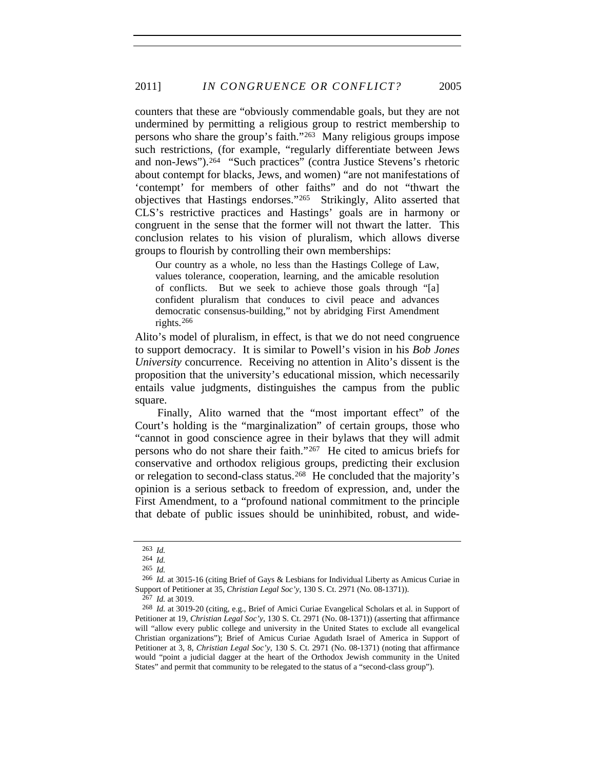counters that these are "obviously commendable goals, but they are not undermined by permitting a religious group to restrict membership to persons who share the group's faith."[263] Many religious groups impose such restrictions, (for example, "regularly differentiate between Jews and non-Jews").[264] "Such practices" (contra Justice Stevens's rhetoric about contempt for blacks, Jews, and women) "are not manifestations of 'contempt' for members of other faiths" and do not "thwart the objectives that Hastings endorses."[265] Strikingly, Alito asserted that CLS's restrictive practices and Hastings' goals are in harmony or congruent in the sense that the former will not thwart the latter. This conclusion relates to his vision of pluralism, which allows diverse groups to flourish by controlling their own memberships:

> Our country as a whole, no less than the Hastings College of Law, values tolerance, cooperation, learning, and the amicable resolution of conflicts. But we seek to achieve those goals through "[a] confident pluralism that conduces to civil peace and advances democratic consensus-building," not by abridging First Amendment rights.[266]

Alito's model of pluralism, in effect, is that we do not need congruence to support democracy. It is similar to Powell's vision in his *Bob Jones University* concurrence. Receiving no attention in Alito's dissent is the proposition that the university's educational mission, which necessarily entails value judgments, distinguishes the campus from the public square.

Finally, Alito warned that the "most important effect" of the Court's holding is the "marginalization" of certain groups, those who "cannot in good conscience agree in their bylaws that they will admit persons who do not share their faith."[267] He cited to amicus briefs for conservative and orthodox religious groups, predicting their exclusion or relegation to second-class status.[268] He concluded that the majority's opinion is a serious setback to freedom of expression, and, under the First Amendment, to a "profound national commitment to the principle that debate of public issues should be uninhibited, robust, and wide-

---

263 *Id.*

264 *Id.*

265 *Id.*

266 *Id.* at 3015-16 (citing Brief of Gays & Lesbians for Individual Liberty as Amicus Curiae in Support of Petitioner at 35, *Christian Legal Soc'y*, 130 S. Ct. 2971 (No. 08-1371)).

267 *Id.* at 3019.

268 *Id.* at 3019-20 (citing, e.g., Brief of Amici Curiae Evangelical Scholars et al. in Support of Petitioner at 19, *Christian Legal Soc'y*, 130 S. Ct. 2971 (No. 08-1371)) (asserting that affirmance will "allow every public college and university in the United States to exclude all evangelical Christian organizations"); Brief of Amicus Curiae Agudath Israel of America in Support of Petitioner at 3, 8, *Christian Legal Soc'y*, 130 S. Ct. 2971 (No. 08-1371) (noting that affirmance would "point a judicial dagger at the heart of the Orthodox Jewish community in the United States" and permit that community to be relegated to the status of a "second-class group").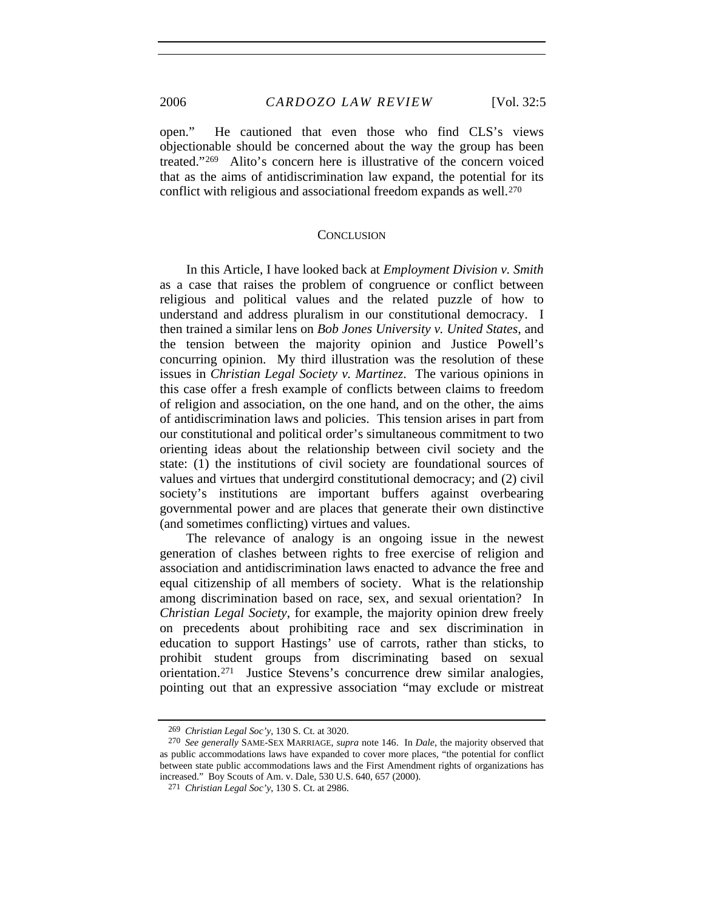open." He cautioned that even those who find CLS's views objectionable should be concerned about the way the group has been treated."[269] Alito's concern here is illustrative of the concern voiced that as the aims of antidiscrimination law expand, the potential for its conflict with religious and associational freedom expands as well.[270]

## CONCLUSION

In this Article, I have looked back at *Employment Division v. Smith* as a case that raises the problem of congruence or conflict between religious and political values and the related puzzle of how to understand and address pluralism in our constitutional democracy. I then trained a similar lens on *Bob Jones University v. United States*, and the tension between the majority opinion and Justice Powell's concurring opinion. My third illustration was the resolution of these issues in *Christian Legal Society v. Martinez*. The various opinions in this case offer a fresh example of conflicts between claims to freedom of religion and association, on the one hand, and on the other, the aims of antidiscrimination laws and policies. This tension arises in part from our constitutional and political order's simultaneous commitment to two orienting ideas about the relationship between civil society and the state: (1) the institutions of civil society are foundational sources of values and virtues that undergird constitutional democracy; and (2) civil society's institutions are important buffers against overbearing governmental power and are places that generate their own distinctive (and sometimes conflicting) virtues and values.

The relevance of analogy is an ongoing issue in the newest generation of clashes between rights to free exercise of religion and association and antidiscrimination laws enacted to advance the free and equal citizenship of all members of society. What is the relationship among discrimination based on race, sex, and sexual orientation? In *Christian Legal Society*, for example, the majority opinion drew freely on precedents about prohibiting race and sex discrimination in education to support Hastings' use of carrots, rather than sticks, to prohibit student groups from discriminating based on sexual orientation.[271] Justice Stevens's concurrence drew similar analogies, pointing out that an expressive association "may exclude or mistreat

---

[269] *Christian Legal Soc'y*, 130 S. Ct. at 3020.

[270] *See generally* SAME-SEX MARRIAGE, *supra* note 146. In *Dale*, the majority observed that as public accommodations laws have expanded to cover more places, "the potential for conflict between state public accommodations laws and the First Amendment rights of organizations has increased." Boy Scouts of Am. v. Dale, 530 U.S. 640, 657 (2000).

[271] *Christian Legal Soc'y*, 130 S. Ct. at 2986.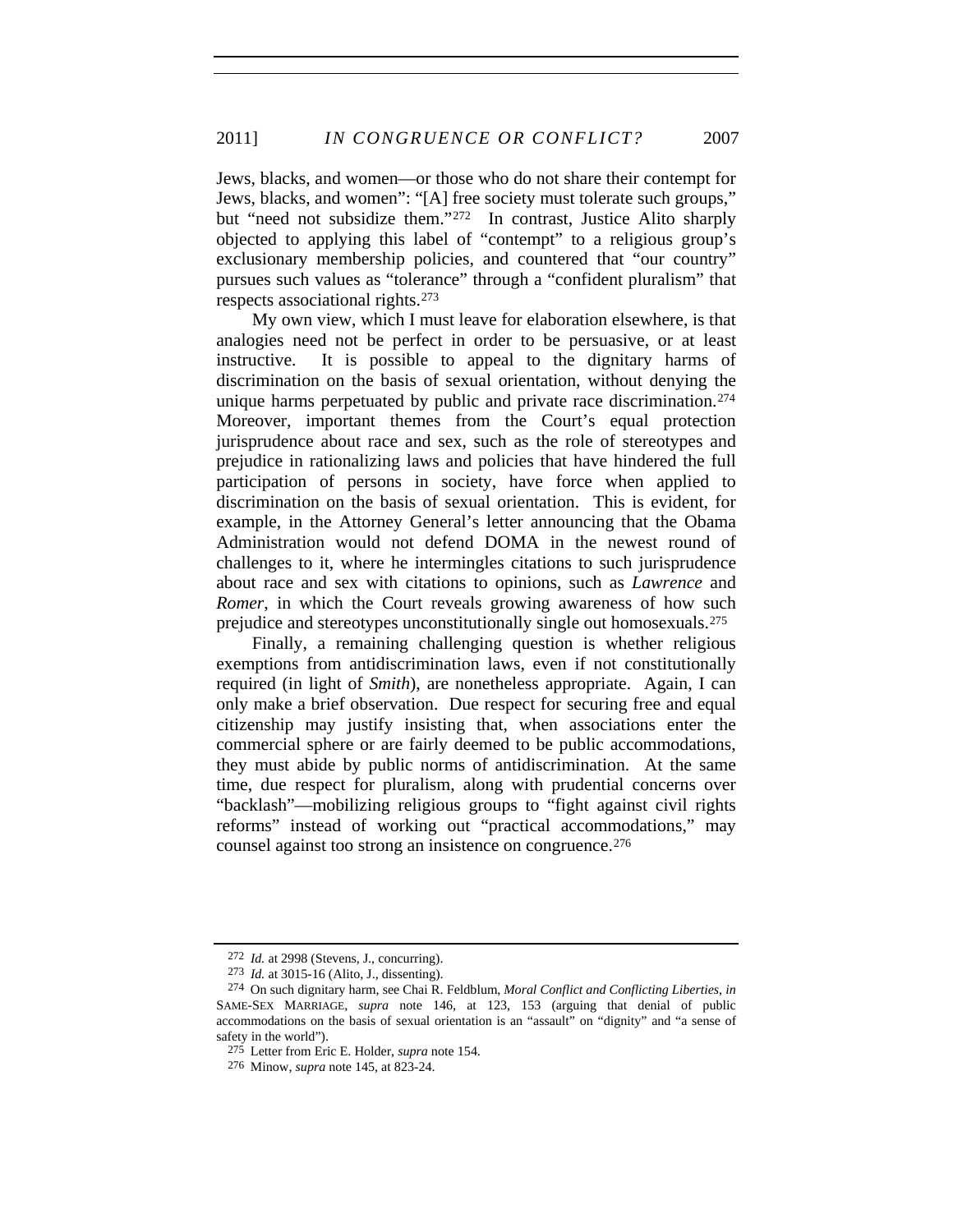Jews, blacks, and women—or those who do not share their contempt for Jews, blacks, and women": "[A] free society must tolerate such groups," but "need not subsidize them."[272] In contrast, Justice Alito sharply objected to applying this label of "contempt" to a religious group's exclusionary membership policies, and countered that "our country" pursues such values as "tolerance" through a "confident pluralism" that respects associational rights.[273]

My own view, which I must leave for elaboration elsewhere, is that analogies need not be perfect in order to be persuasive, or at least instructive. It is possible to appeal to the dignitary harms of discrimination on the basis of sexual orientation, without denying the unique harms perpetuated by public and private race discrimination.[274] Moreover, important themes from the Court's equal protection jurisprudence about race and sex, such as the role of stereotypes and prejudice in rationalizing laws and policies that have hindered the full participation of persons in society, have force when applied to discrimination on the basis of sexual orientation. This is evident, for example, in the Attorney General's letter announcing that the Obama Administration would not defend DOMA in the newest round of challenges to it, where he intermingles citations to such jurisprudence about race and sex with citations to opinions, such as *Lawrence* and *Romer*, in which the Court reveals growing awareness of how such prejudice and stereotypes unconstitutionally single out homosexuals.[275]

Finally, a remaining challenging question is whether religious exemptions from antidiscrimination laws, even if not constitutionally required (in light of *Smith*), are nonetheless appropriate. Again, I can only make a brief observation. Due respect for securing free and equal citizenship may justify insisting that, when associations enter the commercial sphere or are fairly deemed to be public accommodations, they must abide by public norms of antidiscrimination. At the same time, due respect for pluralism, along with prudential concerns over "backlash"—mobilizing religious groups to "fight against civil rights reforms" instead of working out "practical accommodations," may counsel against too strong an insistence on congruence.[276]

---

272 *Id.* at 2998 (Stevens, J., concurring).

273 *Id.* at 3015-16 (Alito, J., dissenting).

274 On such dignitary harm, see Chai R. Feldblum, *Moral Conflict and Conflicting Liberties*, *in* SAME-SEX MARRIAGE, *supra* note 146, at 123, 153 (arguing that denial of public accommodations on the basis of sexual orientation is an "assault" on "dignity" and "a sense of safety in the world").

275 Letter from Eric E. Holder, *supra* note 154.

276 Minow, *supra* note 145, at 823-24.